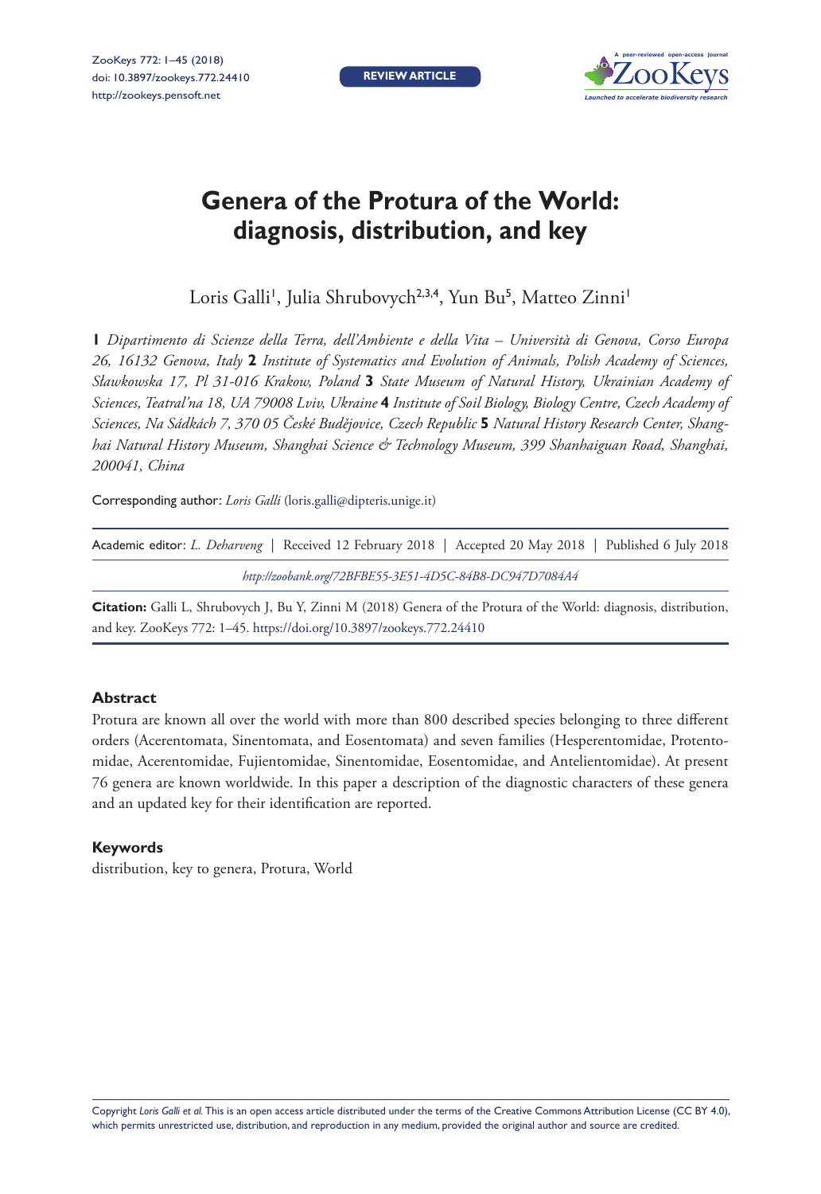REVIEW ARTICLE

# Genera of the Protura of the World: diagnosis, distribution, and key

Loris Galli[1], Julia Shrubovych[2,3,4], Yun Bu[5], Matteo Zinni[1]

**1** *Dipartimento di Scienze della Terra, dell'Ambiente e della Vita – Università di Genova, Corso Europa 26, 16132 Genova, Italy* **2** *Institute of Systematics and Evolution of Animals, Polish Academy of Sciences, Sławkowska 17, Pl 31-016 Krakow, Poland* **3** *State Museum of Natural History, Ukrainian Academy of Sciences, Teatral'na 18, UA 79008 Lviv, Ukraine* **4** *Institute of Soil Biology, Biology Centre, Czech Academy of Sciences, Na Sádkách 7, 370 05 České Budějovice, Czech Republic* **5** *Natural History Research Center, Shanghai Natural History Museum, Shanghai Science & Technology Museum, 399 Shanhaiguan Road, Shanghai, 200041, China*

Corresponding author: *Loris Galli* (loris.galli@dipteris.unige.it)

Academic editor: *L. Deharveng* | Received 12 February 2018 | Accepted 20 May 2018 | Published 6 July 2018

*http://zoobank.org/72BFBE55-3E51-4D5C-84B8-DC947D7084A4*

**Citation:** Galli L, Shrubovych J, Bu Y, Zinni M (2018) Genera of the Protura of the World: diagnosis, distribution, and key. ZooKeys 772: 1–45. https://doi.org/10.3897/zookeys.772.24410

## Abstract

Protura are known all over the world with more than 800 described species belonging to three different orders (Acerentomata, Sinentomata, and Eosentomata) and seven families (Hesperentomidae, Protentomidae, Acerentomidae, Fujientomidae, Sinentomidae, Eosentomidae, and Antelientomidae). At present 76 genera are known worldwide. In this paper a description of the diagnostic characters of these genera and an updated key for their identification are reported.

## Keywords

distribution, key to genera, Protura, World

Copyright *Loris Galli et al.* This is an open access article distributed under the terms of the Creative Commons Attribution License (CC BY 4.0), which permits unrestricted use, distribution, and reproduction in any medium, provided the original author and source are credited.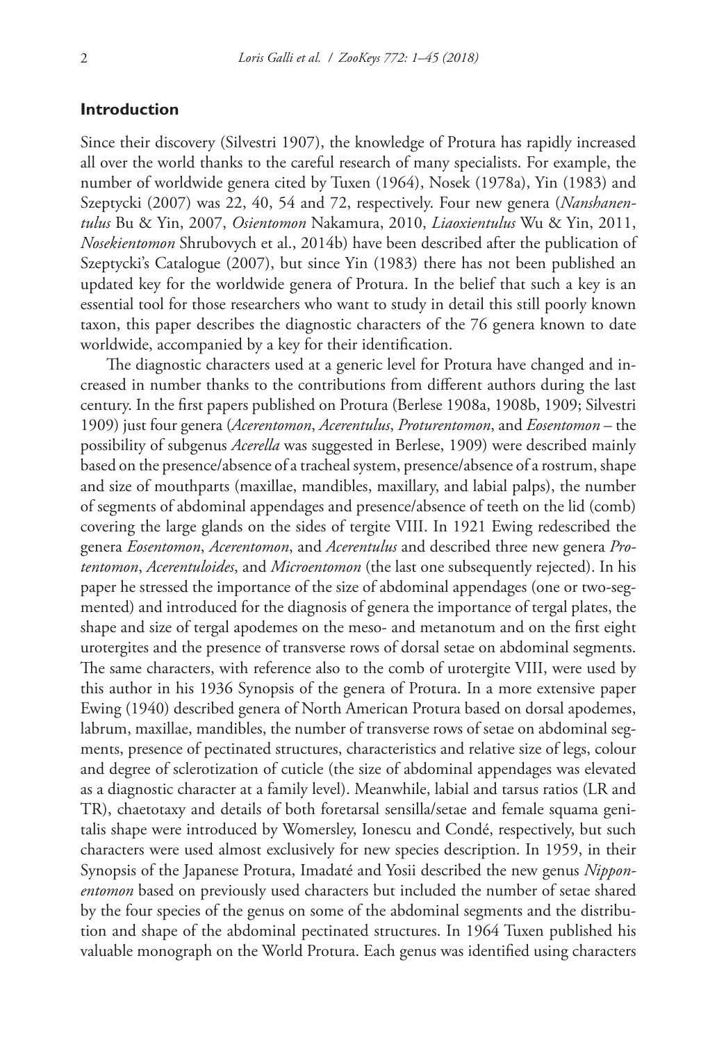## Introduction

Since their discovery (Silvestri 1907), the knowledge of Protura has rapidly increased all over the world thanks to the careful research of many specialists. For example, the number of worldwide genera cited by Tuxen (1964), Nosek (1978a), Yin (1983) and Szeptycki (2007) was 22, 40, 54 and 72, respectively. Four new genera (*Nanshanentulus* Bu & Yin, 2007, *Osientomon* Nakamura, 2010, *Liaoxientulus* Wu & Yin, 2011, *Nosekientomon* Shrubovych et al., 2014b) have been described after the publication of Szeptycki's Catalogue (2007), but since Yin (1983) there has not been published an updated key for the worldwide genera of Protura. In the belief that such a key is an essential tool for those researchers who want to study in detail this still poorly known taxon, this paper describes the diagnostic characters of the 76 genera known to date worldwide, accompanied by a key for their identification.

The diagnostic characters used at a generic level for Protura have changed and increased in number thanks to the contributions from different authors during the last century. In the first papers published on Protura (Berlese 1908a, 1908b, 1909; Silvestri 1909) just four genera (*Acerentomon*, *Acerentulus*, *Proturentomon*, and *Eosentomon* – the possibility of subgenus *Acerella* was suggested in Berlese, 1909) were described mainly based on the presence/absence of a tracheal system, presence/absence of a rostrum, shape and size of mouthparts (maxillae, mandibles, maxillary, and labial palps), the number of segments of abdominal appendages and presence/absence of teeth on the lid (comb) covering the large glands on the sides of tergite VIII. In 1921 Ewing redescribed the genera *Eosentomon*, *Acerentomon*, and *Acerentulus* and described three new genera *Protentomon*, *Acerentuloides*, and *Microentomon* (the last one subsequently rejected). In his paper he stressed the importance of the size of abdominal appendages (one or two-segmented) and introduced for the diagnosis of genera the importance of tergal plates, the shape and size of tergal apodemes on the meso- and metanotum and on the first eight urotergites and the presence of transverse rows of dorsal setae on abdominal segments. The same characters, with reference also to the comb of urotergite VIII, were used by this author in his 1936 Synopsis of the genera of Protura. In a more extensive paper Ewing (1940) described genera of North American Protura based on dorsal apodemes, labrum, maxillae, mandibles, the number of transverse rows of setae on abdominal segments, presence of pectinated structures, characteristics and relative size of legs, colour and degree of sclerotization of cuticle (the size of abdominal appendages was elevated as a diagnostic character at a family level). Meanwhile, labial and tarsus ratios (LR and TR), chaetotaxy and details of both foretarsal sensilla/setae and female squama genitalis shape were introduced by Womersley, Ionescu and Condé, respectively, but such characters were used almost exclusively for new species description. In 1959, in their Synopsis of the Japanese Protura, Imadaté and Yosii described the new genus *Nipponentomon* based on previously used characters but included the number of setae shared by the four species of the genus on some of the abdominal segments and the distribution and shape of the abdominal pectinated structures. In 1964 Tuxen published his valuable monograph on the World Protura. Each genus was identified using characters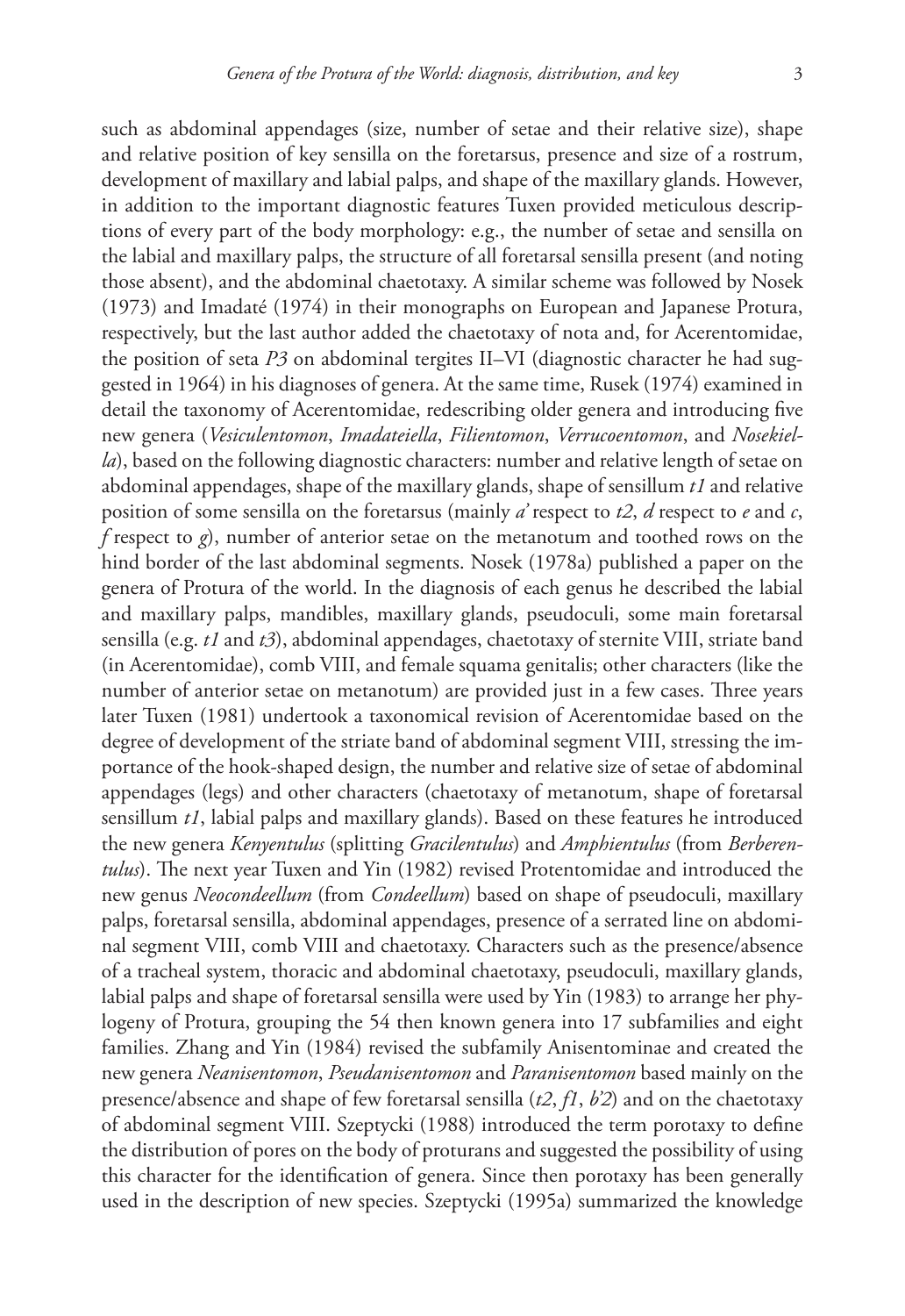such as abdominal appendages (size, number of setae and their relative size), shape and relative position of key sensilla on the foretarsus, presence and size of a rostrum, development of maxillary and labial palps, and shape of the maxillary glands. However, in addition to the important diagnostic features Tuxen provided meticulous descriptions of every part of the body morphology: e.g., the number of setae and sensilla on the labial and maxillary palps, the structure of all foretarsal sensilla present (and noting those absent), and the abdominal chaetotaxy. A similar scheme was followed by Nosek (1973) and Imadaté (1974) in their monographs on European and Japanese Protura, respectively, but the last author added the chaetotaxy of nota and, for Acerentomidae, the position of seta *P3* on abdominal tergites II–VI (diagnostic character he had suggested in 1964) in his diagnoses of genera. At the same time, Rusek (1974) examined in detail the taxonomy of Acerentomidae, redescribing older genera and introducing five new genera (*Vesiculentomon*, *Imadateiella*, *Filientomon*, *Verrucoentomon*, and *Nosekiella*), based on the following diagnostic characters: number and relative length of setae on abdominal appendages, shape of the maxillary glands, shape of sensillum *t1* and relative position of some sensilla on the foretarsus (mainly *a'* respect to *t2*, *d* respect to *e* and *c*, *f* respect to *g*), number of anterior setae on the metanotum and toothed rows on the hind border of the last abdominal segments. Nosek (1978a) published a paper on the genera of Protura of the world. In the diagnosis of each genus he described the labial and maxillary palps, mandibles, maxillary glands, pseudoculi, some main foretarsal sensilla (e.g. *t1* and *t3*), abdominal appendages, chaetotaxy of sternite VIII, striate band (in Acerentomidae), comb VIII, and female squama genitalis; other characters (like the number of anterior setae on metanotum) are provided just in a few cases. Three years later Tuxen (1981) undertook a taxonomical revision of Acerentomidae based on the degree of development of the striate band of abdominal segment VIII, stressing the importance of the hook-shaped design, the number and relative size of setae of abdominal appendages (legs) and other characters (chaetotaxy of metanotum, shape of foretarsal sensillum *t1*, labial palps and maxillary glands). Based on these features he introduced the new genera *Kenyentulus* (splitting *Gracilentulus*) and *Amphientulus* (from *Berberentulus*). The next year Tuxen and Yin (1982) revised Protentomidae and introduced the new genus *Neocondeellum* (from *Condeellum*) based on shape of pseudoculi, maxillary palps, foretarsal sensilla, abdominal appendages, presence of a serrated line on abdominal segment VIII, comb VIII and chaetotaxy. Characters such as the presence/absence of a tracheal system, thoracic and abdominal chaetotaxy, pseudoculi, maxillary glands, labial palps and shape of foretarsal sensilla were used by Yin (1983) to arrange her phylogeny of Protura, grouping the 54 then known genera into 17 subfamilies and eight families. Zhang and Yin (1984) revised the subfamily Anisentominae and created the new genera *Neanisentomon*, *Pseudanisentomon* and *Paranisentomon* based mainly on the presence/absence and shape of few foretarsal sensilla (*t2*, *f1*, *b'2*) and on the chaetotaxy of abdominal segment VIII. Szeptycki (1988) introduced the term porotaxy to define the distribution of pores on the body of proturans and suggested the possibility of using this character for the identification of genera. Since then porotaxy has been generally used in the description of new species. Szeptycki (1995a) summarized the knowledge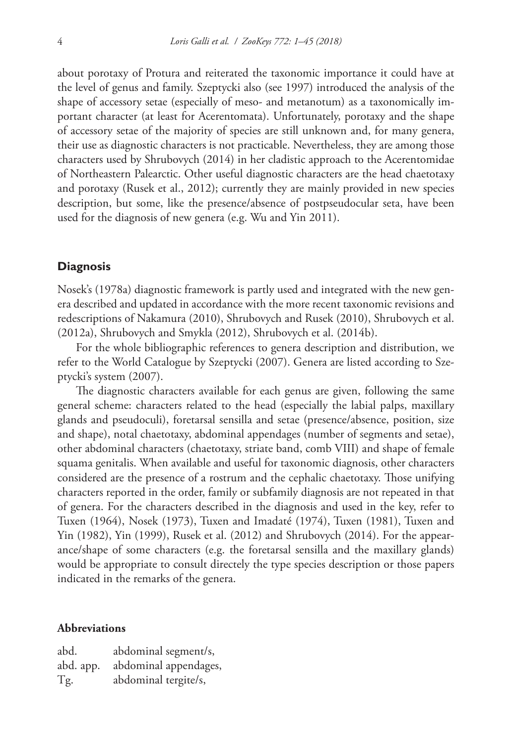about porotaxy of Protura and reiterated the taxonomic importance it could have at the level of genus and family. Szeptycki also (see 1997) introduced the analysis of the shape of accessory setae (especially of meso- and metanotum) as a taxonomically important character (at least for Acerentomata). Unfortunately, porotaxy and the shape of accessory setae of the majority of species are still unknown and, for many genera, their use as diagnostic characters is not practicable. Nevertheless, they are among those characters used by Shrubovych (2014) in her cladistic approach to the Acerentomidae of Northeastern Palearctic. Other useful diagnostic characters are the head chaetotaxy and porotaxy (Rusek et al., 2012); currently they are mainly provided in new species description, but some, like the presence/absence of postpseudocular seta, have been used for the diagnosis of new genera (e.g. Wu and Yin 2011).

## Diagnosis

Nosek's (1978a) diagnostic framework is partly used and integrated with the new genera described and updated in accordance with the more recent taxonomic revisions and redescriptions of Nakamura (2010), Shrubovych and Rusek (2010), Shrubovych et al. (2012a), Shrubovych and Smykla (2012), Shrubovych et al. (2014b).

For the whole bibliographic references to genera description and distribution, we refer to the World Catalogue by Szeptycki (2007). Genera are listed according to Szeptycki's system (2007).

The diagnostic characters available for each genus are given, following the same general scheme: characters related to the head (especially the labial palps, maxillary glands and pseudoculi), foretarsal sensilla and setae (presence/absence, position, size and shape), notal chaetotaxy, abdominal appendages (number of segments and setae), other abdominal characters (chaetotaxy, striate band, comb VIII) and shape of female squama genitalis. When available and useful for taxonomic diagnosis, other characters considered are the presence of a rostrum and the cephalic chaetotaxy. Those unifying characters reported in the order, family or subfamily diagnosis are not repeated in that of genera. For the characters described in the diagnosis and used in the key, refer to Tuxen (1964), Nosek (1973), Tuxen and Imadaté (1974), Tuxen (1981), Tuxen and Yin (1982), Yin (1999), Rusek et al. (2012) and Shrubovych (2014). For the appearance/shape of some characters (e.g. the foretarsal sensilla and the maxillary glands) would be appropriate to consult directely the type species description or those papers indicated in the remarks of the genera.

### Abbreviations

| | |
|---|---|
| abd. | abdominal segment/s, |
| abd. app. | abdominal appendages, |
| Tg. | abdominal tergite/s, |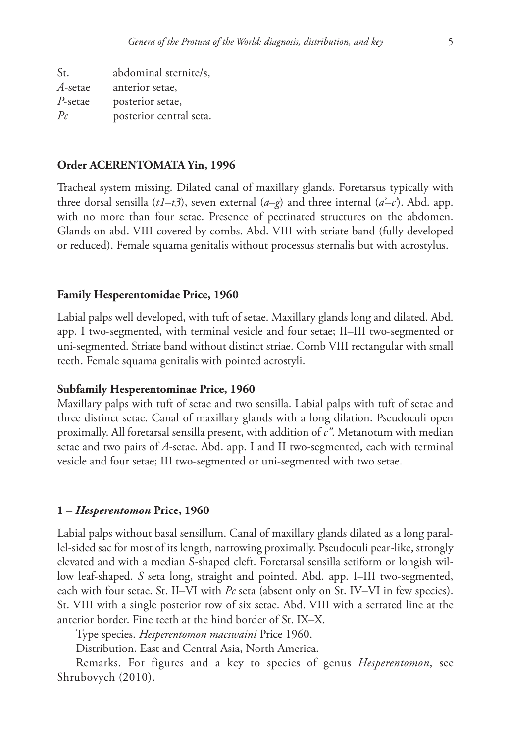| | |
|---|---|
| St. | abdominal sternite/s, |
| *A*-setae | anterior setae, |
| *P*-setae | posterior setae, |
| *Pc* | posterior central seta. |

## Order ACERENTOMATA Yin, 1996

Tracheal system missing. Dilated canal of maxillary glands. Foretarsus typically with three dorsal sensilla (*t1–t3*), seven external (*a–g*) and three internal (*a'–c'*). Abd. app. with no more than four setae. Presence of pectinated structures on the abdomen. Glands on abd. VIII covered by combs. Abd. VIII with striate band (fully developed or reduced). Female squama genitalis without processus sternalis but with acrostylus.

## Family Hesperentomidae Price, 1960

Labial palps well developed, with tuft of setae. Maxillary glands long and dilated. Abd. app. I two-segmented, with terminal vesicle and four setae; II–III two-segmented or uni-segmented. Striate band without distinct striae. Comb VIII rectangular with small teeth. Female squama genitalis with pointed acrostyli.

### Subfamily Hesperentominae Price, 1960

Maxillary palps with tuft of setae and two sensilla. Labial palps with tuft of setae and three distinct setae. Canal of maxillary glands with a long dilation. Pseudoculi open proximally. All foretarsal sensilla present, with addition of *c"*. Metanotum with median setae and two pairs of *A*-setae. Abd. app. I and II two-segmented, each with terminal vesicle and four setae; III two-segmented or uni-segmented with two setae.

### 1 – *Hesperentomon* Price, 1960

Labial palps without basal sensillum. Canal of maxillary glands dilated as a long parallel-sided sac for most of its length, narrowing proximally. Pseudoculi pear-like, strongly elevated and with a median S-shaped cleft. Foretarsal sensilla setiform or longish willow leaf-shaped. *S* seta long, straight and pointed. Abd. app. I–III two-segmented, each with four setae. St. II–VI with *Pc* seta (absent only on St. IV–VI in few species). St. VIII with a single posterior row of six setae. Abd. VIII with a serrated line at the anterior border. Fine teeth at the hind border of St. IX–X.

Type species. *Hesperentomon macswaini* Price 1960.

Distribution. East and Central Asia, North America.

Remarks. For figures and a key to species of genus *Hesperentomon*, see Shrubovych (2010).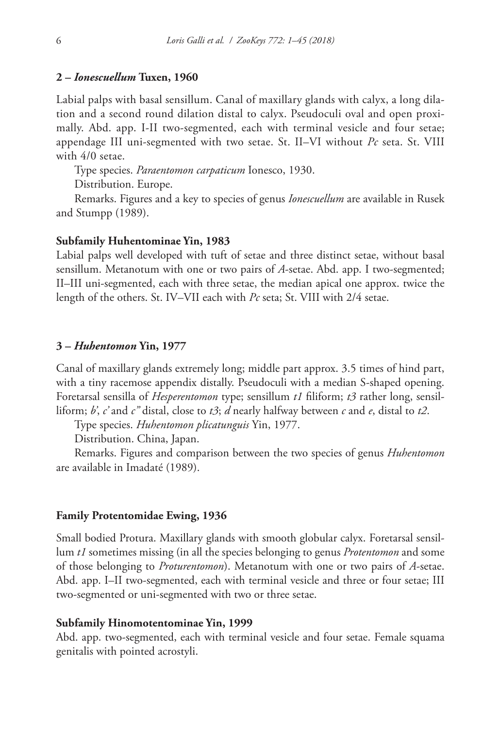### 2 – *Ionescuellum* Tuxen, 1960

Labial palps with basal sensillum. Canal of maxillary glands with calyx, a long dilation and a second round dilation distal to calyx. Pseudoculi oval and open proximally. Abd. app. I-II two-segmented, each with terminal vesicle and four setae; appendage III uni-segmented with two setae. St. II–VI without *Pc* seta. St. VIII with 4/0 setae.

Type species. *Paraentomon carpaticum* Ionesco, 1930.

Distribution. Europe.

Remarks. Figures and a key to species of genus *Ionescuellum* are available in Rusek and Stumpp (1989).

#### Subfamily Huhentominae Yin, 1983

Labial palps well developed with tuft of setae and three distinct setae, without basal sensillum. Metanotum with one or two pairs of *A*-setae. Abd. app. I two-segmented; II–III uni-segmented, each with three setae, the median apical one approx. twice the length of the others. St. IV–VII each with *Pc* seta; St. VIII with 2/4 setae.

### 3 – *Huhentomon* Yin, 1977

Canal of maxillary glands extremely long; middle part approx. 3.5 times of hind part, with a tiny racemose appendix distally. Pseudoculi with a median S-shaped opening. Foretarsal sensilla of *Hesperentomon* type; sensillum *t1* filiform; *t3* rather long, sensilliform; *b'*, *c'* and *c"* distal, close to *t3*; *d* nearly halfway between *c* and *e*, distal to *t2*.

Type species. *Huhentomon plicatunguis* Yin, 1977.

Distribution. China, Japan.

Remarks. Figures and comparison between the two species of genus *Huhentomon* are available in Imadaté (1989).

#### Family Protentomidae Ewing, 1936

Small bodied Protura. Maxillary glands with smooth globular calyx. Foretarsal sensillum *t1* sometimes missing (in all the species belonging to genus *Protentomon* and some of those belonging to *Proturentomon*). Metanotum with one or two pairs of *A*-setae. Abd. app. I–II two-segmented, each with terminal vesicle and three or four setae; III two-segmented or uni-segmented with two or three setae.

#### Subfamily Hinomotentominae Yin, 1999

Abd. app. two-segmented, each with terminal vesicle and four setae. Female squama genitalis with pointed acrostyli.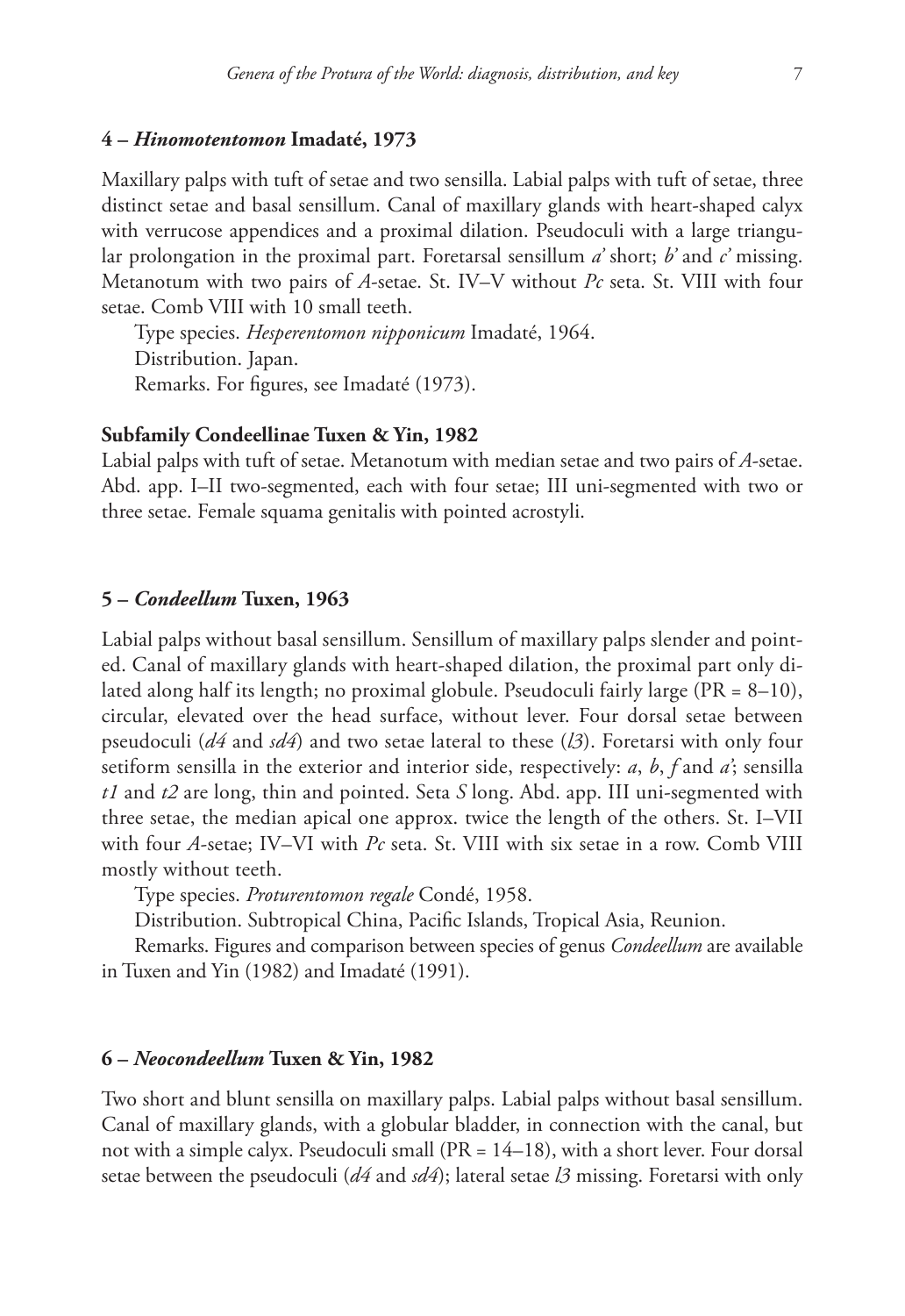### 4 – *Hinomotentomon* Imadaté, 1973

Maxillary palps with tuft of setae and two sensilla. Labial palps with tuft of setae, three distinct setae and basal sensillum. Canal of maxillary glands with heart-shaped calyx with verrucose appendices and a proximal dilation. Pseudoculi with a large triangular prolongation in the proximal part. Foretarsal sensillum *a'* short; *b'* and *c'* missing. Metanotum with two pairs of *A*-setae. St. IV–V without *Pc* seta. St. VIII with four setae. Comb VIII with 10 small teeth.

Type species. *Hesperentomon nipponicum* Imadaté, 1964.

Distribution. Japan.

Remarks. For figures, see Imadaté (1973).

### Subfamily Condeellinae Tuxen & Yin, 1982

Labial palps with tuft of setae. Metanotum with median setae and two pairs of *A*-setae. Abd. app. I–II two-segmented, each with four setae; III uni-segmented with two or three setae. Female squama genitalis with pointed acrostyli.

### 5 – *Condeellum* Tuxen, 1963

Labial palps without basal sensillum. Sensillum of maxillary palps slender and pointed. Canal of maxillary glands with heart-shaped dilation, the proximal part only dilated along half its length; no proximal globule. Pseudoculi fairly large (PR = 8–10), circular, elevated over the head surface, without lever. Four dorsal setae between pseudoculi (*d4* and *sd4*) and two setae lateral to these (*l3*). Foretarsi with only four setiform sensilla in the exterior and interior side, respectively: *a*, *b*, *f* and *a'*; sensilla *t1* and *t2* are long, thin and pointed. Seta *S* long. Abd. app. III uni-segmented with three setae, the median apical one approx. twice the length of the others. St. I–VII with four *A*-setae; IV–VI with *Pc* seta. St. VIII with six setae in a row. Comb VIII mostly without teeth.

Type species. *Proturentomon regale* Condé, 1958.

Distribution. Subtropical China, Pacific Islands, Tropical Asia, Reunion.

Remarks. Figures and comparison between species of genus *Condeellum* are available in Tuxen and Yin (1982) and Imadaté (1991).

### 6 – *Neocondeellum* Tuxen & Yin, 1982

Two short and blunt sensilla on maxillary palps. Labial palps without basal sensillum. Canal of maxillary glands, with a globular bladder, in connection with the canal, but not with a simple calyx. Pseudoculi small (PR = 14–18), with a short lever. Four dorsal setae between the pseudoculi (*d4* and *sd4*); lateral setae *l3* missing. Foretarsi with only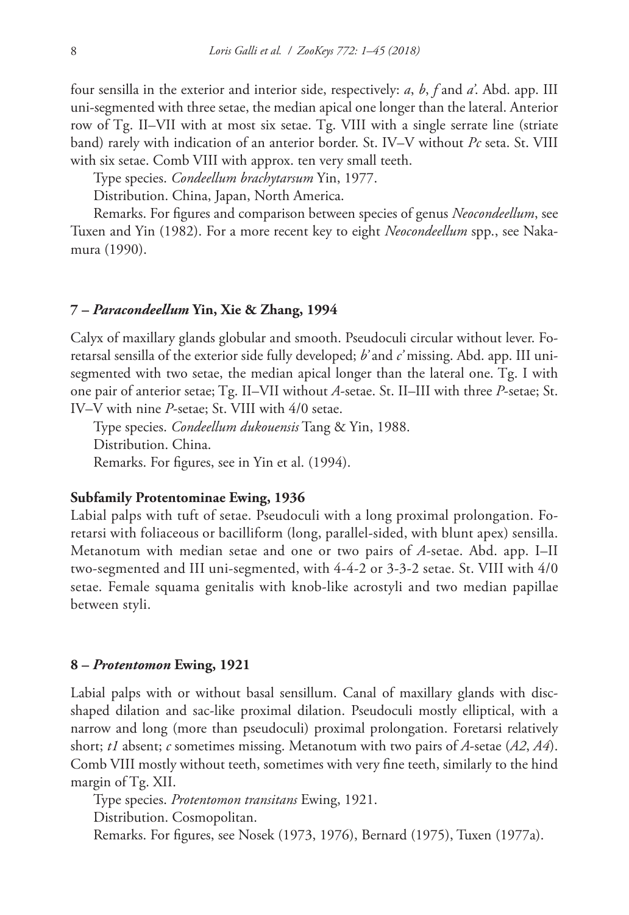four sensilla in the exterior and interior side, respectively: *a*, *b*, *f* and *a'*. Abd. app. III uni-segmented with three setae, the median apical one longer than the lateral. Anterior row of Tg. II–VII with at most six setae. Tg. VIII with a single serrate line (striate band) rarely with indication of an anterior border. St. IV–V without *Pc* seta. St. VIII with six setae. Comb VIII with approx. ten very small teeth.

Type species. *Condeellum brachytarsum* Yin, 1977.

Distribution. China, Japan, North America.

Remarks. For figures and comparison between species of genus *Neocondeellum*, see Tuxen and Yin (1982). For a more recent key to eight *Neocondeellum* spp., see Nakamura (1990).

### 7 – *Paracondeellum* Yin, Xie & Zhang, 1994

Calyx of maxillary glands globular and smooth. Pseudoculi circular without lever. Foretarsal sensilla of the exterior side fully developed; *b'* and *c'* missing. Abd. app. III uni-segmented with two setae, the median apical longer than the lateral one. Tg. I with one pair of anterior setae; Tg. II–VII without *A*-setae. St. II–III with three *P*-setae; St. IV–V with nine *P*-setae; St. VIII with 4/0 setae.

Type species. *Condeellum dukouensis* Tang & Yin, 1988.

Distribution. China.

Remarks. For figures, see in Yin et al. (1994).

### Subfamily Protentominae Ewing, 1936

Labial palps with tuft of setae. Pseudoculi with a long proximal prolongation. Foretarsi with foliaceous or bacilliform (long, parallel-sided, with blunt apex) sensilla. Metanotum with median setae and one or two pairs of *A*-setae. Abd. app. I–II two-segmented and III uni-segmented, with 4-4-2 or 3-3-2 setae. St. VIII with 4/0 setae. Female squama genitalis with knob-like acrostyli and two median papillae between styli.

### 8 – *Protentomon* Ewing, 1921

Labial palps with or without basal sensillum. Canal of maxillary glands with disc-shaped dilation and sac-like proximal dilation. Pseudoculi mostly elliptical, with a narrow and long (more than pseudoculi) proximal prolongation. Foretarsi relatively short; *t1* absent; *c* sometimes missing. Metanotum with two pairs of *A*-setae (*A2*, *A4*). Comb VIII mostly without teeth, sometimes with very fine teeth, similarly to the hind margin of Tg. XII.

Type species. *Protentomon transitans* Ewing, 1921.

Distribution. Cosmopolitan.

Remarks. For figures, see Nosek (1973, 1976), Bernard (1975), Tuxen (1977a).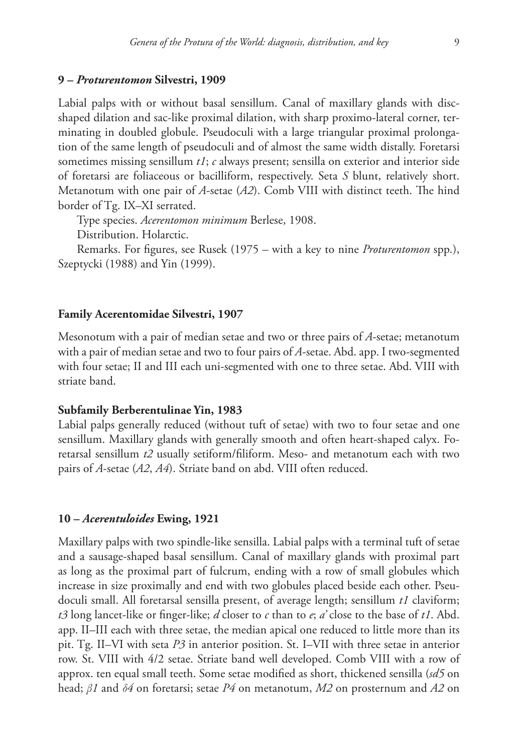### 9 – *Proturentomon* Silvestri, 1909

Labial palps with or without basal sensillum. Canal of maxillary glands with disc-shaped dilation and sac-like proximal dilation, with sharp proximo-lateral corner, terminating in doubled globule. Pseudoculi with a large triangular proximal prolongation of the same length of pseudoculi and of almost the same width distally. Foretarsi sometimes missing sensillum *t1*; *c* always present; sensilla on exterior and interior side of foretarsi are foliaceous or bacilliform, respectively. Seta *S* blunt, relatively short. Metanotum with one pair of *A*-setae (*A2*). Comb VIII with distinct teeth. The hind border of Tg. IX–XI serrated.

Type species. *Acerentomon minimum* Berlese, 1908.

Distribution. Holarctic.

Remarks. For figures, see Rusek (1975 – with a key to nine *Proturentomon* spp.), Szeptycki (1988) and Yin (1999).

## Family Acerentomidae Silvestri, 1907

Mesonotum with a pair of median setae and two or three pairs of *A*-setae; metanotum with a pair of median setae and two to four pairs of *A*-setae. Abd. app. I two-segmented with four setae; II and III each uni-segmented with one to three setae. Abd. VIII with striate band.

### Subfamily Berberentulinae Yin, 1983

Labial palps generally reduced (without tuft of setae) with two to four setae and one sensillum. Maxillary glands with generally smooth and often heart-shaped calyx. Foretarsal sensillum *t2* usually setiform/filiform. Meso- and metanotum each with two pairs of *A*-setae (*A2*, *A4*). Striate band on abd. VIII often reduced.

### 10 – *Acerentuloides* Ewing, 1921

Maxillary palps with two spindle-like sensilla. Labial palps with a terminal tuft of setae and a sausage-shaped basal sensillum. Canal of maxillary glands with proximal part as long as the proximal part of fulcrum, ending with a row of small globules which increase in size proximally and end with two globules placed beside each other. Pseudoculi small. All foretarsal sensilla present, of average length; sensillum *t1* claviform; *t3* long lancet-like or finger-like; *d* closer to *c* than to *e*; *a'* close to the base of *t1*. Abd. app. II–III each with three setae, the median apical one reduced to little more than its pit. Tg. II–VI with seta *P3* in anterior position. St. I–VII with three setae in anterior row. St. VIII with 4/2 setae. Striate band well developed. Comb VIII with a row of approx. ten equal small teeth. Some setae modified as short, thickened sensilla (*sd5* on head; *β1* and *δ4* on foretarsi; setae *P4* on metanotum, *M2* on prosternum and *A2* on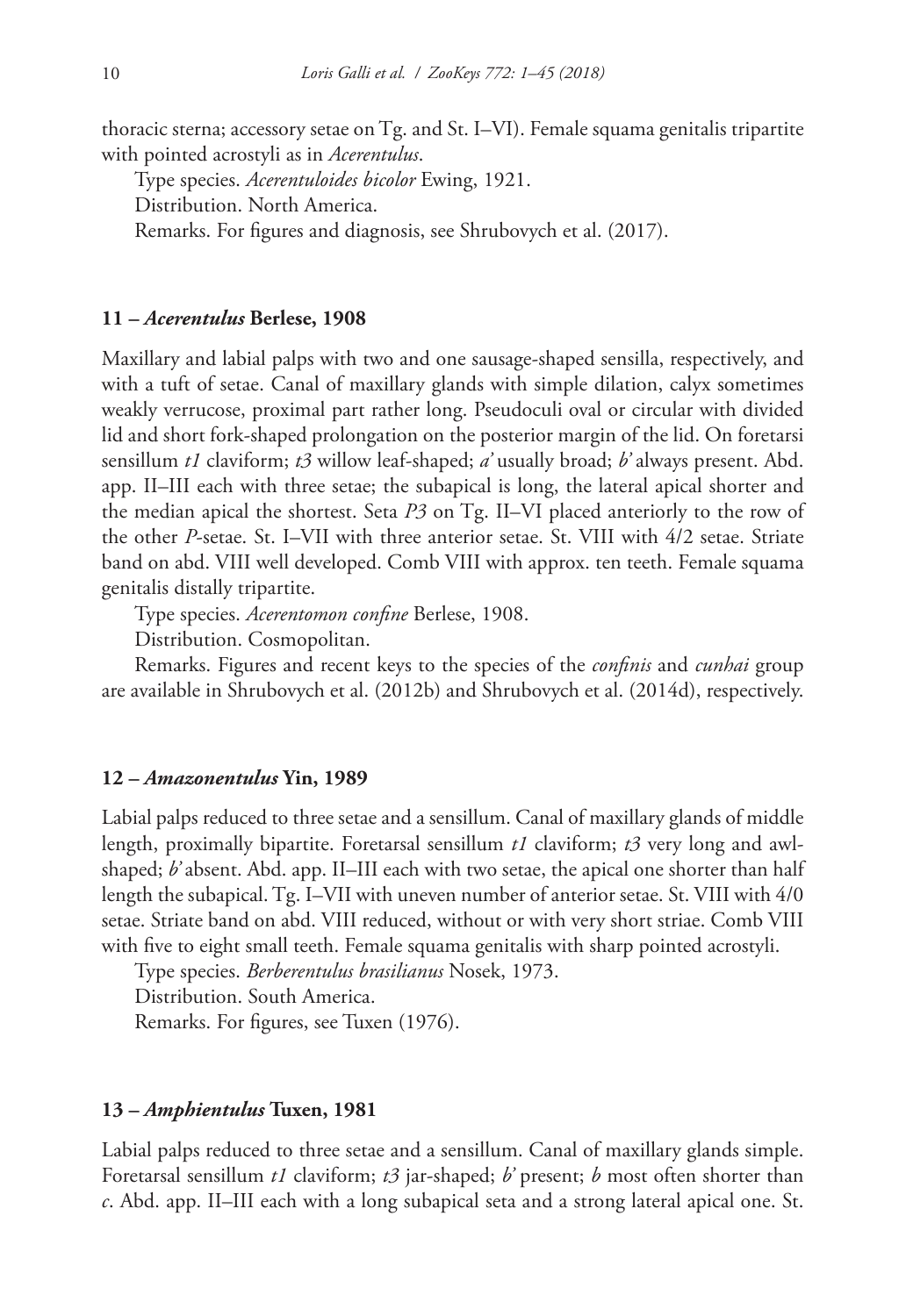thoracic sterna; accessory setae on Tg. and St. I–VI). Female squama genitalis tripartite with pointed acrostyli as in *Acerentulus*.

Type species. *Acerentuloides bicolor* Ewing, 1921.

Distribution. North America.

Remarks. For figures and diagnosis, see Shrubovych et al. (2017).

### 11 – *Acerentulus* Berlese, 1908

Maxillary and labial palps with two and one sausage-shaped sensilla, respectively, and with a tuft of setae. Canal of maxillary glands with simple dilation, calyx sometimes weakly verrucose, proximal part rather long. Pseudoculi oval or circular with divided lid and short fork-shaped prolongation on the posterior margin of the lid. On foretarsi sensillum *t1* claviform; *t3* willow leaf-shaped; *a'* usually broad; *b'* always present. Abd. app. II–III each with three setae; the subapical is long, the lateral apical shorter and the median apical the shortest. Seta *P3* on Tg. II–VI placed anteriorly to the row of the other *P*-setae. St. I–VII with three anterior setae. St. VIII with 4/2 setae. Striate band on abd. VIII well developed. Comb VIII with approx. ten teeth. Female squama genitalis distally tripartite.

Type species. *Acerentomon confine* Berlese, 1908.

Distribution. Cosmopolitan.

Remarks. Figures and recent keys to the species of the *confinis* and *cunhai* group are available in Shrubovych et al. (2012b) and Shrubovych et al. (2014d), respectively.

### 12 – *Amazonentulus* Yin, 1989

Labial palps reduced to three setae and a sensillum. Canal of maxillary glands of middle length, proximally bipartite. Foretarsal sensillum *t1* claviform; *t3* very long and awl-shaped; *b'* absent. Abd. app. II–III each with two setae, the apical one shorter than half length the subapical. Tg. I–VII with uneven number of anterior setae. St. VIII with 4/0 setae. Striate band on abd. VIII reduced, without or with very short striae. Comb VIII with five to eight small teeth. Female squama genitalis with sharp pointed acrostyli.

Type species. *Berberentulus brasilianus* Nosek, 1973.

Distribution. South America.

Remarks. For figures, see Tuxen (1976).

### 13 – *Amphientulus* Tuxen, 1981

Labial palps reduced to three setae and a sensillum. Canal of maxillary glands simple. Foretarsal sensillum *t1* claviform; *t3* jar-shaped; *b'* present; *b* most often shorter than *c*. Abd. app. II–III each with a long subapical seta and a strong lateral apical one. St.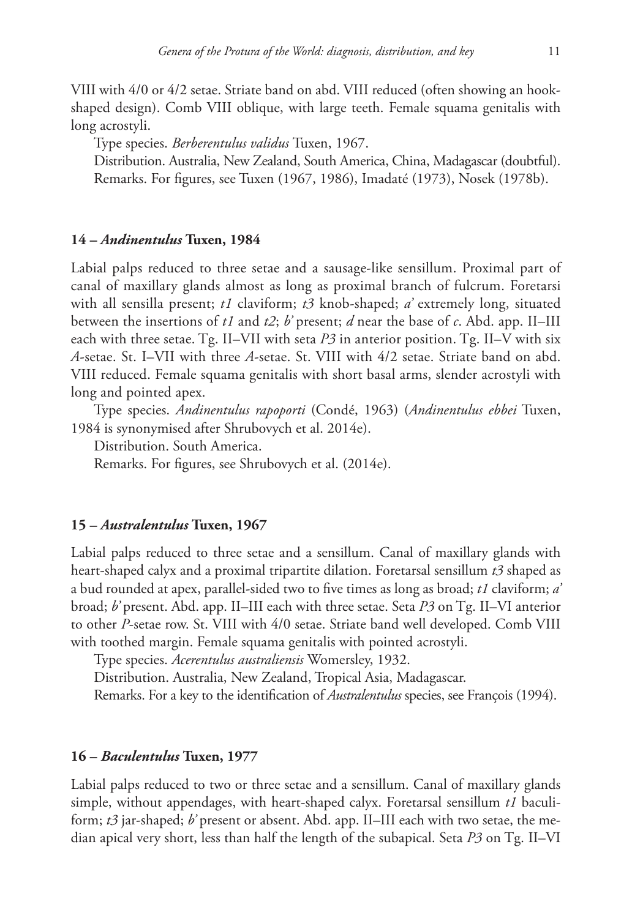VIII with 4/0 or 4/2 setae. Striate band on abd. VIII reduced (often showing an hook-shaped design). Comb VIII oblique, with large teeth. Female squama genitalis with long acrostyli.

Type species. *Berberentulus validus* Tuxen, 1967.

Distribution. Australia, New Zealand, South America, China, Madagascar (doubtful).

Remarks. For figures, see Tuxen (1967, 1986), Imadaté (1973), Nosek (1978b).

### 14 – *Andinentulus* Tuxen, 1984

Labial palps reduced to three setae and a sausage-like sensillum. Proximal part of canal of maxillary glands almost as long as proximal branch of fulcrum. Foretarsi with all sensilla present; *t1* claviform; *t3* knob-shaped; *a'* extremely long, situated between the insertions of *t1* and *t2*; *b'* present; *d* near the base of *c*. Abd. app. II–III each with three setae. Tg. II–VII with seta *P3* in anterior position. Tg. II–V with six *A*-setae. St. I–VII with three *A*-setae. St. VIII with 4/2 setae. Striate band on abd. VIII reduced. Female squama genitalis with short basal arms, slender acrostyli with long and pointed apex.

Type species. *Andinentulus rapoporti* (Condé, 1963) (*Andinentulus ebbei* Tuxen, 1984 is synonymised after Shrubovych et al. 2014e).

Distribution. South America.

Remarks. For figures, see Shrubovych et al. (2014e).

### 15 – *Australentulus* Tuxen, 1967

Labial palps reduced to three setae and a sensillum. Canal of maxillary glands with heart-shaped calyx and a proximal tripartite dilation. Foretarsal sensillum *t3* shaped as a bud rounded at apex, parallel-sided two to five times as long as broad; *t1* claviform; *a'* broad; *b'* present. Abd. app. II–III each with three setae. Seta *P3* on Tg. II–VI anterior to other *P*-setae row. St. VIII with 4/0 setae. Striate band well developed. Comb VIII with toothed margin. Female squama genitalis with pointed acrostyli.

Type species. *Acerentulus australiensis* Womersley, 1932.

Distribution. Australia, New Zealand, Tropical Asia, Madagascar.

Remarks. For a key to the identification of *Australentulus* species, see François (1994).

### 16 – *Baculentulus* Tuxen, 1977

Labial palps reduced to two or three setae and a sensillum. Canal of maxillary glands simple, without appendages, with heart-shaped calyx. Foretarsal sensillum *t1* baculiform; *t3* jar-shaped; *b'* present or absent. Abd. app. II–III each with two setae, the median apical very short, less than half the length of the subapical. Seta *P3* on Tg. II–VI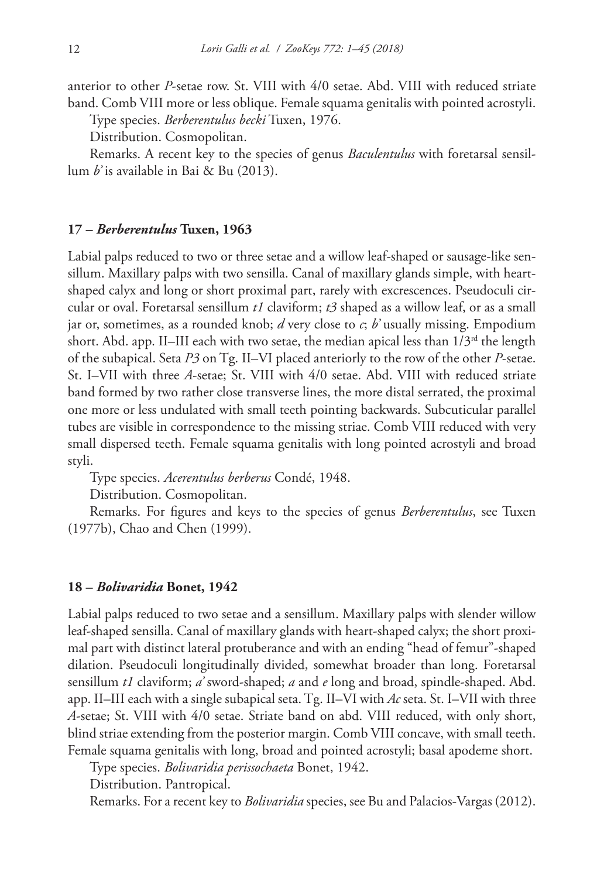anterior to other *P*-setae row. St. VIII with 4/0 setae. Abd. VIII with reduced striate band. Comb VIII more or less oblique. Female squama genitalis with pointed acrostyli.

Type species. *Berberentulus becki* Tuxen, 1976.

Distribution. Cosmopolitan.

Remarks. A recent key to the species of genus *Baculentulus* with foretarsal sensillum *b'* is available in Bai & Bu (2013).

### 17 – *Berberentulus* Tuxen, 1963

Labial palps reduced to two or three setae and a willow leaf-shaped or sausage-like sensillum. Maxillary palps with two sensilla. Canal of maxillary glands simple, with heart-shaped calyx and long or short proximal part, rarely with excrescences. Pseudoculi circular or oval. Foretarsal sensillum *t1* claviform; *t3* shaped as a willow leaf, or as a small jar or, sometimes, as a rounded knob; *d* very close to *c*; *b'* usually missing. Empodium short. Abd. app. II–III each with two setae, the median apical less than 1/3rd the length of the subapical. Seta *P3* on Tg. II–VI placed anteriorly to the row of the other *P*-setae. St. I–VII with three *A*-setae; St. VIII with 4/0 setae. Abd. VIII with reduced striate band formed by two rather close transverse lines, the more distal serrated, the proximal one more or less undulated with small teeth pointing backwards. Subcuticular parallel tubes are visible in correspondence to the missing striae. Comb VIII reduced with very small dispersed teeth. Female squama genitalis with long pointed acrostyli and broad styli.

Type species. *Acerentulus berberus* Condé, 1948.

Distribution. Cosmopolitan.

Remarks. For figures and keys to the species of genus *Berberentulus*, see Tuxen (1977b), Chao and Chen (1999).

### 18 – *Bolivaridia* Bonet, 1942

Labial palps reduced to two setae and a sensillum. Maxillary palps with slender willow leaf-shaped sensilla. Canal of maxillary glands with heart-shaped calyx; the short proximal part with distinct lateral protuberance and with an ending "head of femur"-shaped dilation. Pseudoculi longitudinally divided, somewhat broader than long. Foretarsal sensillum *t1* claviform; *a'* sword-shaped; *a* and *e* long and broad, spindle-shaped. Abd. app. II–III each with a single subapical seta. Tg. II–VI with *Ac* seta. St. I–VII with three *A*-setae; St. VIII with 4/0 setae. Striate band on abd. VIII reduced, with only short, blind striae extending from the posterior margin. Comb VIII concave, with small teeth. Female squama genitalis with long, broad and pointed acrostyli; basal apodeme short.

Type species. *Bolivaridia perissochaeta* Bonet, 1942.

Distribution. Pantropical.

Remarks. For a recent key to *Bolivaridia* species, see Bu and Palacios-Vargas (2012).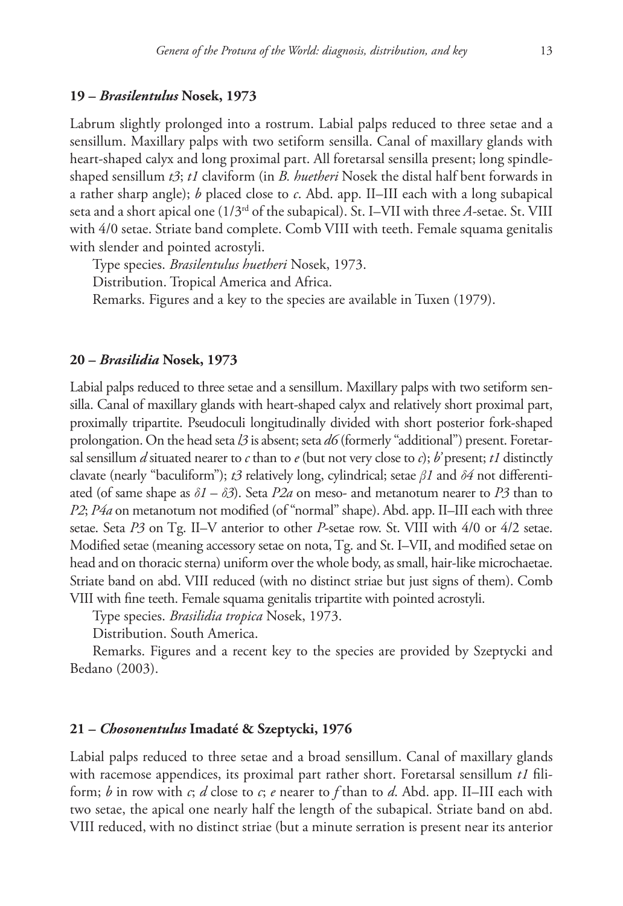### 19 – *Brasilentulus* Nosek, 1973

Labrum slightly prolonged into a rostrum. Labial palps reduced to three setae and a sensillum. Maxillary palps with two setiform sensilla. Canal of maxillary glands with heart-shaped calyx and long proximal part. All foretarsal sensilla present; long spindle-shaped sensillum *t3*; *t1* claviform (in *B. huetheri* Nosek the distal half bent forwards in a rather sharp angle); *b* placed close to *c*. Abd. app. II–III each with a long subapical seta and a short apical one (1/3rd of the subapical). St. I–VII with three *A*-setae. St. VIII with 4/0 setae. Striate band complete. Comb VIII with teeth. Female squama genitalis with slender and pointed acrostyli.

Type species. *Brasilentulus huetheri* Nosek, 1973.

Distribution. Tropical America and Africa.

Remarks. Figures and a key to the species are available in Tuxen (1979).

### 20 – *Brasilidia* Nosek, 1973

Labial palps reduced to three setae and a sensillum. Maxillary palps with two setiform sensilla. Canal of maxillary glands with heart-shaped calyx and relatively short proximal part, proximally tripartite. Pseudoculi longitudinally divided with short posterior fork-shaped prolongation. On the head seta *l3* is absent; seta *d6* (formerly "additional") present. Foretarsal sensillum *d* situated nearer to *c* than to *e* (but not very close to *c*); *b'* present; *t1* distinctly clavate (nearly "baculiform"); *t3* relatively long, cylindrical; setae *β1* and *δ4* not differentiated (of same shape as *δ1* – *δ3*). Seta *P2a* on meso- and metanotum nearer to *P3* than to *P2*; *P4a* on metanotum not modified (of "normal" shape). Abd. app. II–III each with three setae. Seta *P3* on Tg. II–V anterior to other *P*-setae row. St. VIII with 4/0 or 4/2 setae. Modified setae (meaning accessory setae on nota, Tg. and St. I–VII, and modified setae on head and on thoracic sterna) uniform over the whole body, as small, hair-like microchaetae. Striate band on abd. VIII reduced (with no distinct striae but just signs of them). Comb VIII with fine teeth. Female squama genitalis tripartite with pointed acrostyli.

Type species. *Brasilidia tropica* Nosek, 1973.

Distribution. South America.

Remarks. Figures and a recent key to the species are provided by Szeptycki and Bedano (2003).

### 21 – *Chosonentulus* Imadaté & Szeptycki, 1976

Labial palps reduced to three setae and a broad sensillum. Canal of maxillary glands with racemose appendices, its proximal part rather short. Foretarsal sensillum *t1* filiform; *b* in row with *c*; *d* close to *c*; *e* nearer to *f* than to *d*. Abd. app. II–III each with two setae, the apical one nearly half the length of the subapical. Striate band on abd. VIII reduced, with no distinct striae (but a minute serration is present near its anterior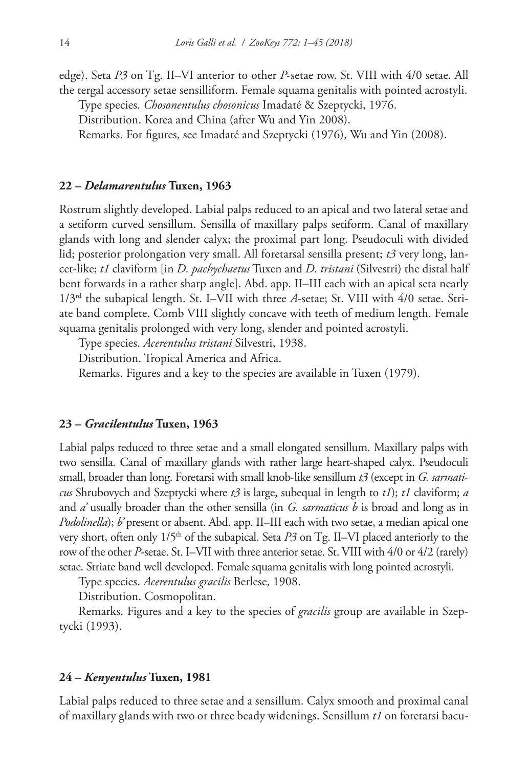edge). Seta *P3* on Tg. II–VI anterior to other *P*-setae row. St. VIII with 4/0 setae. All the tergal accessory setae sensilliform. Female squama genitalis with pointed acrostyli.

Type species. *Chosonentulus chosonicus* Imadaté & Szeptycki, 1976.

Distribution. Korea and China (after Wu and Yin 2008).

Remarks. For figures, see Imadaté and Szeptycki (1976), Wu and Yin (2008).

## 22 – *Delamarentulus* Tuxen, 1963

Rostrum slightly developed. Labial palps reduced to an apical and two lateral setae and a setiform curved sensillum. Sensilla of maxillary palps setiform. Canal of maxillary glands with long and slender calyx; the proximal part long. Pseudoculi with divided lid; posterior prolongation very small. All foretarsal sensilla present; *t3* very long, lancet-like; *t1* claviform [in *D. pachychaetus* Tuxen and *D. tristani* (Silvestri) the distal half bent forwards in a rather sharp angle]. Abd. app. II–III each with an apical seta nearly 1/3rd the subapical length. St. I–VII with three *A*-setae; St. VIII with 4/0 setae. Striate band complete. Comb VIII slightly concave with teeth of medium length. Female squama genitalis prolonged with very long, slender and pointed acrostyli.

Type species. *Acerentulus tristani* Silvestri, 1938.

Distribution. Tropical America and Africa.

Remarks. Figures and a key to the species are available in Tuxen (1979).

## 23 – *Gracilentulus* Tuxen, 1963

Labial palps reduced to three setae and a small elongated sensillum. Maxillary palps with two sensilla. Canal of maxillary glands with rather large heart-shaped calyx. Pseudoculi small, broader than long. Foretarsi with small knob-like sensillum *t3* (except in *G. sarmaticus* Shrubovych and Szeptycki where *t3* is large, subequal in length to *t1*); *t1* claviform; *a* and *a'* usually broader than the other sensilla (in *G. sarmaticus b* is broad and long as in *Podolinella*); *b'* present or absent. Abd. app. II–III each with two setae, a median apical one very short, often only 1/5th of the subapical. Seta *P3* on Tg. II–VI placed anteriorly to the row of the other *P*-setae. St. I–VII with three anterior setae. St. VIII with 4/0 or 4/2 (rarely) setae. Striate band well developed. Female squama genitalis with long pointed acrostyli.

Type species. *Acerentulus gracilis* Berlese, 1908.

Distribution. Cosmopolitan.

Remarks. Figures and a key to the species of *gracilis* group are available in Szeptycki (1993).

## 24 – *Kenyentulus* Tuxen, 1981

Labial palps reduced to three setae and a sensillum. Calyx smooth and proximal canal of maxillary glands with two or three beady widenings. Sensillum *t1* on foretarsi bacu-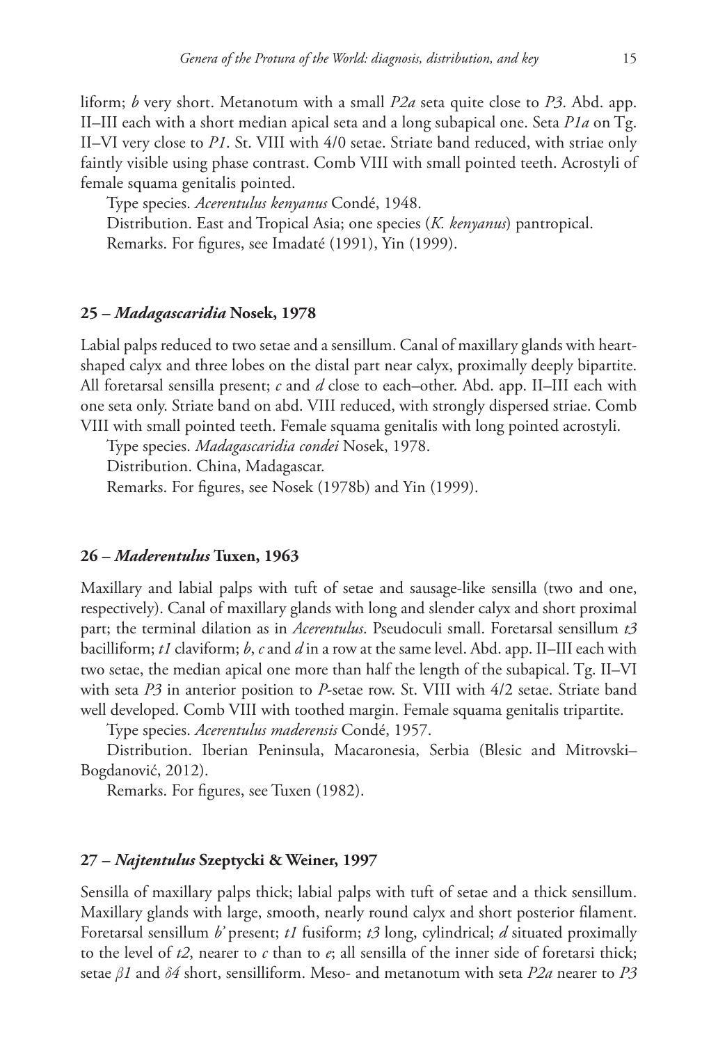liform; *b* very short. Metanotum with a small *P2a* seta quite close to *P3*. Abd. app. II–III each with a short median apical seta and a long subapical one. Seta *P1a* on Tg. II–VI very close to *P1*. St. VIII with 4/0 setae. Striate band reduced, with striae only faintly visible using phase contrast. Comb VIII with small pointed teeth. Acrostyli of female squama genitalis pointed.

Type species. *Acerentulus kenyanus* Condé, 1948.

Distribution. East and Tropical Asia; one species (*K. kenyanus*) pantropical.

Remarks. For figures, see Imadaté (1991), Yin (1999).

### 25 – *Madagascaridia* Nosek, 1978

Labial palps reduced to two setae and a sensillum. Canal of maxillary glands with heart-shaped calyx and three lobes on the distal part near calyx, proximally deeply bipartite. All foretarsal sensilla present; *c* and *d* close to each–other. Abd. app. II–III each with one seta only. Striate band on abd. VIII reduced, with strongly dispersed striae. Comb VIII with small pointed teeth. Female squama genitalis with long pointed acrostyli.

Type species. *Madagascaridia condei* Nosek, 1978.

Distribution. China, Madagascar.

Remarks. For figures, see Nosek (1978b) and Yin (1999).

### 26 – *Maderentulus* Tuxen, 1963

Maxillary and labial palps with tuft of setae and sausage-like sensilla (two and one, respectively). Canal of maxillary glands with long and slender calyx and short proximal part; the terminal dilation as in *Acerentulus*. Pseudoculi small. Foretarsal sensillum *t3* bacilliform; *t1* claviform; *b*, *c* and *d* in a row at the same level. Abd. app. II–III each with two setae, the median apical one more than half the length of the subapical. Tg. II–VI with seta *P3* in anterior position to *P*-setae row. St. VIII with 4/2 setae. Striate band well developed. Comb VIII with toothed margin. Female squama genitalis tripartite.

Type species. *Acerentulus maderensis* Condé, 1957.

Distribution. Iberian Peninsula, Macaronesia, Serbia (Blesic and Mitrovski–Bogdanović, 2012).

Remarks. For figures, see Tuxen (1982).

### 27 – *Najtentulus* Szeptycki & Weiner, 1997

Sensilla of maxillary palps thick; labial palps with tuft of setae and a thick sensillum. Maxillary glands with large, smooth, nearly round calyx and short posterior filament. Foretarsal sensillum *b’* present; *t1* fusiform; *t3* long, cylindrical; *d* situated proximally to the level of *t2*, nearer to *c* than to *e*; all sensilla of the inner side of foretarsi thick; setae *β1* and *δ4* short, sensilliform. Meso- and metanotum with seta *P2a* nearer to *P3*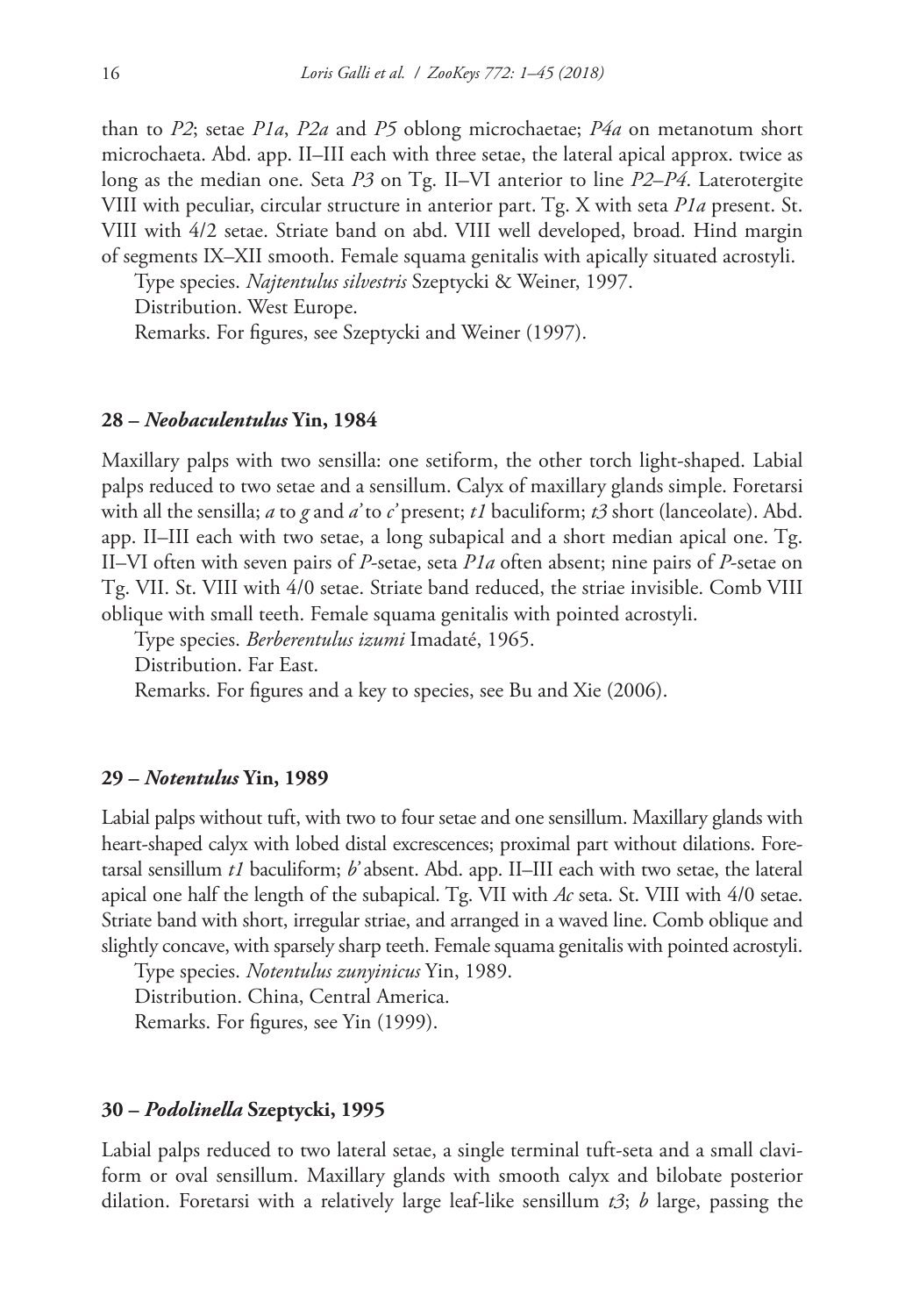than to *P2*; setae *P1a*, *P2a* and *P5* oblong microchaetae; *P4a* on metanotum short microchaeta. Abd. app. II–III each with three setae, the lateral apical approx. twice as long as the median one. Seta *P3* on Tg. II–VI anterior to line *P2*–*P4*. Laterotergite VIII with peculiar, circular structure in anterior part. Tg. X with seta *P1a* present. St. VIII with 4/2 setae. Striate band on abd. VIII well developed, broad. Hind margin of segments IX–XII smooth. Female squama genitalis with apically situated acrostyli.

Type species. *Najtentulus silvestris* Szeptycki & Weiner, 1997.

Distribution. West Europe.

Remarks. For figures, see Szeptycki and Weiner (1997).

## 28 – *Neobaculentulus* Yin, 1984

Maxillary palps with two sensilla: one setiform, the other torch light-shaped. Labial palps reduced to two setae and a sensillum. Calyx of maxillary glands simple. Foretarsi with all the sensilla; *a* to *g* and *a'* to *c'* present; *t1* baculiform; *t3* short (lanceolate). Abd. app. II–III each with two setae, a long subapical and a short median apical one. Tg. II–VI often with seven pairs of *P*-setae, seta *P1a* often absent; nine pairs of *P*-setae on Tg. VII. St. VIII with 4/0 setae. Striate band reduced, the striae invisible. Comb VIII oblique with small teeth. Female squama genitalis with pointed acrostyli.

Type species. *Berberentulus izumi* Imadaté, 1965.

Distribution. Far East.

Remarks. For figures and a key to species, see Bu and Xie (2006).

## 29 – *Notentulus* Yin, 1989

Labial palps without tuft, with two to four setae and one sensillum. Maxillary glands with heart-shaped calyx with lobed distal excrescences; proximal part without dilations. Foretarsal sensillum *t1* baculiform; *b'* absent. Abd. app. II–III each with two setae, the lateral apical one half the length of the subapical. Tg. VII with *Ac* seta. St. VIII with 4/0 setae. Striate band with short, irregular striae, and arranged in a waved line. Comb oblique and slightly concave, with sparsely sharp teeth. Female squama genitalis with pointed acrostyli.

Type species. *Notentulus zunyinicus* Yin, 1989.

Distribution. China, Central America.

Remarks. For figures, see Yin (1999).

## 30 – *Podolinella* Szeptycki, 1995

Labial palps reduced to two lateral setae, a single terminal tuft-seta and a small claviform or oval sensillum. Maxillary glands with smooth calyx and bilobate posterior dilation. Foretarsi with a relatively large leaf-like sensillum *t3*; *b* large, passing the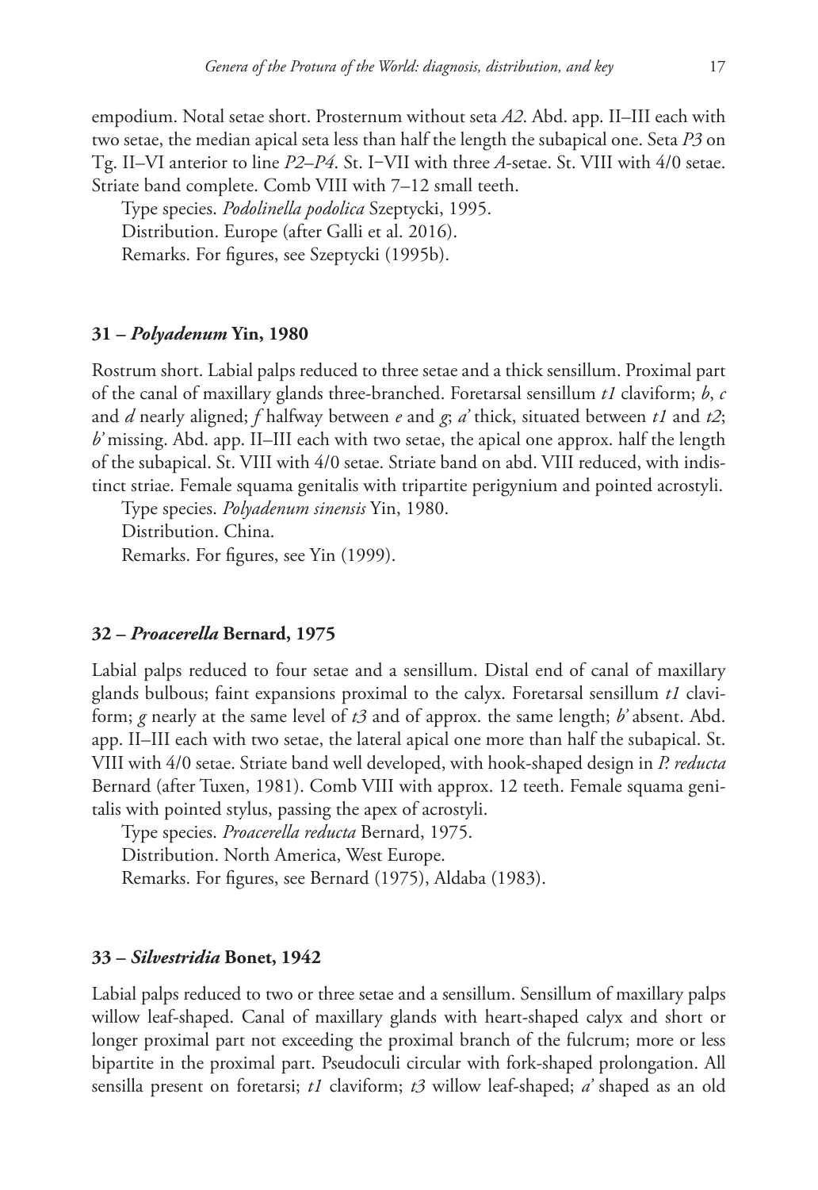empodium. Notal setae short. Prosternum without seta *A2*. Abd. app. II–III each with two setae, the median apical seta less than half the length the subapical one. Seta *P3* on Tg. II–VI anterior to line *P2–P4*. St. I−VII with three *A*-setae. St. VIII with 4/0 setae. Striate band complete. Comb VIII with 7–12 small teeth.

Type species. *Podolinella podolica* Szeptycki, 1995.

Distribution. Europe (after Galli et al. 2016).

Remarks. For figures, see Szeptycki (1995b).

### 31 – *Polyadenum* Yin, 1980

Rostrum short. Labial palps reduced to three setae and a thick sensillum. Proximal part of the canal of maxillary glands three-branched. Foretarsal sensillum *t1* claviform; *b*, *c* and *d* nearly aligned; *f* halfway between *e* and *g*; *a'* thick, situated between *t1* and *t2*; *b'* missing. Abd. app. II–III each with two setae, the apical one approx. half the length of the subapical. St. VIII with 4/0 setae. Striate band on abd. VIII reduced, with indistinct striae. Female squama genitalis with tripartite perigynium and pointed acrostyli.

Type species. *Polyadenum sinensis* Yin, 1980.

Distribution. China.

Remarks. For figures, see Yin (1999).

### 32 – *Proacerella* Bernard, 1975

Labial palps reduced to four setae and a sensillum. Distal end of canal of maxillary glands bulbous; faint expansions proximal to the calyx. Foretarsal sensillum *t1* claviform; *g* nearly at the same level of *t3* and of approx. the same length; *b'* absent. Abd. app. II–III each with two setae, the lateral apical one more than half the subapical. St. VIII with 4/0 setae. Striate band well developed, with hook-shaped design in *P. reducta* Bernard (after Tuxen, 1981). Comb VIII with approx. 12 teeth. Female squama genitalis with pointed stylus, passing the apex of acrostyli.

Type species. *Proacerella reducta* Bernard, 1975.

Distribution. North America, West Europe.

Remarks. For figures, see Bernard (1975), Aldaba (1983).

### 33 – *Silvestridia* Bonet, 1942

Labial palps reduced to two or three setae and a sensillum. Sensillum of maxillary palps willow leaf-shaped. Canal of maxillary glands with heart-shaped calyx and short or longer proximal part not exceeding the proximal branch of the fulcrum; more or less bipartite in the proximal part. Pseudoculi circular with fork-shaped prolongation. All sensilla present on foretarsi; *t1* claviform; *t3* willow leaf-shaped; *a'* shaped as an old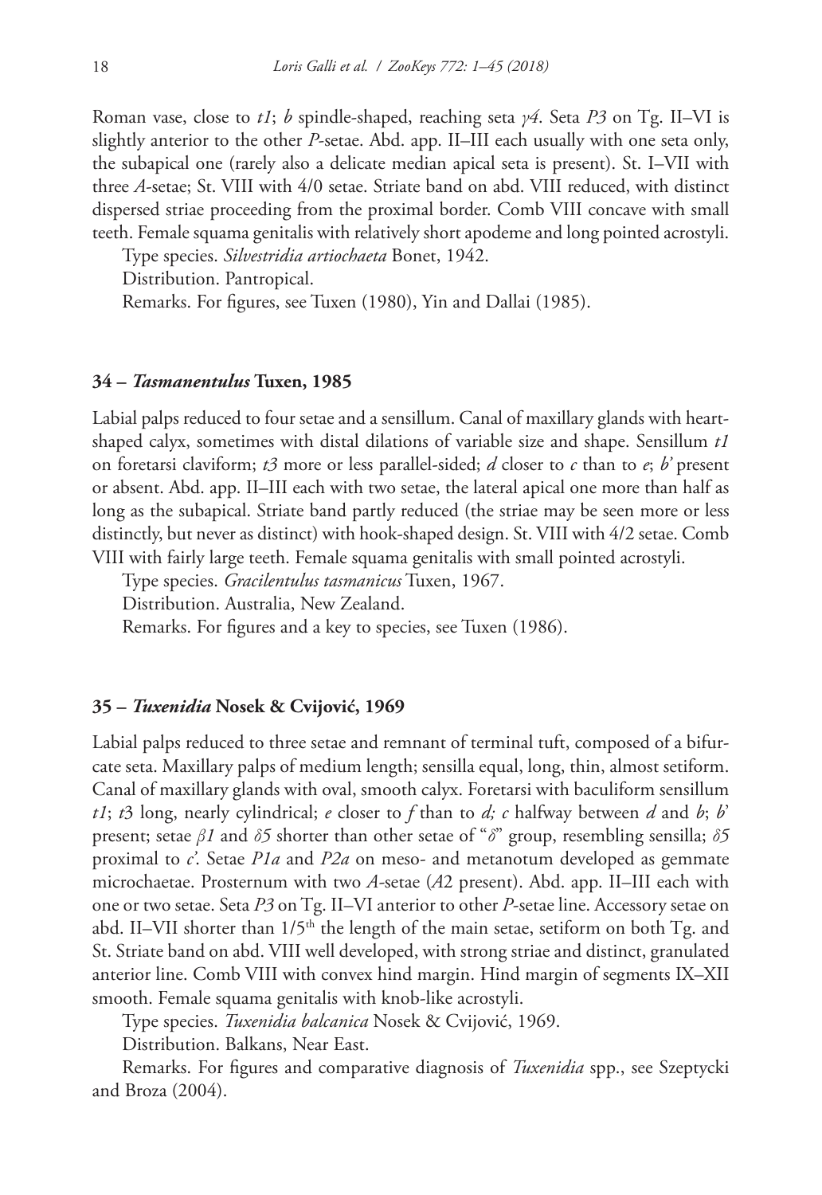Roman vase, close to *t1*; *b* spindle-shaped, reaching seta *γ4*. Seta *P3* on Tg. II–VI is slightly anterior to the other *P*-setae. Abd. app. II–III each usually with one seta only, the subapical one (rarely also a delicate median apical seta is present). St. I–VII with three *A*-setae; St. VIII with 4/0 setae. Striate band on abd. VIII reduced, with distinct dispersed striae proceeding from the proximal border. Comb VIII concave with small teeth. Female squama genitalis with relatively short apodeme and long pointed acrostyli.

Type species. *Silvestridia artiochaeta* Bonet, 1942.

Distribution. Pantropical.

Remarks. For figures, see Tuxen (1980), Yin and Dallai (1985).

### 34 – *Tasmanentulus* Tuxen, 1985

Labial palps reduced to four setae and a sensillum. Canal of maxillary glands with heart-shaped calyx, sometimes with distal dilations of variable size and shape. Sensillum *t1* on foretarsi claviform; *t3* more or less parallel-sided; *d* closer to *c* than to *e*; *b'* present or absent. Abd. app. II–III each with two setae, the lateral apical one more than half as long as the subapical. Striate band partly reduced (the striae may be seen more or less distinctly, but never as distinct) with hook-shaped design. St. VIII with 4/2 setae. Comb VIII with fairly large teeth. Female squama genitalis with small pointed acrostyli.

Type species. *Gracilentulus tasmanicus* Tuxen, 1967.

Distribution. Australia, New Zealand.

Remarks. For figures and a key to species, see Tuxen (1986).

### 35 – *Tuxenidia* Nosek & Cvijović, 1969

Labial palps reduced to three setae and remnant of terminal tuft, composed of a bifurcate seta. Maxillary palps of medium length; sensilla equal, long, thin, almost setiform. Canal of maxillary glands with oval, smooth calyx. Foretarsi with baculiform sensillum *t1*; *t3* long, nearly cylindrical; *e* closer to *f* than to *d; c* halfway between *d* and *b*; *b'* present; setae *β1* and *δ5* shorter than other setae of "*δ*" group, resembling sensilla; *δ5* proximal to *c'*. Setae *P1a* and *P2a* on meso- and metanotum developed as gemmate microchaetae. Prosternum with two *A*-setae (*A*2 present). Abd. app. II–III each with one or two setae. Seta *P3* on Tg. II–VI anterior to other *P*-setae line. Accessory setae on abd. II–VII shorter than 1/5[th] the length of the main setae, setiform on both Tg. and St. Striate band on abd. VIII well developed, with strong striae and distinct, granulated anterior line. Comb VIII with convex hind margin. Hind margin of segments IX–XII smooth. Female squama genitalis with knob-like acrostyli.

Type species. *Tuxenidia balcanica* Nosek & Cvijović, 1969.

Distribution. Balkans, Near East.

Remarks. For figures and comparative diagnosis of *Tuxenidia* spp., see Szeptycki and Broza (2004).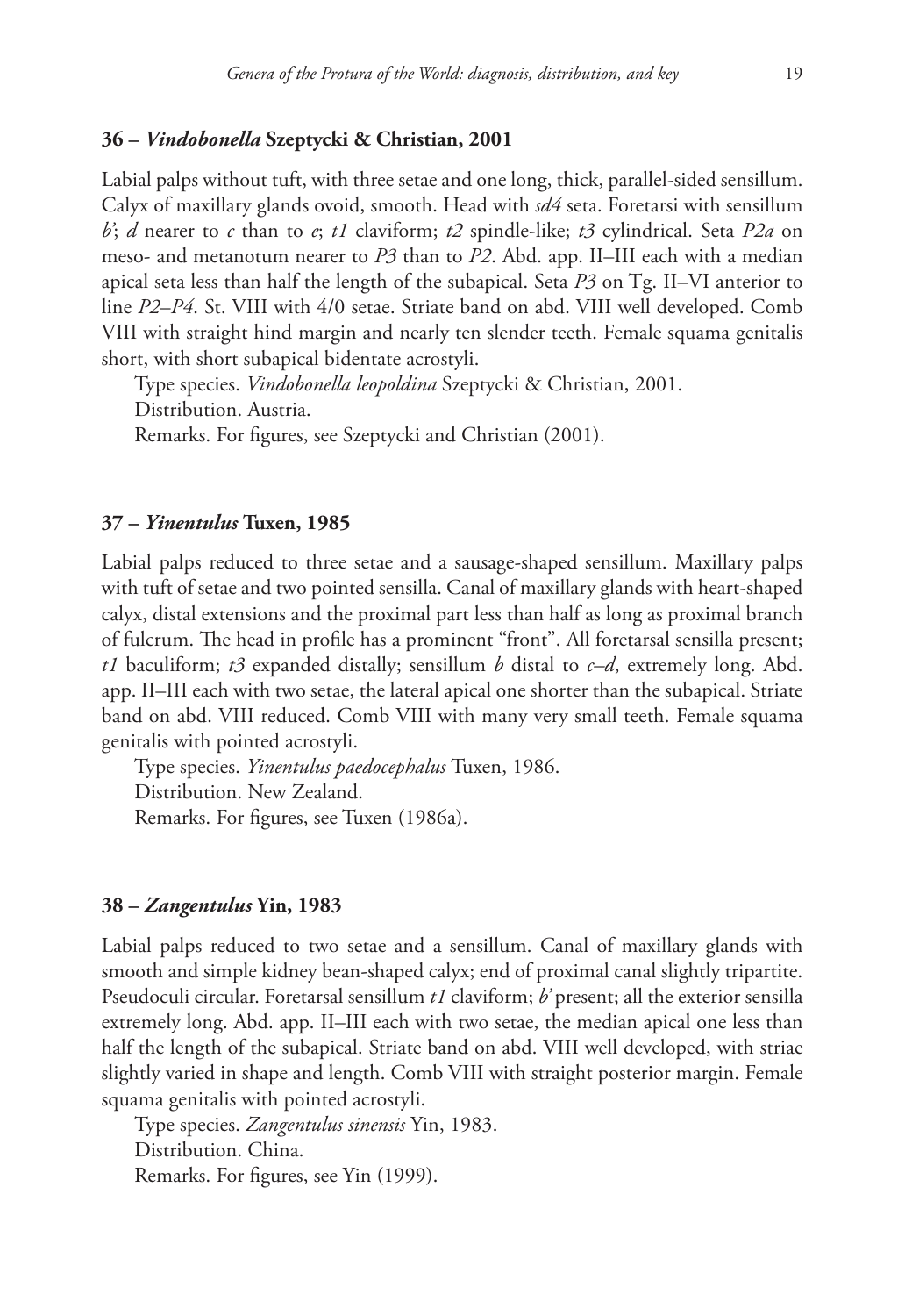### 36 – *Vindobonella* Szeptycki & Christian, 2001

Labial palps without tuft, with three setae and one long, thick, parallel-sided sensillum. Calyx of maxillary glands ovoid, smooth. Head with *sd4* seta. Foretarsi with sensillum *b'*; *d* nearer to *c* than to *e*; *t1* claviform; *t2* spindle-like; *t3* cylindrical. Seta *P2a* on meso- and metanotum nearer to *P3* than to *P2*. Abd. app. II–III each with a median apical seta less than half the length of the subapical. Seta *P3* on Tg. II–VI anterior to line *P2–P4*. St. VIII with 4/0 setae. Striate band on abd. VIII well developed. Comb VIII with straight hind margin and nearly ten slender teeth. Female squama genitalis short, with short subapical bidentate acrostyli.

Type species. *Vindobonella leopoldina* Szeptycki & Christian, 2001.

Distribution. Austria.

Remarks. For figures, see Szeptycki and Christian (2001).

### 37 – *Yinentulus* Tuxen, 1985

Labial palps reduced to three setae and a sausage-shaped sensillum. Maxillary palps with tuft of setae and two pointed sensilla. Canal of maxillary glands with heart-shaped calyx, distal extensions and the proximal part less than half as long as proximal branch of fulcrum. The head in profile has a prominent "front". All foretarsal sensilla present; *t1* baculiform; *t3* expanded distally; sensillum *b* distal to *c–d*, extremely long. Abd. app. II–III each with two setae, the lateral apical one shorter than the subapical. Striate band on abd. VIII reduced. Comb VIII with many very small teeth. Female squama genitalis with pointed acrostyli.

Type species. *Yinentulus paedocephalus* Tuxen, 1986.

Distribution. New Zealand.

Remarks. For figures, see Tuxen (1986a).

### 38 – *Zangentulus* Yin, 1983

Labial palps reduced to two setae and a sensillum. Canal of maxillary glands with smooth and simple kidney bean-shaped calyx; end of proximal canal slightly tripartite. Pseudoculi circular. Foretarsal sensillum *t1* claviform; *b'* present; all the exterior sensilla extremely long. Abd. app. II–III each with two setae, the median apical one less than half the length of the subapical. Striate band on abd. VIII well developed, with striae slightly varied in shape and length. Comb VIII with straight posterior margin. Female squama genitalis with pointed acrostyli.

Type species. *Zangentulus sinensis* Yin, 1983.

Distribution. China.

Remarks. For figures, see Yin (1999).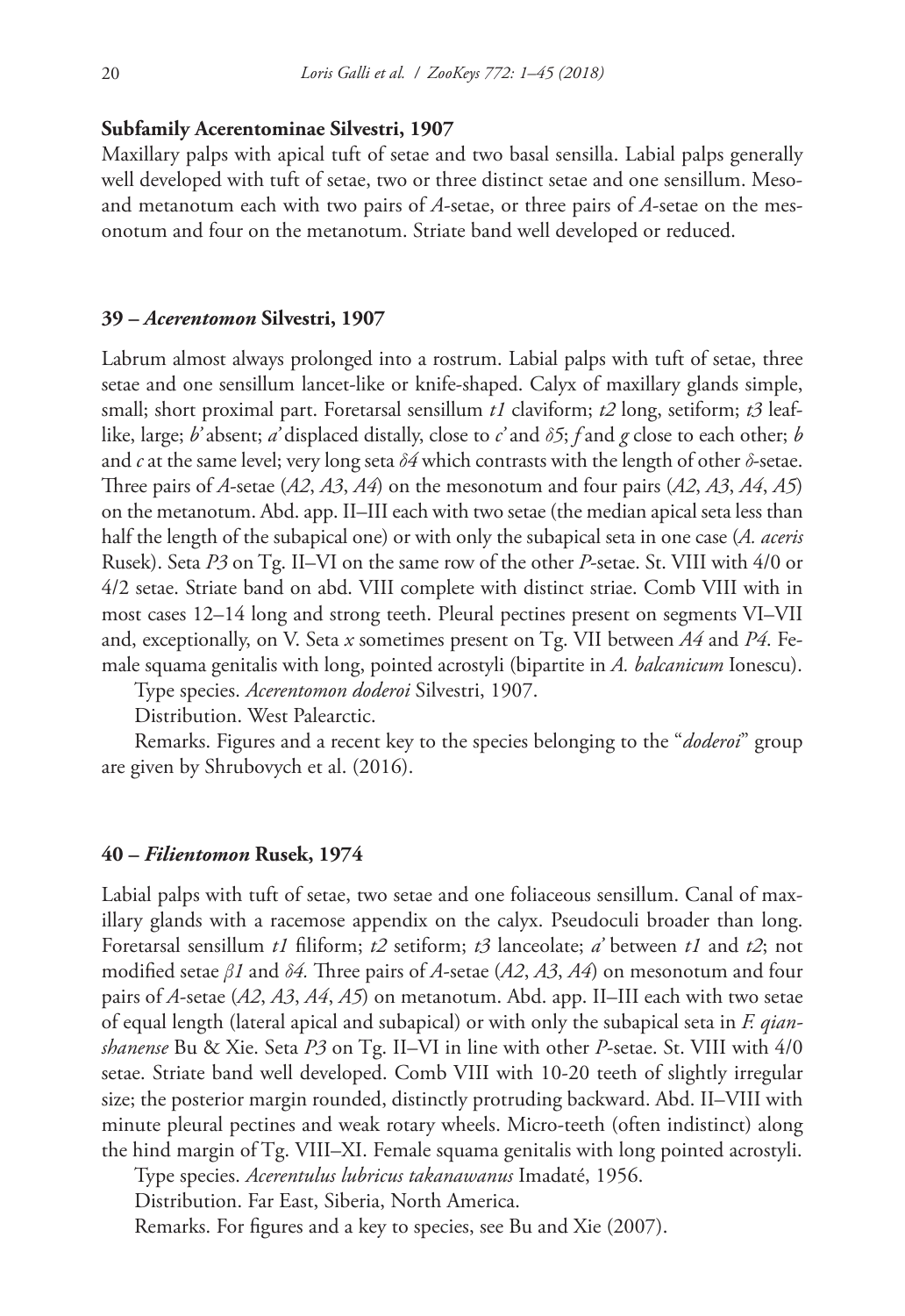### Subfamily Acerentominae Silvestri, 1907

Maxillary palps with apical tuft of setae and two basal sensilla. Labial palps generally well developed with tuft of setae, two or three distinct setae and one sensillum. Meso- and metanotum each with two pairs of *A*-setae, or three pairs of *A*-setae on the mesonotum and four on the metanotum. Striate band well developed or reduced.

### 39 – *Acerentomon* Silvestri, 1907

Labrum almost always prolonged into a rostrum. Labial palps with tuft of setae, three setae and one sensillum lancet-like or knife-shaped. Calyx of maxillary glands simple, small; short proximal part. Foretarsal sensillum *t1* claviform; *t2* long, setiform; *t3* leaf-like, large; *b'* absent; *a'* displaced distally, close to *c'* and *δ5*; *f* and *g* close to each other; *b* and *c* at the same level; very long seta *δ4* which contrasts with the length of other *δ*-setae. Three pairs of *A*-setae (*A2*, *A3*, *A4*) on the mesonotum and four pairs (*A2*, *A3*, *A4*, *A5*) on the metanotum. Abd. app. II–III each with two setae (the median apical seta less than half the length of the subapical one) or with only the subapical seta in one case (*A. aceris* Rusek). Seta *P3* on Tg. II–VI on the same row of the other *P*-setae. St. VIII with 4/0 or 4/2 setae. Striate band on abd. VIII complete with distinct striae. Comb VIII with in most cases 12–14 long and strong teeth. Pleural pectines present on segments VI–VII and, exceptionally, on V. Seta *x* sometimes present on Tg. VII between *A4* and *P4*. Female squama genitalis with long, pointed acrostyli (bipartite in *A. balcanicum* Ionescu).

Type species. *Acerentomon doderoi* Silvestri, 1907.

Distribution. West Palearctic.

Remarks. Figures and a recent key to the species belonging to the "*doderoi*" group are given by Shrubovych et al. (2016).

### 40 – *Filientomon* Rusek, 1974

Labial palps with tuft of setae, two setae and one foliaceous sensillum. Canal of maxillary glands with a racemose appendix on the calyx. Pseudoculi broader than long. Foretarsal sensillum *t1* filiform; *t2* setiform; *t3* lanceolate; *a'* between *t1* and *t2*; not modified setae *β1* and *δ4.* Three pairs of *A*-setae (*A2*, *A3*, *A4*) on mesonotum and four pairs of *A*-setae (*A2*, *A3*, *A4*, *A5*) on metanotum. Abd. app. II–III each with two setae of equal length (lateral apical and subapical) or with only the subapical seta in *F. qianshanense* Bu & Xie. Seta *P3* on Tg. II–VI in line with other *P*-setae. St. VIII with 4/0 setae. Striate band well developed. Comb VIII with 10-20 teeth of slightly irregular size; the posterior margin rounded, distinctly protruding backward. Abd. II–VIII with minute pleural pectines and weak rotary wheels. Micro-teeth (often indistinct) along the hind margin of Tg. VIII–XI. Female squama genitalis with long pointed acrostyli.

Type species. *Acerentulus lubricus takanawanus* Imadaté, 1956.

Distribution. Far East, Siberia, North America.

Remarks. For figures and a key to species, see Bu and Xie (2007).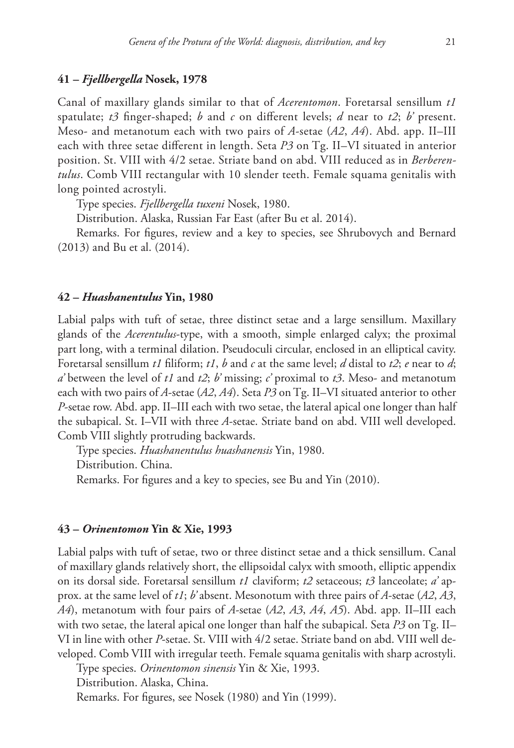### 41 – *Fjellbergella* Nosek, 1978

Canal of maxillary glands similar to that of *Acerentomon*. Foretarsal sensillum *t1* spatulate; *t3* finger-shaped; *b* and *c* on different levels; *d* near to *t2*; *b'* present. Meso- and metanotum each with two pairs of *A*-setae (*A2*, *A4*). Abd. app. II–III each with three setae different in length. Seta *P3* on Tg. II–VI situated in anterior position. St. VIII with 4/2 setae. Striate band on abd. VIII reduced as in *Berberentulus*. Comb VIII rectangular with 10 slender teeth. Female squama genitalis with long pointed acrostyli.

Type species. *Fjellbergella tuxeni* Nosek, 1980.

Distribution. Alaska, Russian Far East (after Bu et al. 2014).

Remarks. For figures, review and a key to species, see Shrubovych and Bernard (2013) and Bu et al. (2014).

### 42 – *Huashanentulus* Yin, 1980

Labial palps with tuft of setae, three distinct setae and a large sensillum. Maxillary glands of the *Acerentulus*-type, with a smooth, simple enlarged calyx; the proximal part long, with a terminal dilation. Pseudoculi circular, enclosed in an elliptical cavity. Foretarsal sensillum *t1* filiform; *t1*, *b* and *c* at the same level; *d* distal to *t2*; *e* near to *d*; *a'* between the level of *t1* and *t2*; *b'* missing; *c'* proximal to *t3*. Meso- and metanotum each with two pairs of *A*-setae (*A2*, *A4*). Seta *P3* on Tg. II–VI situated anterior to other *P*-setae row. Abd. app. II–III each with two setae, the lateral apical one longer than half the subapical. St. I–VII with three *A*-setae. Striate band on abd. VIII well developed. Comb VIII slightly protruding backwards.

Type species. *Huashanentulus huashanensis* Yin, 1980.

Distribution. China.

Remarks. For figures and a key to species, see Bu and Yin (2010).

### 43 – *Orinentomon* Yin & Xie, 1993

Labial palps with tuft of setae, two or three distinct setae and a thick sensillum. Canal of maxillary glands relatively short, the ellipsoidal calyx with smooth, elliptic appendix on its dorsal side. Foretarsal sensillum *t1* claviform; *t2* setaceous; *t3* lanceolate; *a'* approx. at the same level of *t1*; *b'* absent. Mesonotum with three pairs of *A*-setae (*A2*, *A3*, *A4*), metanotum with four pairs of *A*-setae (*A2*, *A3*, *A4*, *A5*). Abd. app. II–III each with two setae, the lateral apical one longer than half the subapical. Seta *P3* on Tg. II–VI in line with other *P*-setae. St. VIII with 4/2 setae. Striate band on abd. VIII well developed. Comb VIII with irregular teeth. Female squama genitalis with sharp acrostyli.

Type species. *Orinentomon sinensis* Yin & Xie, 1993.

Distribution. Alaska, China.

Remarks. For figures, see Nosek (1980) and Yin (1999).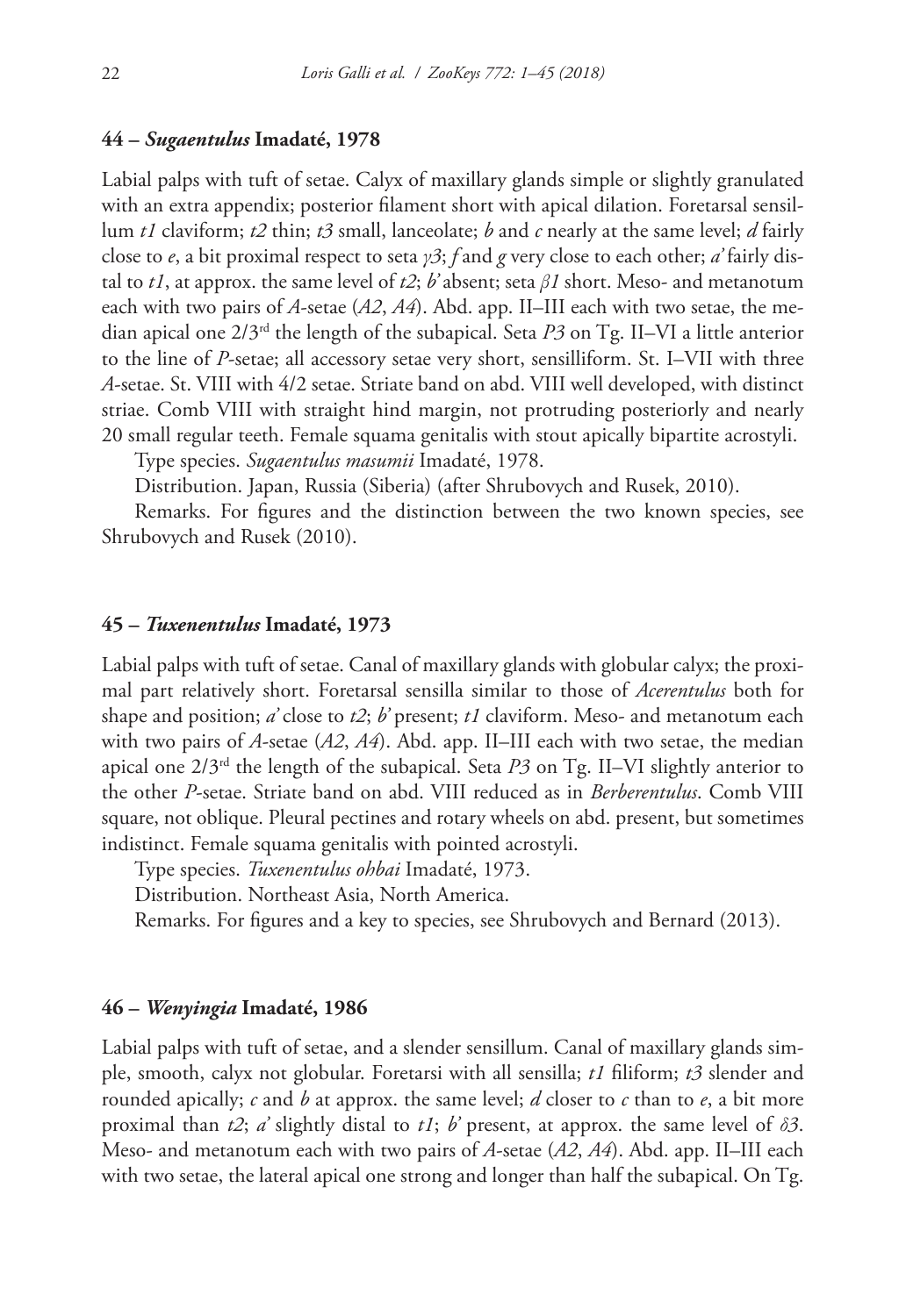### 44 – *Sugaentulus* Imadaté, 1978

Labial palps with tuft of setae. Calyx of maxillary glands simple or slightly granulated with an extra appendix; posterior filament short with apical dilation. Foretarsal sensillum *t1* claviform; *t2* thin; *t3* small, lanceolate; *b* and *c* nearly at the same level; *d* fairly close to *e*, a bit proximal respect to seta $\gamma 3$; *f* and *g* very close to each other; *a'* fairly distal to *t1*, at approx. the same level of *t2*; *b'* absent; seta $\beta 1$ short. Meso- and metanotum each with two pairs of *A*-setae (*A2*, *A4*). Abd. app. II–III each with two setae, the median apical one 2/3rd the length of the subapical. Seta *P3* on Tg. II–VI a little anterior to the line of *P*-setae; all accessory setae very short, sensilliform. St. I–VII with three *A*-setae. St. VIII with 4/2 setae. Striate band on abd. VIII well developed, with distinct striae. Comb VIII with straight hind margin, not protruding posteriorly and nearly 20 small regular teeth. Female squama genitalis with stout apically bipartite acrostyli.

Type species. *Sugaentulus masumii* Imadaté, 1978.

Distribution. Japan, Russia (Siberia) (after Shrubovych and Rusek, 2010).

Remarks. For figures and the distinction between the two known species, see Shrubovych and Rusek (2010).

### 45 – *Tuxenentulus* Imadaté, 1973

Labial palps with tuft of setae. Canal of maxillary glands with globular calyx; the proximal part relatively short. Foretarsal sensilla similar to those of *Acerentulus* both for shape and position; *a'* close to *t2*; *b'* present; *t1* claviform. Meso- and metanotum each with two pairs of *A*-setae (*A2*, *A4*). Abd. app. II–III each with two setae, the median apical one 2/3rd the length of the subapical. Seta *P3* on Tg. II–VI slightly anterior to the other *P*-setae. Striate band on abd. VIII reduced as in *Berberentulus*. Comb VIII square, not oblique. Pleural pectines and rotary wheels on abd. present, but sometimes indistinct. Female squama genitalis with pointed acrostyli.

Type species. *Tuxenentulus ohbai* Imadaté, 1973.

Distribution. Northeast Asia, North America.

Remarks. For figures and a key to species, see Shrubovych and Bernard (2013).

### 46 – *Wenyingia* Imadaté, 1986

Labial palps with tuft of setae, and a slender sensillum. Canal of maxillary glands simple, smooth, calyx not globular. Foretarsi with all sensilla; *t1* filiform; *t3* slender and rounded apically; *c* and *b* at approx. the same level; *d* closer to *c* than to *e*, a bit more proximal than *t2*; *a'* slightly distal to *t1*; *b'* present, at approx. the same level of $\delta 3$. Meso- and metanotum each with two pairs of *A*-setae (*A2*, *A4*). Abd. app. II–III each with two setae, the lateral apical one strong and longer than half the subapical. On Tg.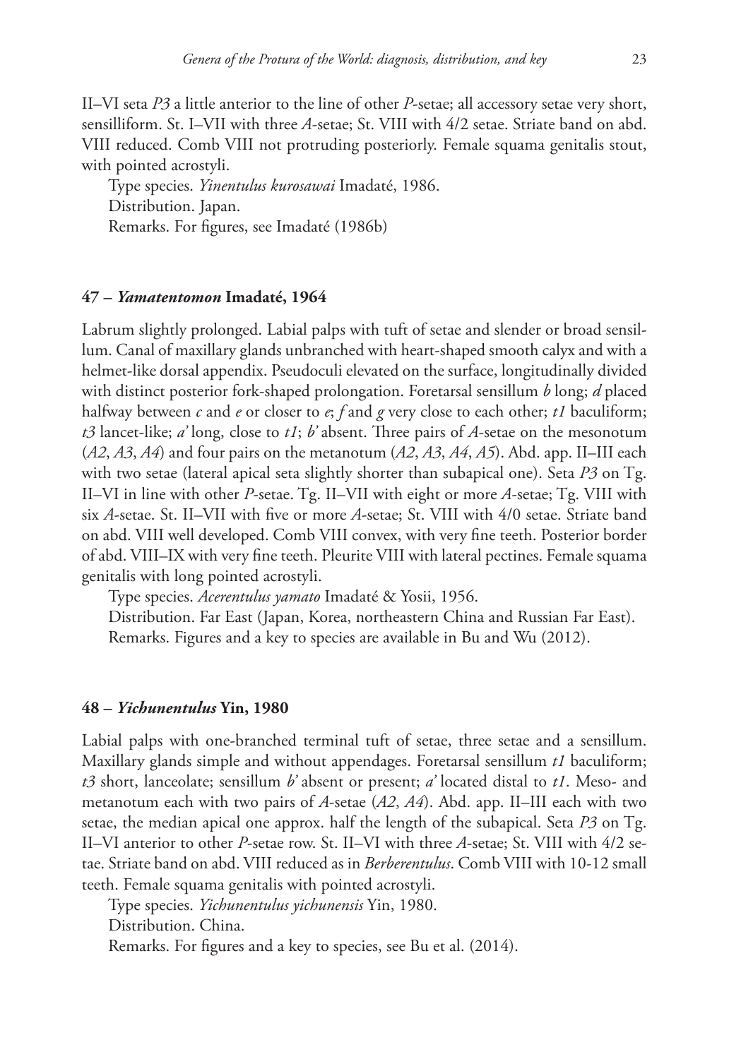II–VI seta *P3* a little anterior to the line of other *P*-setae; all accessory setae very short, sensilliform. St. I–VII with three *A*-setae; St. VIII with 4/2 setae. Striate band on abd. VIII reduced. Comb VIII not protruding posteriorly. Female squama genitalis stout, with pointed acrostyli.

Type species. *Yinentulus kurosawai* Imadaté, 1986.

Distribution. Japan.

Remarks. For figures, see Imadaté (1986b)

### 47 – *Yamatentomon* Imadaté, 1964

Labrum slightly prolonged. Labial palps with tuft of setae and slender or broad sensillum. Canal of maxillary glands unbranched with heart-shaped smooth calyx and with a helmet-like dorsal appendix. Pseudoculi elevated on the surface, longitudinally divided with distinct posterior fork-shaped prolongation. Foretarsal sensillum *b* long; *d* placed halfway between *c* and *e* or closer to *e*; *f* and *g* very close to each other; *t1* baculiform; *t3* lancet-like; *a'* long, close to *t1*; *b'* absent. Three pairs of *A*-setae on the mesonotum (*A2*, *A3*, *A4*) and four pairs on the metanotum (*A2*, *A3*, *A4*, *A5*). Abd. app. II–III each with two setae (lateral apical seta slightly shorter than subapical one). Seta *P3* on Tg. II–VI in line with other *P*-setae. Tg. II–VII with eight or more *A*-setae; Tg. VIII with six *A*-setae. St. II–VII with five or more *A*-setae; St. VIII with 4/0 setae. Striate band on abd. VIII well developed. Comb VIII convex, with very fine teeth. Posterior border of abd. VIII–IX with very fine teeth. Pleurite VIII with lateral pectines. Female squama genitalis with long pointed acrostyli.

Type species. *Acerentulus yamato* Imadaté & Yosii, 1956.

Distribution. Far East (Japan, Korea, northeastern China and Russian Far East).

Remarks. Figures and a key to species are available in Bu and Wu (2012).

### 48 – *Yichunentulus* Yin, 1980

Labial palps with one-branched terminal tuft of setae, three setae and a sensillum. Maxillary glands simple and without appendages. Foretarsal sensillum *t1* baculiform; *t3* short, lanceolate; sensillum *b'* absent or present; *a'* located distal to *t1*. Meso- and metanotum each with two pairs of *A*-setae (*A2*, *A4*). Abd. app. II–III each with two setae, the median apical one approx. half the length of the subapical. Seta *P3* on Tg. II–VI anterior to other *P*-setae row. St. II–VI with three *A*-setae; St. VIII with 4/2 setae. Striate band on abd. VIII reduced as in *Berberentulus*. Comb VIII with 10-12 small teeth. Female squama genitalis with pointed acrostyli.

Type species. *Yichunentulus yichunensis* Yin, 1980.

Distribution. China.

Remarks. For figures and a key to species, see Bu et al. (2014).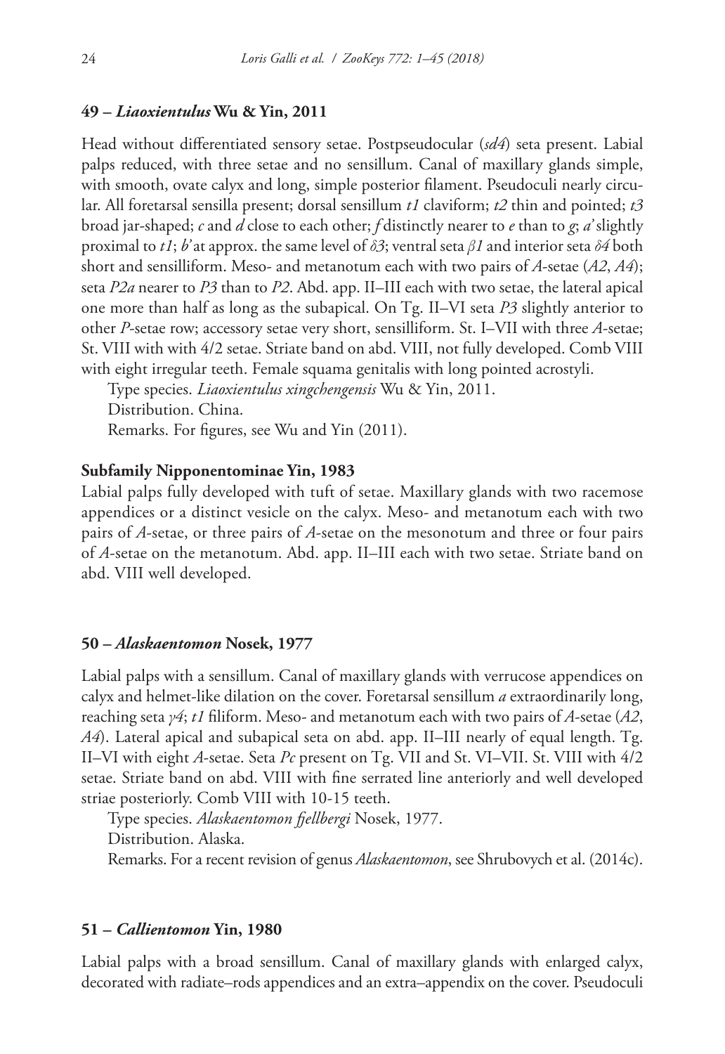### 49 – *Liaoxientulus* Wu & Yin, 2011

Head without differentiated sensory setae. Postpseudocular (*sd4*) seta present. Labial palps reduced, with three setae and no sensillum. Canal of maxillary glands simple, with smooth, ovate calyx and long, simple posterior filament. Pseudoculi nearly circular. All foretarsal sensilla present; dorsal sensillum *t1* claviform; *t2* thin and pointed; *t3* broad jar-shaped; *c* and *d* close to each other; *f* distinctly nearer to *e* than to *g*; *a'* slightly proximal to *t1*; *b'* at approx. the same level of *δ3*; ventral seta *β1* and interior seta *δ4* both short and sensilliform. Meso- and metanotum each with two pairs of *A*-setae (*A2*, *A4*); seta *P2a* nearer to *P3* than to *P2*. Abd. app. II–III each with two setae, the lateral apical one more than half as long as the subapical. On Tg. II–VI seta *P3* slightly anterior to other *P*-setae row; accessory setae very short, sensilliform. St. I–VII with three *A*-setae; St. VIII with with 4/2 setae. Striate band on abd. VIII, not fully developed. Comb VIII with eight irregular teeth. Female squama genitalis with long pointed acrostyli.

Type species. *Liaoxientulus xingchengensis* Wu & Yin, 2011.

Distribution. China.

Remarks. For figures, see Wu and Yin (2011).

### Subfamily Nipponentominae Yin, 1983

Labial palps fully developed with tuft of setae. Maxillary glands with two racemose appendices or a distinct vesicle on the calyx. Meso- and metanotum each with two pairs of *A*-setae, or three pairs of *A*-setae on the mesonotum and three or four pairs of *A*-setae on the metanotum. Abd. app. II–III each with two setae. Striate band on abd. VIII well developed.

### 50 – *Alaskaentomon* Nosek, 1977

Labial palps with a sensillum. Canal of maxillary glands with verrucose appendices on calyx and helmet-like dilation on the cover. Foretarsal sensillum *a* extraordinarily long, reaching seta *γ4*; *t1* filiform. Meso- and metanotum each with two pairs of *A*-setae (*A2*, *A4*). Lateral apical and subapical seta on abd. app. II–III nearly of equal length. Tg. II–VI with eight *A*-setae. Seta *Pc* present on Tg. VII and St. VI–VII. St. VIII with 4/2 setae. Striate band on abd. VIII with fine serrated line anteriorly and well developed striae posteriorly. Comb VIII with 10-15 teeth.

Type species. *Alaskaentomon fjellbergi* Nosek, 1977.

Distribution. Alaska.

Remarks. For a recent revision of genus *Alaskaentomon*, see Shrubovych et al. (2014c).

### 51 – *Callientomon* Yin, 1980

Labial palps with a broad sensillum. Canal of maxillary glands with enlarged calyx, decorated with radiate–rods appendices and an extra–appendix on the cover. Pseudoculi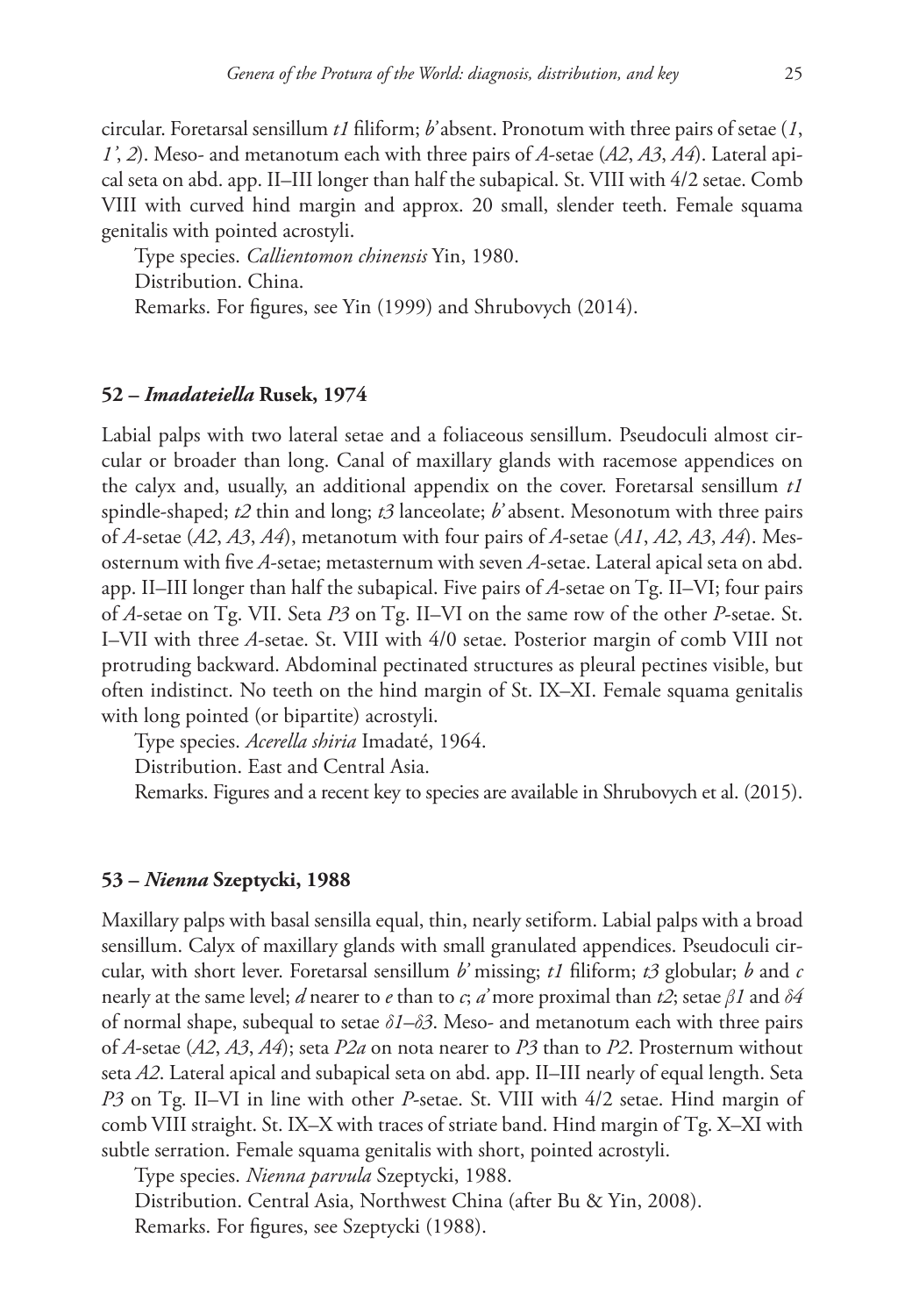circular. Foretarsal sensillum *t1* filiform; *b'* absent. Pronotum with three pairs of setae (*1*, *1'*, *2*). Meso- and metanotum each with three pairs of *A*-setae (*A2*, *A3*, *A4*). Lateral apical seta on abd. app. II–III longer than half the subapical. St. VIII with 4/2 setae. Comb VIII with curved hind margin and approx. 20 small, slender teeth. Female squama genitalis with pointed acrostyli.

Type species. *Callientomon chinensis* Yin, 1980.

Distribution. China.

Remarks. For figures, see Yin (1999) and Shrubovych (2014).

### 52 – *Imadateiella* Rusek, 1974

Labial palps with two lateral setae and a foliaceous sensillum. Pseudoculi almost circular or broader than long. Canal of maxillary glands with racemose appendices on the calyx and, usually, an additional appendix on the cover. Foretarsal sensillum *t1* spindle-shaped; *t2* thin and long; *t3* lanceolate; *b'* absent. Mesonotum with three pairs of *A*-setae (*A2*, *A3*, *A4*), metanotum with four pairs of *A*-setae (*A1*, *A2*, *A3*, *A4*). Mesosternum with five *A*-setae; metasternum with seven *A*-setae. Lateral apical seta on abd. app. II–III longer than half the subapical. Five pairs of *A*-setae on Tg. II–VI; four pairs of *A*-setae on Tg. VII. Seta *P3* on Tg. II–VI on the same row of the other *P*-setae. St. I–VII with three *A*-setae. St. VIII with 4/0 setae. Posterior margin of comb VIII not protruding backward. Abdominal pectinated structures as pleural pectines visible, but often indistinct. No teeth on the hind margin of St. IX–XI. Female squama genitalis with long pointed (or bipartite) acrostyli.

Type species. *Acerella shiria* Imadaté, 1964.

Distribution. East and Central Asia.

Remarks. Figures and a recent key to species are available in Shrubovych et al. (2015).

### 53 – *Nienna* Szeptycki, 1988

Maxillary palps with basal sensilla equal, thin, nearly setiform. Labial palps with a broad sensillum. Calyx of maxillary glands with small granulated appendices. Pseudoculi circular, with short lever. Foretarsal sensillum *b'* missing; *t1* filiform; *t3* globular; *b* and *c* nearly at the same level; *d* nearer to *e* than to *c*; *a'* more proximal than *t2*; setae *β1* and *δ4* of normal shape, subequal to setae *δ1*–*δ3*. Meso- and metanotum each with three pairs of *A*-setae (*A2*, *A3*, *A4*); seta *P2a* on nota nearer to *P3* than to *P2*. Prosternum without seta *A2*. Lateral apical and subapical seta on abd. app. II–III nearly of equal length. Seta *P3* on Tg. II–VI in line with other *P*-setae. St. VIII with 4/2 setae. Hind margin of comb VIII straight. St. IX–X with traces of striate band. Hind margin of Tg. X–XI with subtle serration. Female squama genitalis with short, pointed acrostyli.

Type species. *Nienna parvula* Szeptycki, 1988.

Distribution. Central Asia, Northwest China (after Bu & Yin, 2008).

Remarks. For figures, see Szeptycki (1988).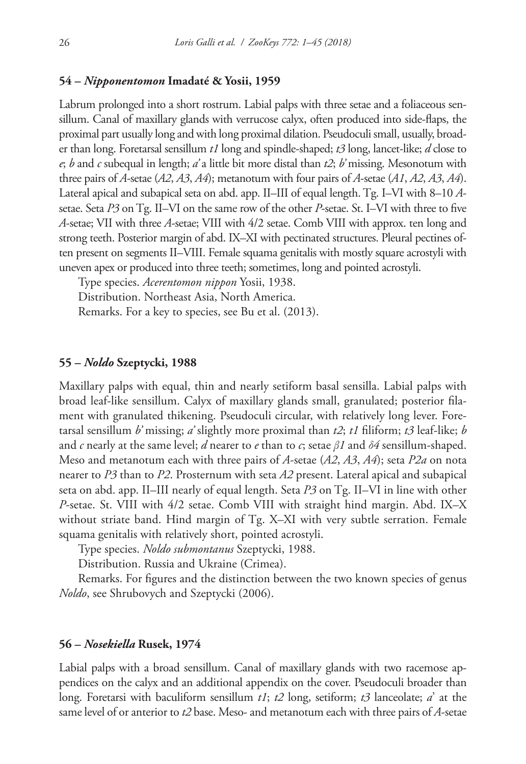### 54 – *Nipponentomon* Imadaté & Yosii, 1959

Labrum prolonged into a short rostrum. Labial palps with three setae and a foliaceous sensillum. Canal of maxillary glands with verrucose calyx, often produced into side-flaps, the proximal part usually long and with long proximal dilation. Pseudoculi small, usually, broader than long. Foretarsal sensillum *t1* long and spindle-shaped; *t3* long, lancet-like; *d* close to *e*; *b* and *c* subequal in length; *a'* a little bit more distal than *t2*; *b'* missing. Mesonotum with three pairs of *A*-setae (*A2*, *A3*, *A4*); metanotum with four pairs of *A*-setae (*A1*, *A2*, *A3*, *A4*). Lateral apical and subapical seta on abd. app. II–III of equal length. Tg. I–VI with 8–10 *A*-setae. Seta *P3* on Tg. II–VI on the same row of the other *P*-setae. St. I–VI with three to five *A*-setae; VII with three *A*-setae; VIII with 4/2 setae. Comb VIII with approx. ten long and strong teeth. Posterior margin of abd. IX–XI with pectinated structures. Pleural pectines often present on segments II–VIII. Female squama genitalis with mostly square acrostyli with uneven apex or produced into three teeth; sometimes, long and pointed acrostyli.

Type species. *Acerentomon nippon* Yosii, 1938.

Distribution. Northeast Asia, North America.

Remarks. For a key to species, see Bu et al. (2013).

### 55 – *Noldo* Szeptycki, 1988

Maxillary palps with equal, thin and nearly setiform basal sensilla. Labial palps with broad leaf-like sensillum. Calyx of maxillary glands small, granulated; posterior filament with granulated thikening. Pseudoculi circular, with relatively long lever. Foretarsal sensillum *b'* missing; *a'* slightly more proximal than *t2*; *t1* filiform; *t3* leaf-like; *b* and *c* nearly at the same level; *d* nearer to *e* than to *c*; setae *β1* and *δ4* sensillum-shaped. Meso and metanotum each with three pairs of *A*-setae (*A2*, *A3*, *A4*); seta *P2a* on nota nearer to *P3* than to *P2*. Prosternum with seta *A2* present. Lateral apical and subapical seta on abd. app. II–III nearly of equal length. Seta *P3* on Tg. II–VI in line with other *P*-setae. St. VIII with 4/2 setae. Comb VIII with straight hind margin. Abd. IX–X without striate band. Hind margin of Tg. X–XI with very subtle serration. Female squama genitalis with relatively short, pointed acrostyli.

Type species. *Noldo submontanus* Szeptycki, 1988.

Distribution. Russia and Ukraine (Crimea).

Remarks. For figures and the distinction between the two known species of genus *Noldo*, see Shrubovych and Szeptycki (2006).

### 56 – *Nosekiella* Rusek, 1974

Labial palps with a broad sensillum. Canal of maxillary glands with two racemose appendices on the calyx and an additional appendix on the cover. Pseudoculi broader than long. Foretarsi with baculiform sensillum *t1*; *t2* long, setiform; *t3* lanceolate; *a'* at the same level of or anterior to *t2* base. Meso- and metanotum each with three pairs of *A*-setae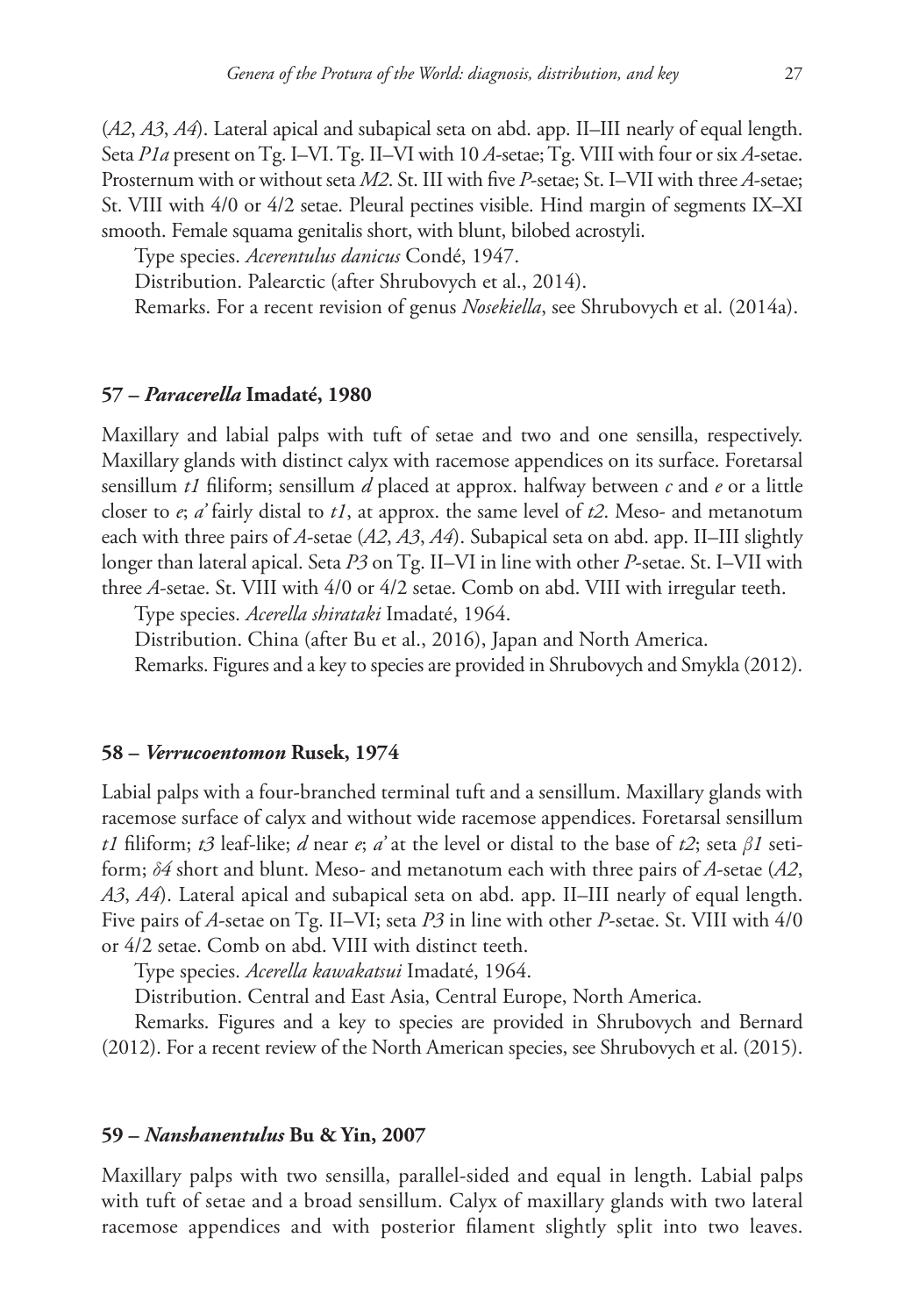(*A2*, *A3*, *A4*). Lateral apical and subapical seta on abd. app. II–III nearly of equal length. Seta *P1a* present on Tg. I–VI. Tg. II–VI with 10 *A*-setae; Tg. VIII with four or six *A*-setae. Prosternum with or without seta *M2*. St. III with five *P*-setae; St. I–VII with three *A*-setae; St. VIII with 4/0 or 4/2 setae. Pleural pectines visible. Hind margin of segments IX–XI smooth. Female squama genitalis short, with blunt, bilobed acrostyli.

Type species. *Acerentulus danicus* Condé, 1947.

Distribution. Palearctic (after Shrubovych et al., 2014).

Remarks. For a recent revision of genus *Nosekiella*, see Shrubovych et al. (2014a).

### 57 – *Paracerella* Imadaté, 1980

Maxillary and labial palps with tuft of setae and two and one sensilla, respectively. Maxillary glands with distinct calyx with racemose appendices on its surface. Foretarsal sensillum *t1* filiform; sensillum *d* placed at approx. halfway between *c* and *e* or a little closer to *e*; *a'* fairly distal to *t1*, at approx. the same level of *t2*. Meso- and metanotum each with three pairs of *A*-setae (*A2*, *A3*, *A4*). Subapical seta on abd. app. II–III slightly longer than lateral apical. Seta *P3* on Tg. II–VI in line with other *P*-setae. St. I–VII with three *A*-setae. St. VIII with 4/0 or 4/2 setae. Comb on abd. VIII with irregular teeth.

Type species. *Acerella shirataki* Imadaté, 1964.

Distribution. China (after Bu et al., 2016), Japan and North America.

Remarks. Figures and a key to species are provided in Shrubovych and Smykla (2012).

### 58 – *Verrucoentomon* Rusek, 1974

Labial palps with a four-branched terminal tuft and a sensillum. Maxillary glands with racemose surface of calyx and without wide racemose appendices. Foretarsal sensillum *t1* filiform; *t3* leaf-like; *d* near *e*; *a'* at the level or distal to the base of *t2*; seta *β1* setiform; *δ4* short and blunt. Meso- and metanotum each with three pairs of *A*-setae (*A2*, *A3*, *A4*). Lateral apical and subapical seta on abd. app. II–III nearly of equal length. Five pairs of *A*-setae on Tg. II–VI; seta *P3* in line with other *P*-setae. St. VIII with 4/0 or 4/2 setae. Comb on abd. VIII with distinct teeth.

Type species. *Acerella kawakatsui* Imadaté, 1964.

Distribution. Central and East Asia, Central Europe, North America.

Remarks. Figures and a key to species are provided in Shrubovych and Bernard (2012). For a recent review of the North American species, see Shrubovych et al. (2015).

### 59 – *Nanshanentulus* Bu & Yin, 2007

Maxillary palps with two sensilla, parallel-sided and equal in length. Labial palps with tuft of setae and a broad sensillum. Calyx of maxillary glands with two lateral racemose appendices and with posterior filament slightly split into two leaves.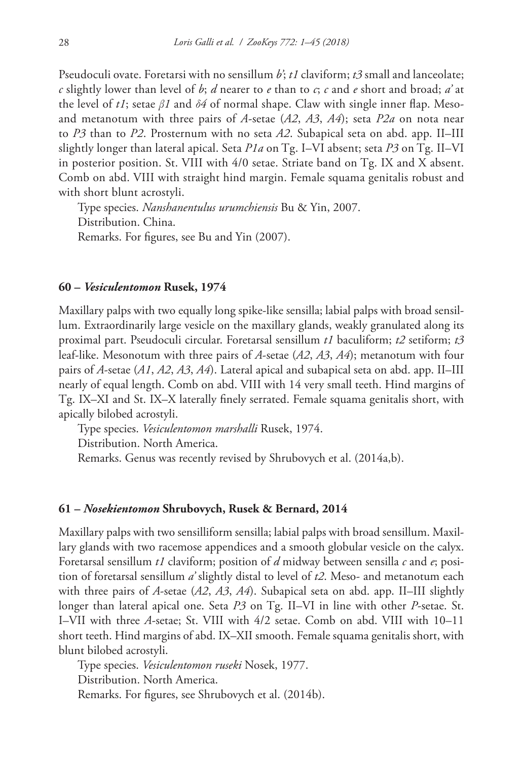Pseudoculi ovate. Foretarsi with no sensillum *b'*; *t1* claviform; *t3* small and lanceolate; *c* slightly lower than level of *b*; *d* nearer to *e* than to *c*; *c* and *e* short and broad; *a'* at the level of *t1*; setae *β1* and *δ4* of normal shape. Claw with single inner flap. Meso- and metanotum with three pairs of *A*-setae (*A2*, *A3*, *A4*); seta *P2a* on nota near to *P3* than to *P2*. Prosternum with no seta *A2*. Subapical seta on abd. app. II–III slightly longer than lateral apical. Seta *P1a* on Tg. I–VI absent; seta *P3* on Tg. II–VI in posterior position. St. VIII with 4/0 setae. Striate band on Tg. IX and X absent. Comb on abd. VIII with straight hind margin. Female squama genitalis robust and with short blunt acrostyli.

Type species. *Nanshanentulus urumchiensis* Bu & Yin, 2007.

Distribution. China.

Remarks. For figures, see Bu and Yin (2007).

#### 60 – *Vesiculentomon* Rusek, 1974

Maxillary palps with two equally long spike-like sensilla; labial palps with broad sensillum. Extraordinarily large vesicle on the maxillary glands, weakly granulated along its proximal part. Pseudoculi circular. Foretarsal sensillum *t1* baculiform; *t2* setiform; *t3* leaf-like. Mesonotum with three pairs of *A*-setae (*A2*, *A3*, *A4*); metanotum with four pairs of *A*-setae (*A1*, *A2*, *A3*, *A4*). Lateral apical and subapical seta on abd. app. II–III nearly of equal length. Comb on abd. VIII with 14 very small teeth. Hind margins of Tg. IX–XI and St. IX–X laterally finely serrated. Female squama genitalis short, with apically bilobed acrostyli.

Type species. *Vesiculentomon marshalli* Rusek, 1974.

Distribution. North America.

Remarks. Genus was recently revised by Shrubovych et al. (2014a,b).

#### 61 – *Nosekientomon* Shrubovych, Rusek & Bernard, 2014

Maxillary palps with two sensilliform sensilla; labial palps with broad sensillum. Maxillary glands with two racemose appendices and a smooth globular vesicle on the calyx. Foretarsal sensillum *t1* claviform; position of *d* midway between sensilla *c* and *e*; position of foretarsal sensillum *a'* slightly distal to level of *t2*. Meso- and metanotum each with three pairs of *A*-setae (*A2*, *A3*, *A4*). Subapical seta on abd. app. II–III slightly longer than lateral apical one. Seta *P3* on Tg. II–VI in line with other *P*-setae. St. I–VII with three *A*-setae; St. VIII with 4/2 setae. Comb on abd. VIII with 10–11 short teeth. Hind margins of abd. IX–XII smooth. Female squama genitalis short, with blunt bilobed acrostyli.

Type species. *Vesiculentomon ruseki* Nosek, 1977.

Distribution. North America.

Remarks. For figures, see Shrubovych et al. (2014b).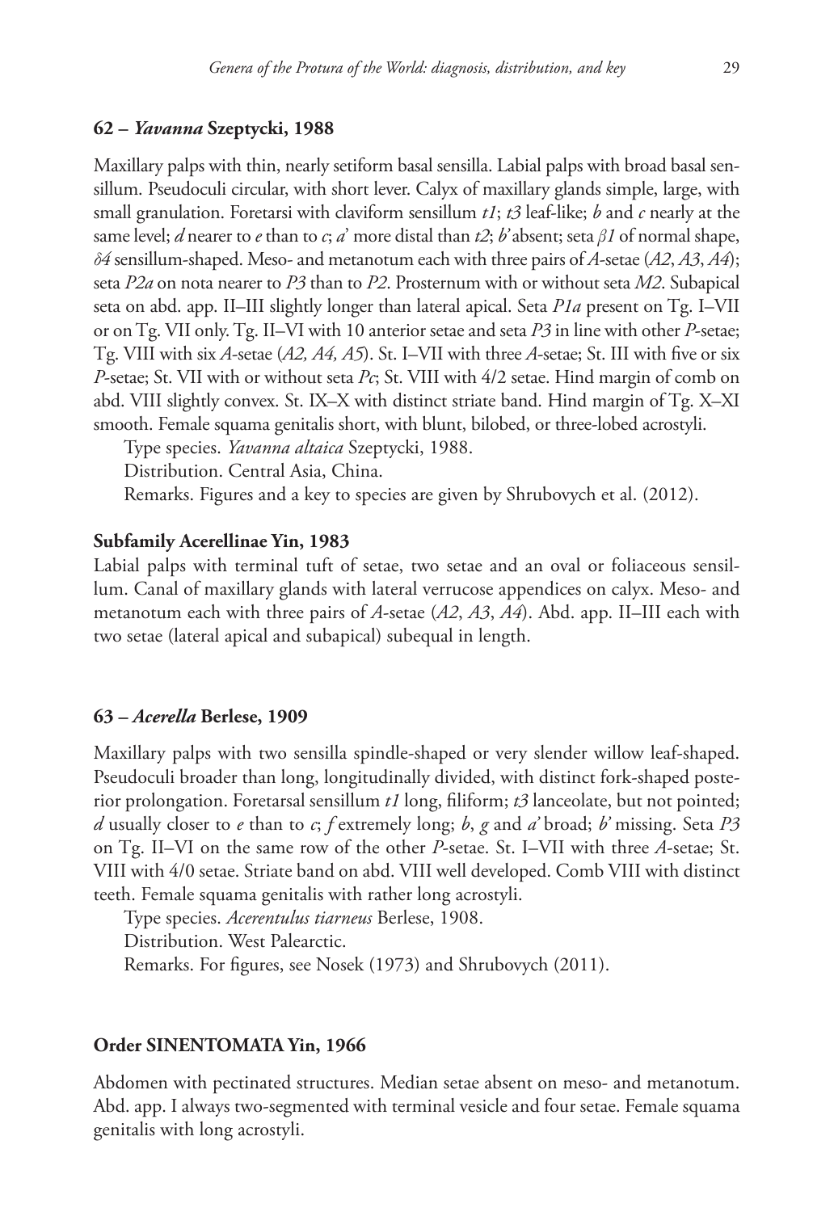### 62 – *Yavanna* Szeptycki, 1988

Maxillary palps with thin, nearly setiform basal sensilla. Labial palps with broad basal sensillum. Pseudoculi circular, with short lever. Calyx of maxillary glands simple, large, with small granulation. Foretarsi with claviform sensillum *t1*; *t3* leaf-like; *b* and *c* nearly at the same level; *d* nearer to *e* than to *c*; *a'* more distal than *t2*; *b'* absent; seta *β1* of normal shape, *δ4* sensillum-shaped. Meso- and metanotum each with three pairs of *A*-setae (*A2*, *A3*, *A4*); seta *P2a* on nota nearer to *P3* than to *P2*. Prosternum with or without seta *M2*. Subapical seta on abd. app. II–III slightly longer than lateral apical. Seta *P1a* present on Tg. I–VII or on Tg. VII only. Tg. II–VI with 10 anterior setae and seta *P3* in line with other *P*-setae; Tg. VIII with six *A*-setae (*A2, A4, A5*). St. I–VII with three *A*-setae; St. III with five or six *P*-setae; St. VII with or without seta *Pc*; St. VIII with 4/2 setae. Hind margin of comb on abd. VIII slightly convex. St. IX–X with distinct striate band. Hind margin of Tg. X–XI smooth. Female squama genitalis short, with blunt, bilobed, or three-lobed acrostyli.

Type species. *Yavanna altaica* Szeptycki, 1988.

Distribution. Central Asia, China.

Remarks. Figures and a key to species are given by Shrubovych et al. (2012).

### Subfamily Acerellinae Yin, 1983

Labial palps with terminal tuft of setae, two setae and an oval or foliaceous sensillum. Canal of maxillary glands with lateral verrucose appendices on calyx. Meso- and metanotum each with three pairs of *A*-setae (*A2*, *A3*, *A4*). Abd. app. II–III each with two setae (lateral apical and subapical) subequal in length.

### 63 – *Acerella* Berlese, 1909

Maxillary palps with two sensilla spindle-shaped or very slender willow leaf-shaped. Pseudoculi broader than long, longitudinally divided, with distinct fork-shaped posterior prolongation. Foretarsal sensillum *t1* long, filiform; *t3* lanceolate, but not pointed; *d* usually closer to *e* than to *c*; *f* extremely long; *b*, *g* and *a'* broad; *b'* missing. Seta *P3* on Tg. II–VI on the same row of the other *P*-setae. St. I–VII with three *A*-setae; St. VIII with 4/0 setae. Striate band on abd. VIII well developed. Comb VIII with distinct teeth. Female squama genitalis with rather long acrostyli.

Type species. *Acerentulus tiarneus* Berlese, 1908.

Distribution. West Palearctic.

Remarks. For figures, see Nosek (1973) and Shrubovych (2011).

## Order SINENTOMATA Yin, 1966

Abdomen with pectinated structures. Median setae absent on meso- and metanotum. Abd. app. I always two-segmented with terminal vesicle and four setae. Female squama genitalis with long acrostyli.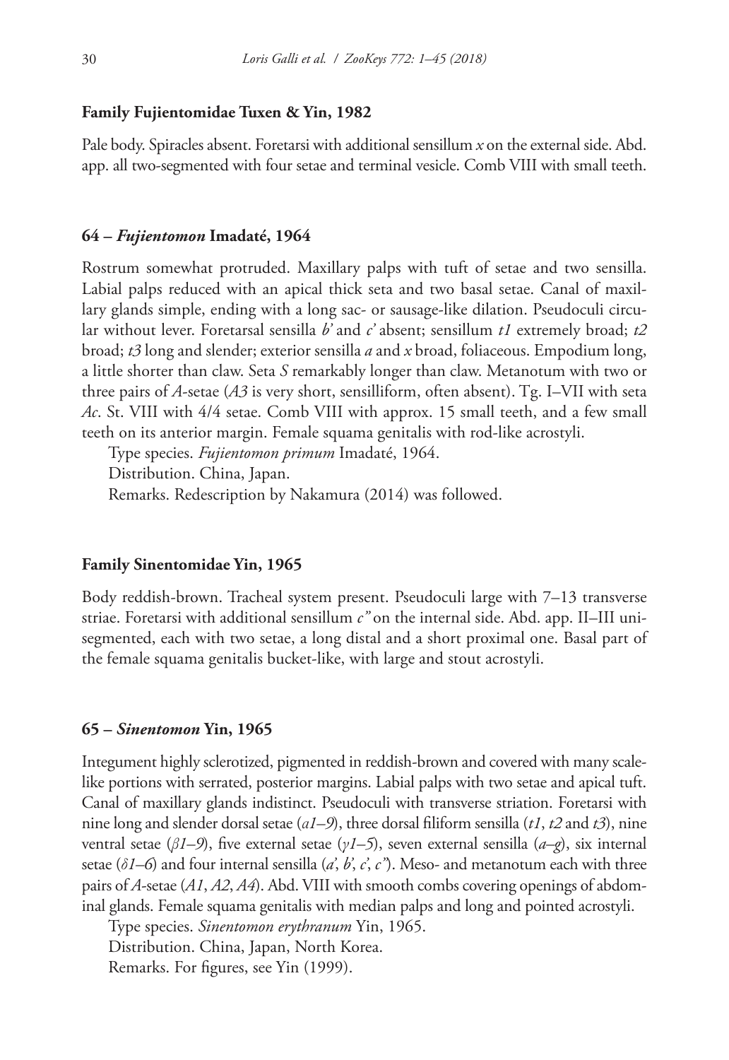### Family Fujientomidae Tuxen & Yin, 1982

Pale body. Spiracles absent. Foretarsi with additional sensillum *x* on the external side. Abd. app. all two-segmented with four setae and terminal vesicle. Comb VIII with small teeth.

### 64 – *Fujientomon* Imadaté, 1964

Rostrum somewhat protruded. Maxillary palps with tuft of setae and two sensilla. Labial palps reduced with an apical thick seta and two basal setae. Canal of maxillary glands simple, ending with a long sac- or sausage-like dilation. Pseudoculi circular without lever. Foretarsal sensilla *b'* and *c'* absent; sensillum *t1* extremely broad; *t2* broad; *t3* long and slender; exterior sensilla *a* and *x* broad, foliaceous. Empodium long, a little shorter than claw. Seta *S* remarkably longer than claw. Metanotum with two or three pairs of *A*-setae (*A3* is very short, sensilliform, often absent). Tg. I–VII with seta *Ac*. St. VIII with 4/4 setae. Comb VIII with approx. 15 small teeth, and a few small teeth on its anterior margin. Female squama genitalis with rod-like acrostyli.

Type species. *Fujientomon primum* Imadaté, 1964.

Distribution. China, Japan.

Remarks. Redescription by Nakamura (2014) was followed.

### Family Sinentomidae Yin, 1965

Body reddish-brown. Tracheal system present. Pseudoculi large with 7–13 transverse striae. Foretarsi with additional sensillum *c"* on the internal side. Abd. app. II–III unisegmented, each with two setae, a long distal and a short proximal one. Basal part of the female squama genitalis bucket-like, with large and stout acrostyli.

### 65 – *Sinentomon* Yin, 1965

Integument highly sclerotized, pigmented in reddish-brown and covered with many scale-like portions with serrated, posterior margins. Labial palps with two setae and apical tuft. Canal of maxillary glands indistinct. Pseudoculi with transverse striation. Foretarsi with nine long and slender dorsal setae (*a1–9*), three dorsal filiform sensilla (*t1*, *t2* and *t3*), nine ventral setae (*β1–9*), five external setae (*γ1–5*), seven external sensilla (*a–g*), six internal setae (*δ1–6*) and four internal sensilla (*a'*, *b'*, *c'*, *c"*). Meso- and metanotum each with three pairs of *A*-setae (*A1*, *A2*, *A4*). Abd. VIII with smooth combs covering openings of abdominal glands. Female squama genitalis with median palps and long and pointed acrostyli.

Type species. *Sinentomon erythranum* Yin, 1965.

Distribution. China, Japan, North Korea.

Remarks. For figures, see Yin (1999).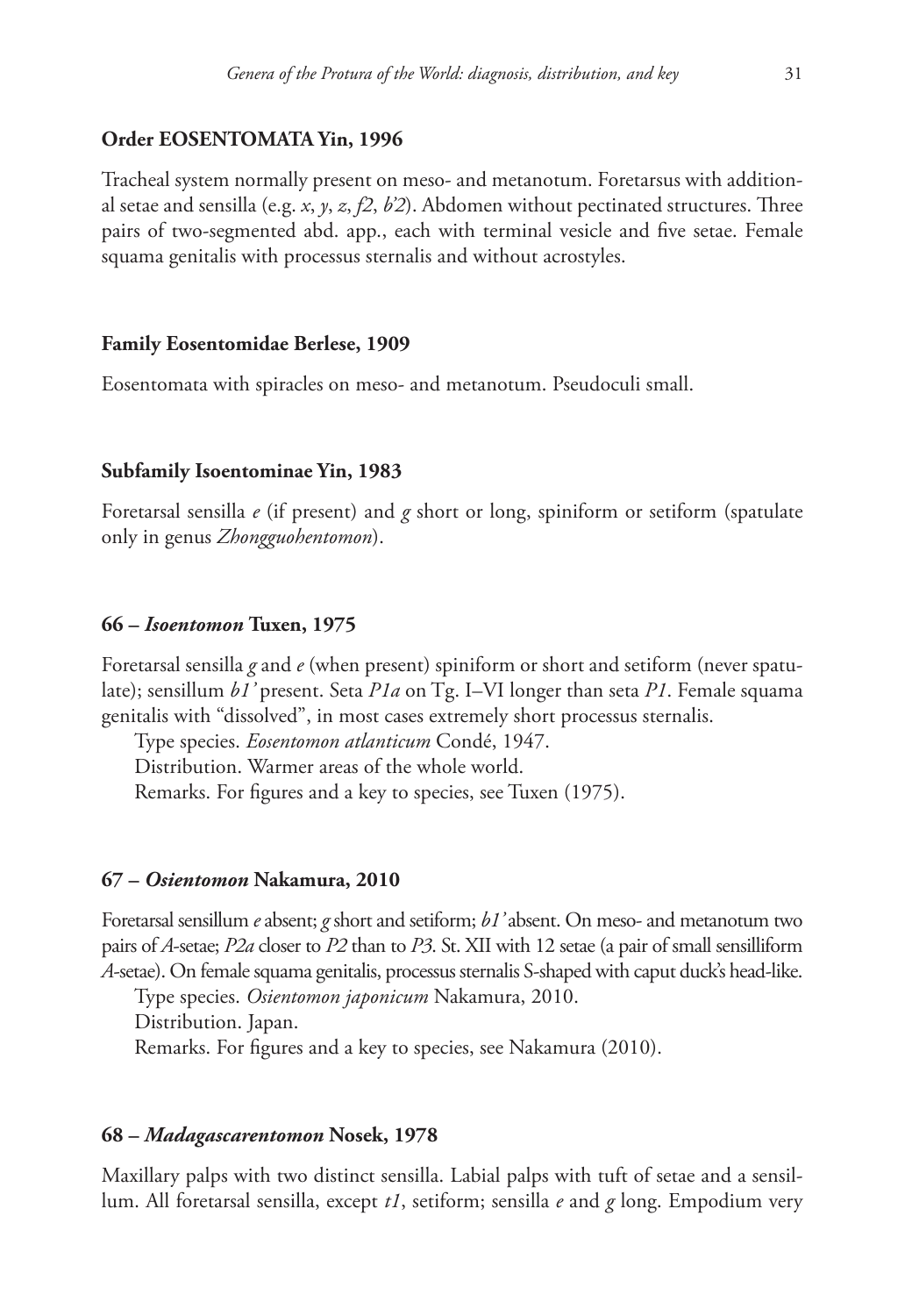### Order EOSENTOMATA Yin, 1996

Tracheal system normally present on meso- and metanotum. Foretarsus with additional setae and sensilla (e.g. *x*, *y*, *z*, *f2*, *b'2*). Abdomen without pectinated structures. Three pairs of two-segmented abd. app., each with terminal vesicle and five setae. Female squama genitalis with processus sternalis and without acrostyles.

### Family Eosentomidae Berlese, 1909

Eosentomata with spiracles on meso- and metanotum. Pseudoculi small.

### Subfamily Isoentominae Yin, 1983

Foretarsal sensilla *e* (if present) and *g* short or long, spiniform or setiform (spatulate only in genus *Zhongguohentomon*).

### 66 – *Isoentomon* Tuxen, 1975

Foretarsal sensilla *g* and *e* (when present) spiniform or short and setiform (never spatulate); sensillum *b1'* present. Seta *P1a* on Tg. I–VI longer than seta *P1*. Female squama genitalis with "dissolved", in most cases extremely short processus sternalis.

Type species. *Eosentomon atlanticum* Condé, 1947.

Distribution. Warmer areas of the whole world.

Remarks. For figures and a key to species, see Tuxen (1975).

### 67 – *Osientomon* Nakamura, 2010

Foretarsal sensillum *e* absent; *g* short and setiform; *b1'* absent. On meso- and metanotum two pairs of *A*-setae; *P2a* closer to *P2* than to *P3*. St. XII with 12 setae (a pair of small sensilliform *A*-setae). On female squama genitalis, processus sternalis S-shaped with caput duck's head-like.

Type species. *Osientomon japonicum* Nakamura, 2010.

Distribution. Japan.

Remarks. For figures and a key to species, see Nakamura (2010).

### 68 – *Madagascarentomon* Nosek, 1978

Maxillary palps with two distinct sensilla. Labial palps with tuft of setae and a sensillum. All foretarsal sensilla, except *t1*, setiform; sensilla *e* and *g* long. Empodium very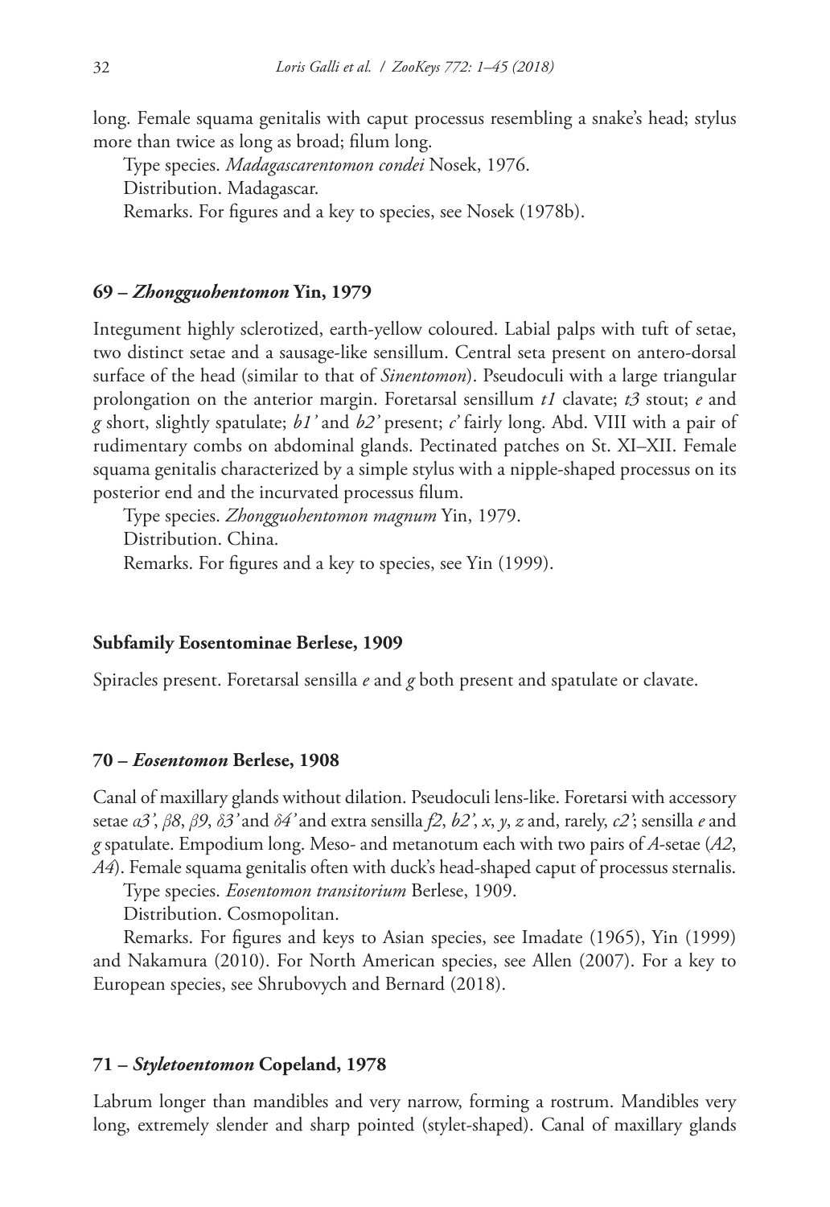long. Female squama genitalis with caput processus resembling a snake's head; stylus more than twice as long as broad; filum long.

Type species. *Madagascarentomon condei* Nosek, 1976.

Distribution. Madagascar.

Remarks. For figures and a key to species, see Nosek (1978b).

### 69 – *Zhongguohentomon* Yin, 1979

Integument highly sclerotized, earth-yellow coloured. Labial palps with tuft of setae, two distinct setae and a sausage-like sensillum. Central seta present on antero-dorsal surface of the head (similar to that of *Sinentomon*). Pseudoculi with a large triangular prolongation on the anterior margin. Foretarsal sensillum *t1* clavate; *t3* stout; *e* and *g* short, slightly spatulate; *b1'* and *b2'* present; *c'* fairly long. Abd. VIII with a pair of rudimentary combs on abdominal glands. Pectinated patches on St. XI–XII. Female squama genitalis characterized by a simple stylus with a nipple-shaped processus on its posterior end and the incurvated processus filum.

Type species. *Zhongguohentomon magnum* Yin, 1979.

Distribution. China.

Remarks. For figures and a key to species, see Yin (1999).

### Subfamily Eosentominae Berlese, 1909

Spiracles present. Foretarsal sensilla *e* and *g* both present and spatulate or clavate.

### 70 – *Eosentomon* Berlese, 1908

Canal of maxillary glands without dilation. Pseudoculi lens-like. Foretarsi with accessory setae *a3'*, *β8*, *β9*, *δ3'* and *δ4'* and extra sensilla *f2*, *b2'*, *x*, *y*, *z* and, rarely, *c2'*; sensilla *e* and *g* spatulate. Empodium long. Meso- and metanotum each with two pairs of *A*-setae (*A2*, *A4*). Female squama genitalis often with duck's head-shaped caput of processus sternalis.

Type species. *Eosentomon transitorium* Berlese, 1909.

Distribution. Cosmopolitan.

Remarks. For figures and keys to Asian species, see Imadate (1965), Yin (1999) and Nakamura (2010). For North American species, see Allen (2007). For a key to European species, see Shrubovych and Bernard (2018).

### 71 – *Styletoentomon* Copeland, 1978

Labrum longer than mandibles and very narrow, forming a rostrum. Mandibles very long, extremely slender and sharp pointed (stylet-shaped). Canal of maxillary glands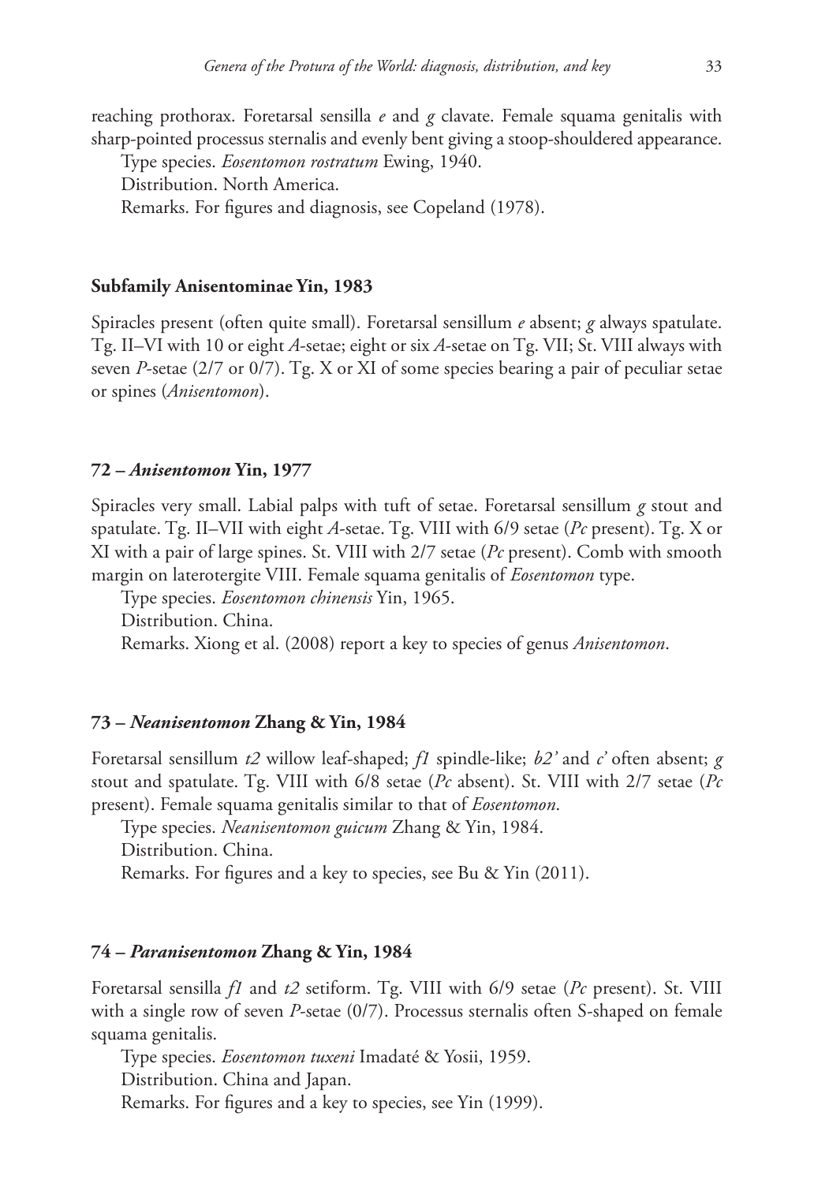reaching prothorax. Foretarsal sensilla *e* and *g* clavate. Female squama genitalis with sharp-pointed processus sternalis and evenly bent giving a stoop-shouldered appearance.

Type species. *Eosentomon rostratum* Ewing, 1940.

Distribution. North America.

Remarks. For figures and diagnosis, see Copeland (1978).

### Subfamily Anisentominae Yin, 1983

Spiracles present (often quite small). Foretarsal sensillum *e* absent; *g* always spatulate. Tg. II–VI with 10 or eight *A*-setae; eight or six *A*-setae on Tg. VII; St. VIII always with seven *P*-setae (2/7 or 0/7). Tg. X or XI of some species bearing a pair of peculiar setae or spines (*Anisentomon*).

### 72 – *Anisentomon* Yin, 1977

Spiracles very small. Labial palps with tuft of setae. Foretarsal sensillum *g* stout and spatulate. Tg. II–VII with eight *A*-setae. Tg. VIII with 6/9 setae (*Pc* present). Tg. X or XI with a pair of large spines. St. VIII with 2/7 setae (*Pc* present). Comb with smooth margin on laterotergite VIII. Female squama genitalis of *Eosentomon* type.

Type species. *Eosentomon chinensis* Yin, 1965.

Distribution. China.

Remarks. Xiong et al. (2008) report a key to species of genus *Anisentomon*.

### 73 – *Neanisentomon* Zhang & Yin, 1984

Foretarsal sensillum *t2* willow leaf-shaped; *f1* spindle-like; *b2'* and *c'* often absent; *g* stout and spatulate. Tg. VIII with 6/8 setae (*Pc* absent). St. VIII with 2/7 setae (*Pc* present). Female squama genitalis similar to that of *Eosentomon*.

Type species. *Neanisentomon guicum* Zhang & Yin, 1984.

Distribution. China.

Remarks. For figures and a key to species, see Bu & Yin (2011).

### 74 – *Paranisentomon* Zhang & Yin, 1984

Foretarsal sensilla *f1* and *t2* setiform. Tg. VIII with 6/9 setae (*Pc* present). St. VIII with a single row of seven *P*-setae (0/7). Processus sternalis often S-shaped on female squama genitalis.

Type species. *Eosentomon tuxeni* Imadaté & Yosii, 1959.

Distribution. China and Japan.

Remarks. For figures and a key to species, see Yin (1999).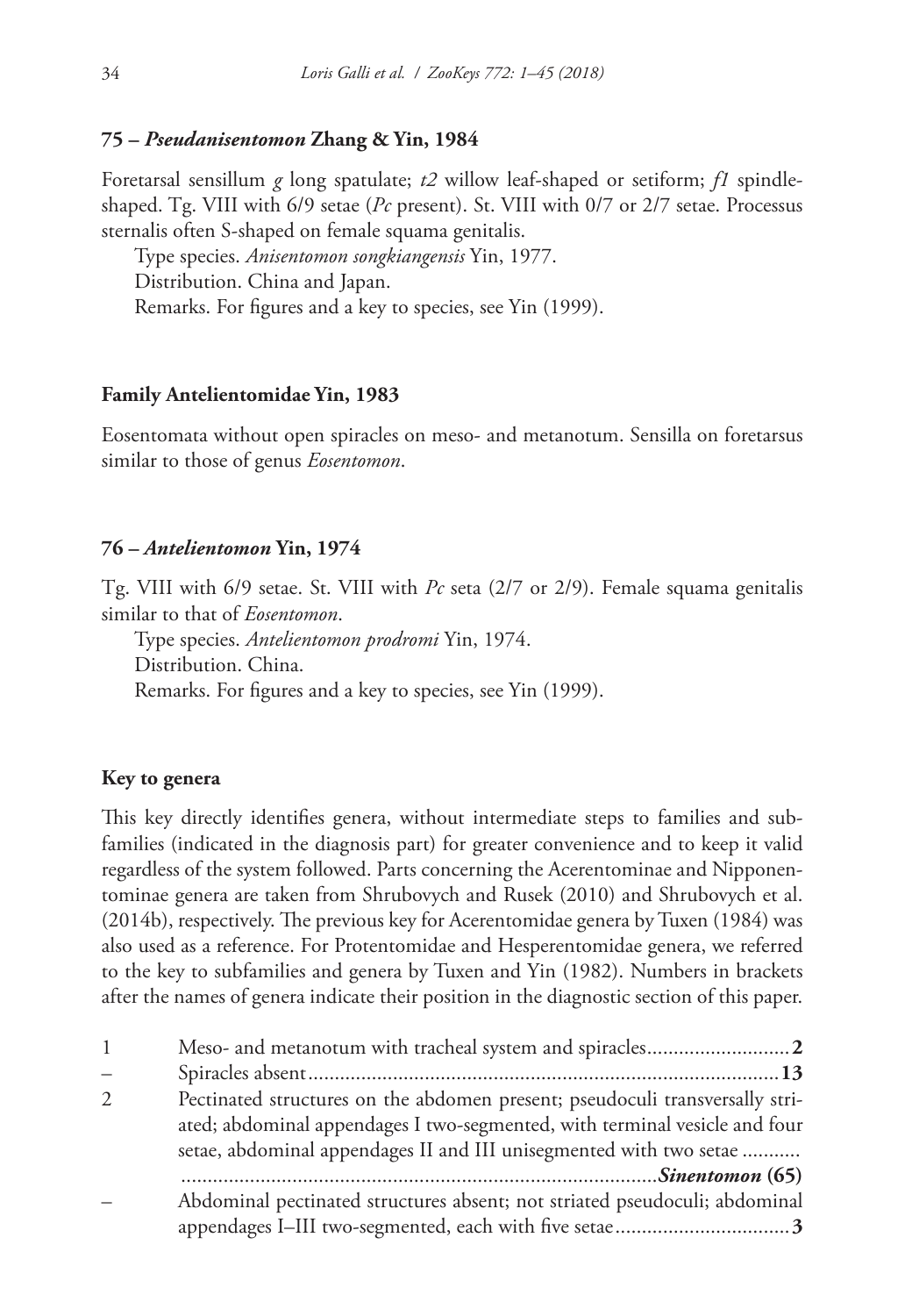### 75 – *Pseudanisentomon* Zhang & Yin, 1984

Foretarsal sensillum *g* long spatulate; *t2* willow leaf-shaped or setiform; *f1* spindle-shaped. Tg. VIII with 6/9 setae (*Pc* present). St. VIII with 0/7 or 2/7 setae. Processus sternalis often S-shaped on female squama genitalis.

Type species. *Anisentomon songkiangensis* Yin, 1977.

Distribution. China and Japan.

Remarks. For figures and a key to species, see Yin (1999).

### Family Antelientomidae Yin, 1983

Eosentomata without open spiracles on meso- and metanotum. Sensilla on foretarsus similar to those of genus *Eosentomon*.

### 76 – *Antelientomon* Yin, 1974

Tg. VIII with 6/9 setae. St. VIII with *Pc* seta (2/7 or 2/9). Female squama genitalis similar to that of *Eosentomon*.

Type species. *Antelientomon prodromi* Yin, 1974.

Distribution. China.

Remarks. For figures and a key to species, see Yin (1999).

### Key to genera

This key directly identifies genera, without intermediate steps to families and subfamilies (indicated in the diagnosis part) for greater convenience and to keep it valid regardless of the system followed. Parts concerning the Acerentominae and Nipponentominae genera are taken from Shrubovych and Rusek (2010) and Shrubovych et al. (2014b), respectively. The previous key for Acerentomidae genera by Tuxen (1984) was also used as a reference. For Protentomidae and Hesperentomidae genera, we referred to the key to subfamilies and genera by Tuxen and Yin (1982). Numbers in brackets after the names of genera indicate their position in the diagnostic section of this paper.

| | | |
|---|---|---|
| 1 | Meso- and metanotum with tracheal system and spiracles | **2** |
| – | Spiracles absent | **13** |
| 2 | Pectinated structures on the abdomen present; pseudoculi transversally striated; abdominal appendages I two-segmented, with terminal vesicle and four setae, abdominal appendages II and III unisegmented with two setae | ***Sinentomon* (65)** |
| – | Abdominal pectinated structures absent; not striated pseudoculi; abdominal appendages I–III two-segmented, each with five setae | **3** |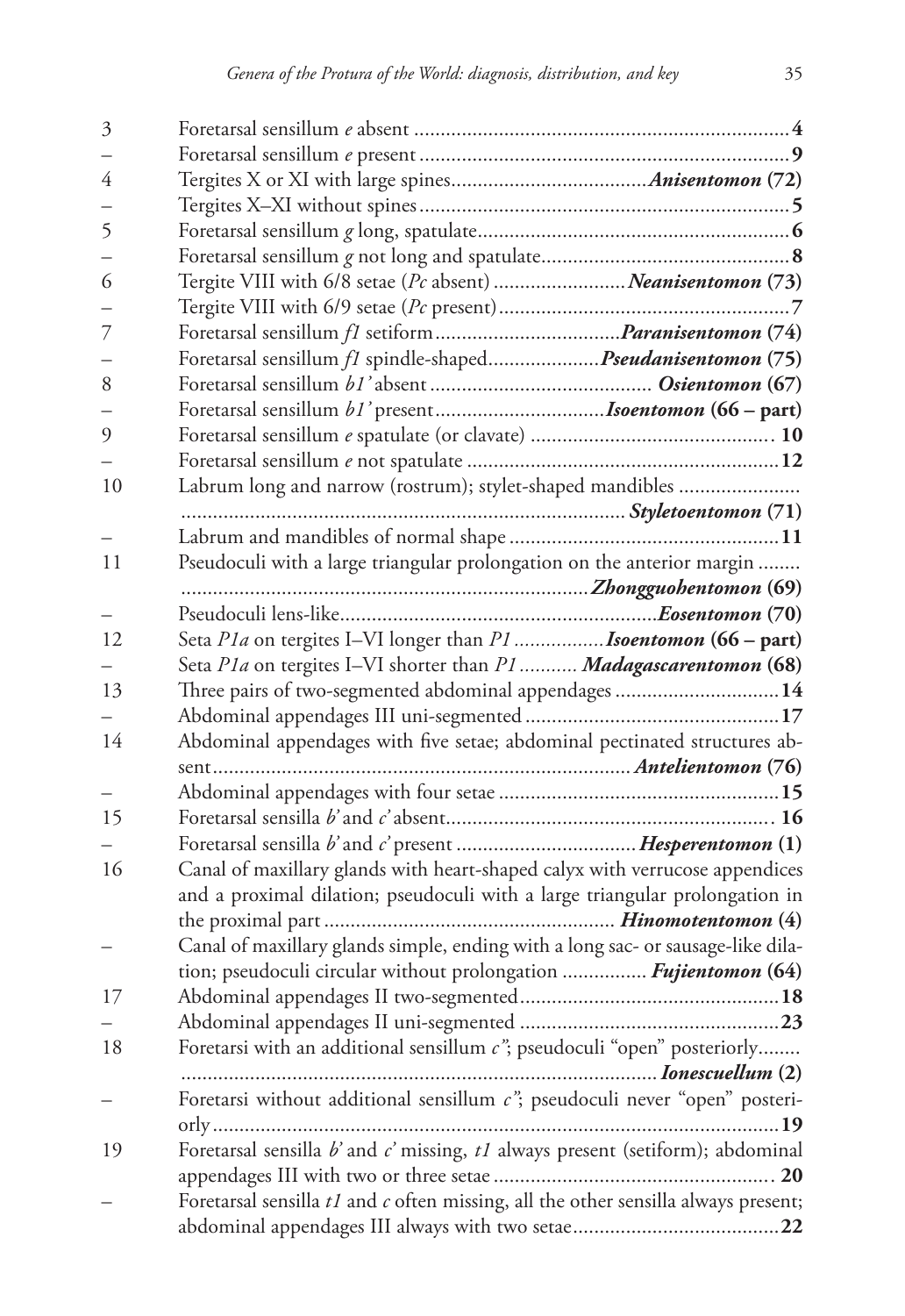| | | |
|---|---|---|
| 3 | Foretarsal sensillum *e* absent | **4** |
| – | Foretarsal sensillum *e* present | **9** |
| 4 | Tergites X or XI with large spines | ***Anisentomon* (72)** |
| – | Tergites X–XI without spines | **5** |
| 5 | Foretarsal sensillum *g* long, spatulate | **6** |
| – | Foretarsal sensillum *g* not long and spatulate | **8** |
| 6 | Tergite VIII with 6/8 setae (*Pc* absent) | ***Neanisentomon* (73)** |
| – | Tergite VIII with 6/9 setae (*Pc* present) | **7** |
| 7 | Foretarsal sensillum *f1* setiform | ***Paranisentomon* (74)** |
| – | Foretarsal sensillum *f1* spindle-shaped | ***Pseudanisentomon* (75)** |
| 8 | Foretarsal sensillum *b1'* absent | ***Osientomon* (67)** |
| – | Foretarsal sensillum *b1'* present | ***Isoentomon* (66 – part)** |
| 9 | Foretarsal sensillum *e* spatulate (or clavate) | **10** |
| – | Foretarsal sensillum *e* not spatulate | **12** |
| 10 | Labrum long and narrow (rostrum); stylet-shaped mandibles | ***Styletoentomon* (71)** |
| – | Labrum and mandibles of normal shape | **11** |
| 11 | Pseudoculi with a large triangular prolongation on the anterior margin | ***Zhongguohentomon* (69)** |
| – | Pseudoculi lens-like | ***Eosentomon* (70)** |
| 12 | Seta *P1a* on tergites I–VI longer than *P1* | ***Isoentomon* (66 – part)** |
| – | Seta *P1a* on tergites I–VI shorter than *P1* | ***Madagascarentomon* (68)** |
| 13 | Three pairs of two-segmented abdominal appendages | **14** |
| – | Abdominal appendages III uni-segmented | **17** |
| 14 | Abdominal appendages with five setae; abdominal pectinated structures absent | ***Antelientomon* (76)** |
| – | Abdominal appendages with four setae | **15** |
| 15 | Foretarsal sensilla *b'* and *c'* absent | **16** |
| – | Foretarsal sensilla *b'* and *c'* present | ***Hesperentomon* (1)** |
| 16 | Canal of maxillary glands with heart-shaped calyx with verrucose appendices and a proximal dilation; pseudoculi with a large triangular prolongation in the proximal part | ***Hinomotentomon* (4)** |
| – | Canal of maxillary glands simple, ending with a long sac- or sausage-like dilation; pseudoculi circular without prolongation | ***Fujientomon* (64)** |
| 17 | Abdominal appendages II two-segmented | **18** |
| – | Abdominal appendages II uni-segmented | **23** |
| 18 | Foretarsi with an additional sensillum *c"*; pseudoculi "open" posteriorly | ***Ionescuellum* (2)** |
| – | Foretarsi without additional sensillum *c"*; pseudoculi never "open" posteriorly | **19** |
| 19 | Foretarsal sensilla *b'* and *c'* missing, *t1* always present (setiform); abdominal appendages III with two or three setae | **20** |
| – | Foretarsal sensilla *t1* and *c* often missing, all the other sensilla always present; abdominal appendages III always with two setae | **22** |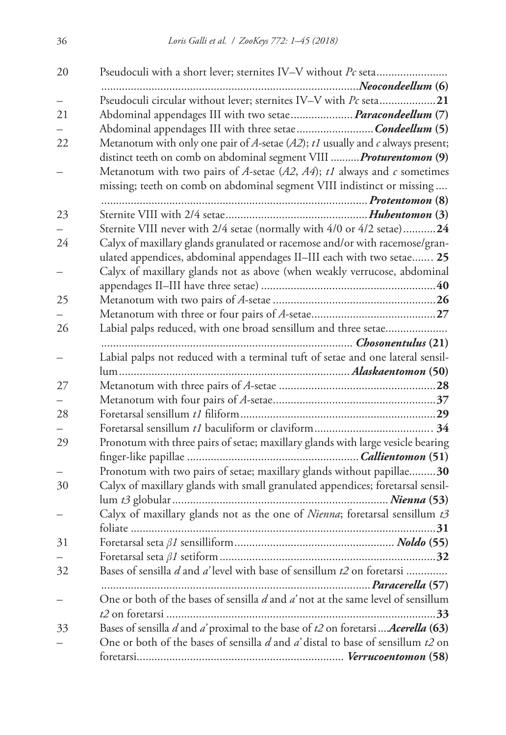| | | |
|---|---|---|
| 20 | Pseudoculi with a short lever; sternites IV–V without *Pc* seta | ***Neocondeellum* (6)** |
| – | Pseudoculi circular without lever; sternites IV–V with *Pc* seta | **21** |
| 21 | Abdominal appendages III with two setae | ***Paracondeellum* (7)** |
| – | Abdominal appendages III with three setae | ***Condeellum* (5)** |
| 22 | Metanotum with only one pair of *A*-setae (*A2*); *t1* usually and *c* always present; distinct teeth on comb on abdominal segment VIII | ***Proturentomon* (9)** |
| – | Metanotum with two pairs of *A*-setae (*A2*, *A4*); *t1* always and *c* sometimes missing; teeth on comb on abdominal segment VIII indistinct or missing | ***Protentomon* (8)** |
| 23 | Sternite VIII with 2/4 setae | ***Hubentomon* (3)** |
| – | Sternite VIII never with 2/4 setae (normally with 4/0 or 4/2 setae) | **24** |
| 24 | Calyx of maxillary glands granulated or racemose and/or with racemose/granulated appendices, abdominal appendages II–III each with two setae | **25** |
| – | Calyx of maxillary glands not as above (when weakly verrucose, abdominal appendages II–III have three setae) | **40** |
| 25 | Metanotum with two pairs of *A*-setae | **26** |
| – | Metanotum with three or four pairs of *A*-setae | **27** |
| 26 | Labial palps reduced, with one broad sensillum and three setae | ***Chosonentulus* (21)** |
| – | Labial palps not reduced with a terminal tuft of setae and one lateral sensillum | ***Alaskaentomon* (50)** |
| 27 | Metanotum with three pairs of *A*-setae | **28** |
| – | Metanotum with four pairs of *A*-setae | **37** |
| 28 | Foretarsal sensillum *t1* filiform | **29** |
| – | Foretarsal sensillum *t1* baculiform or claviform | **34** |
| 29 | Pronotum with three pairs of setae; maxillary glands with large vesicle bearing finger-like papillae | ***Callientomon* (51)** |
| – | Pronotum with two pairs of setae; maxillary glands without papillae | **30** |
| 30 | Calyx of maxillary glands with small granulated appendices; foretarsal sensillum *t3* globular | ***Nienna* (53)** |
| – | Calyx of maxillary glands not as the one of *Nienna*; foretarsal sensillum *t3* foliate | **31** |
| 31 | Foretarsal seta *β1* sensilliform | ***Noldo* (55)** |
| – | Foretarsal seta *β1* setiform | **32** |
| 32 | Bases of sensilla *d* and *a'* level with base of sensillum *t2* on foretarsi | ***Paracerella* (57)** |
| – | One or both of the bases of sensilla *d* and *a'* not at the same level of sensillum *t2* on foretarsi | **33** |
| 33 | Bases of sensilla *d* and *a'* proximal to the base of *t2* on foretarsi | ***Acerella* (63)** |
| – | One or both of the bases of sensilla *d* and *a'* distal to base of sensillum *t2* on foretarsi | ***Verrucoentomon* (58)** |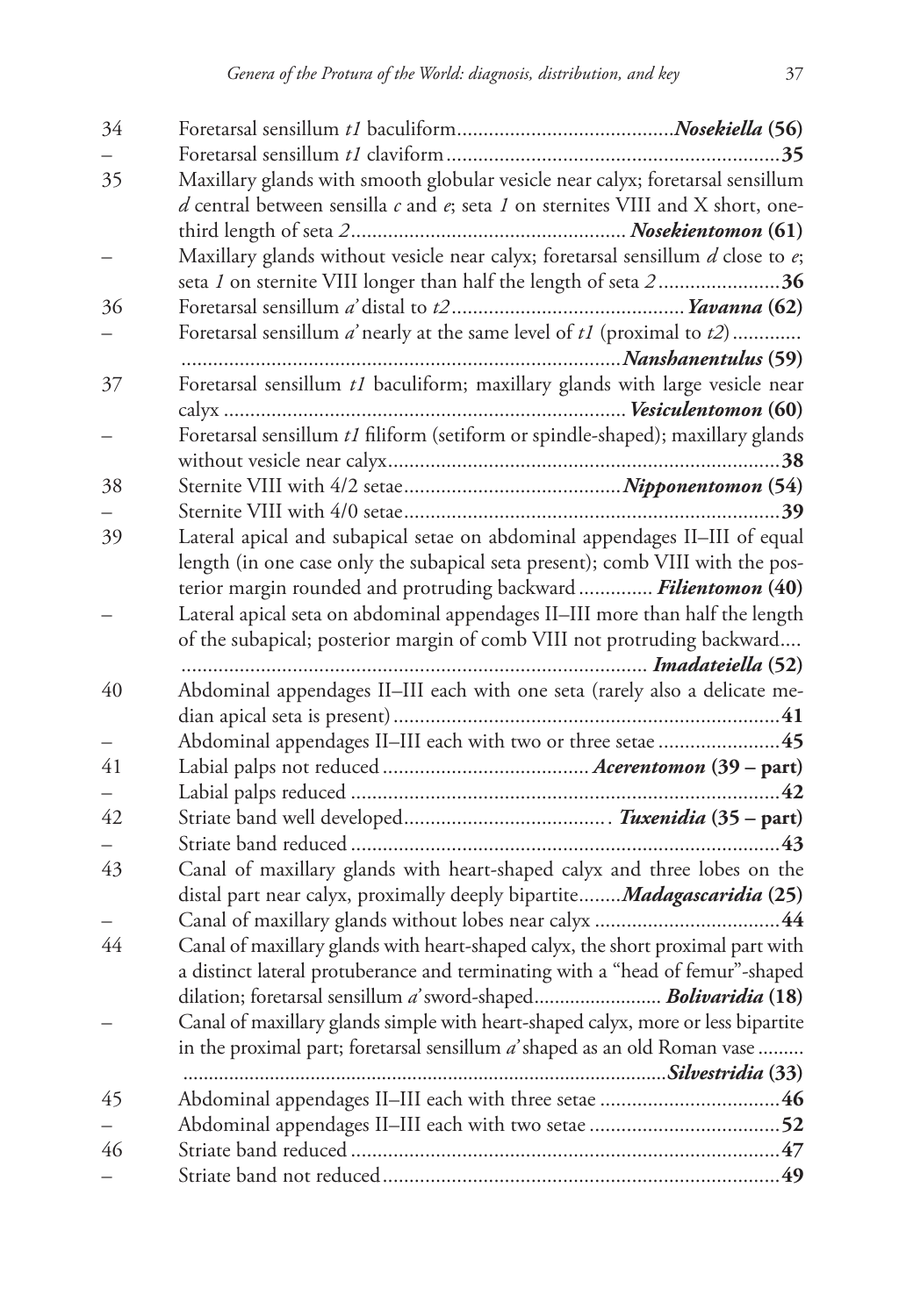| | | |
|---|---|---|
| 34 | Foretarsal sensillum *t1* baculiform | ***Nosekiella* (56)** |
| – | Foretarsal sensillum *t1* claviform | **35** |
| 35 | Maxillary glands with smooth globular vesicle near calyx; foretarsal sensillum *d* central between sensilla *c* and *e*; seta *1* on sternites VIII and X short, one-third length of seta *2* | ***Nosekientomon* (61)** |
| – | Maxillary glands without vesicle near calyx; foretarsal sensillum *d* close to *e*; seta *1* on sternite VIII longer than half the length of seta *2* | **36** |
| 36 | Foretarsal sensillum *a'* distal to *t2* | ***Yavanna* (62)** |
| – | Foretarsal sensillum *a'* nearly at the same level of *t1* (proximal to *t2*) | ***Nanshanentulus* (59)** |
| 37 | Foretarsal sensillum *t1* baculiform; maxillary glands with large vesicle near calyx | ***Vesiculentomon* (60)** |
| – | Foretarsal sensillum *t1* filiform (setiform or spindle-shaped); maxillary glands without vesicle near calyx | **38** |
| 38 | Sternite VIII with 4/2 setae | ***Nipponentomon* (54)** |
| – | Sternite VIII with 4/0 setae | **39** |
| 39 | Lateral apical and subapical setae on abdominal appendages II–III of equal length (in one case only the subapical seta present); comb VIII with the posterior margin rounded and protruding backward | ***Filientomon* (40)** |
| – | Lateral apical seta on abdominal appendages II–III more than half the length of the subapical; posterior margin of comb VIII not protruding backward | ***Imadateiella* (52)** |
| 40 | Abdominal appendages II–III each with one seta (rarely also a delicate median apical seta is present) | **41** |
| – | Abdominal appendages II–III each with two or three setae | **45** |
| 41 | Labial palps not reduced | ***Acerentomon* (39 – part)** |
| – | Labial palps reduced | **42** |
| 42 | Striate band well developed | ***Tuxenidia* (35 – part)** |
| – | Striate band reduced | **43** |
| 43 | Canal of maxillary glands with heart-shaped calyx and three lobes on the distal part near calyx, proximally deeply bipartite | ***Madagascaridia* (25)** |
| – | Canal of maxillary glands without lobes near calyx | **44** |
| 44 | Canal of maxillary glands with heart-shaped calyx, the short proximal part with a distinct lateral protuberance and terminating with a “head of femur”-shaped dilation; foretarsal sensillum *a'* sword-shaped | ***Bolivaridia* (18)** |
| – | Canal of maxillary glands simple with heart-shaped calyx, more or less bipartite in the proximal part; foretarsal sensillum *a'* shaped as an old Roman vase | ***Silvestridia* (33)** |
| 45 | Abdominal appendages II–III each with three setae | **46** |
| – | Abdominal appendages II–III each with two setae | **52** |
| 46 | Striate band reduced | **47** |
| – | Striate band not reduced | **49** |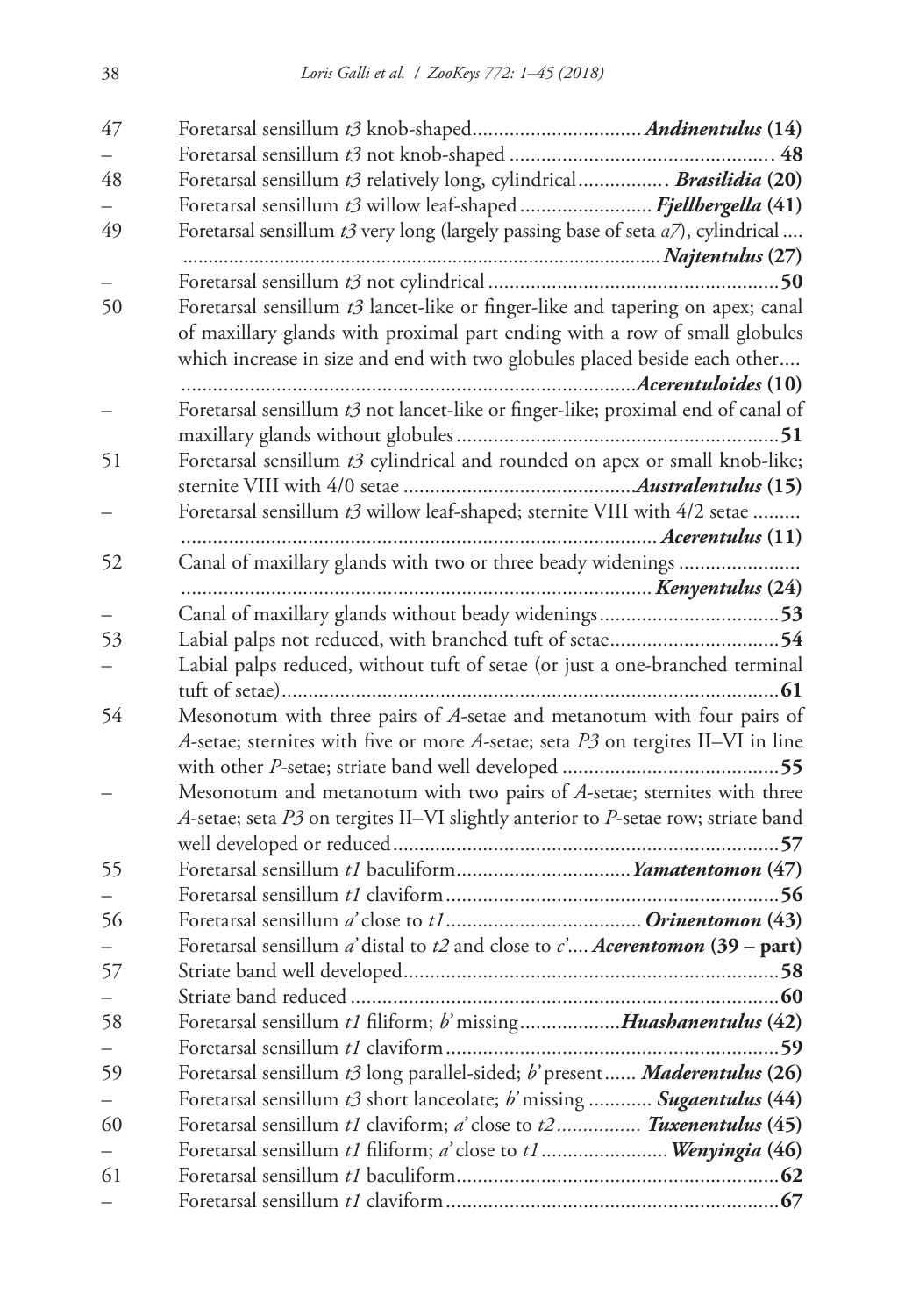| | | |
|---|---|---|
| 47 | Foretarsal sensillum *t3* knob-shaped | ***Andinentulus* (14)** |
| – | Foretarsal sensillum *t3* not knob-shaped | **48** |
| 48 | Foretarsal sensillum *t3* relatively long, cylindrical | ***Brasilidia* (20)** |
| – | Foretarsal sensillum *t3* willow leaf-shaped | ***Fjellbergella* (41)** |
| 49 | Foretarsal sensillum *t3* very long (largely passing base of seta *a7*), cylindrical | ***Najtentulus* (27)** |
| – | Foretarsal sensillum *t3* not cylindrical | **50** |
| 50 | Foretarsal sensillum *t3* lancet-like or finger-like and tapering on apex; canal of maxillary glands with proximal part ending with a row of small globules which increase in size and end with two globules placed beside each other | ***Acerentuloides* (10)** |
| – | Foretarsal sensillum *t3* not lancet-like or finger-like; proximal end of canal of maxillary glands without globules | **51** |
| 51 | Foretarsal sensillum *t3* cylindrical and rounded on apex or small knob-like; sternite VIII with 4/0 setae | ***Australentulus* (15)** |
| – | Foretarsal sensillum *t3* willow leaf-shaped; sternite VIII with 4/2 setae | ***Acerentulus* (11)** |
| 52 | Canal of maxillary glands with two or three beady widenings | ***Kenyentulus* (24)** |
| – | Canal of maxillary glands without beady widenings | **53** |
| 53 | Labial palps not reduced, with branched tuft of setae | **54** |
| – | Labial palps reduced, without tuft of setae (or just a one-branched terminal tuft of setae) | **61** |
| 54 | Mesonotum with three pairs of *A*-setae and metanotum with four pairs of *A*-setae; sternites with five or more *A*-setae; seta *P3* on tergites II–VI in line with other *P*-setae; striate band well developed | **55** |
| – | Mesonotum and metanotum with two pairs of *A*-setae; sternites with three *A*-setae; seta *P3* on tergites II–VI slightly anterior to *P*-setae row; striate band well developed or reduced | **57** |
| 55 | Foretarsal sensillum *t1* baculiform | ***Yamatentomon* (47)** |
| – | Foretarsal sensillum *t1* claviform | **56** |
| 56 | Foretarsal sensillum *a'* close to *t1* | ***Orinentomon* (43)** |
| – | Foretarsal sensillum *a'* distal to *t2* and close to *c'* | ***Acerentomon* (39 – part)** |
| 57 | Striate band well developed | **58** |
| – | Striate band reduced | **60** |
| 58 | Foretarsal sensillum *t1* filiform; *b'* missing | ***Huashanentulus* (42)** |
| – | Foretarsal sensillum *t1* claviform | **59** |
| 59 | Foretarsal sensillum *t3* long parallel-sided; *b'* present | ***Maderentulus* (26)** |
| – | Foretarsal sensillum *t3* short lanceolate; *b'* missing | ***Sugaentulus* (44)** |
| 60 | Foretarsal sensillum *t1* claviform; *a'* close to *t2* | ***Tuxenentulus* (45)** |
| – | Foretarsal sensillum *t1* filiform; *a'* close to *t1* | ***Wenyingia* (46)** |
| 61 | Foretarsal sensillum *t1* baculiform | **62** |
| – | Foretarsal sensillum *t1* claviform | **67** |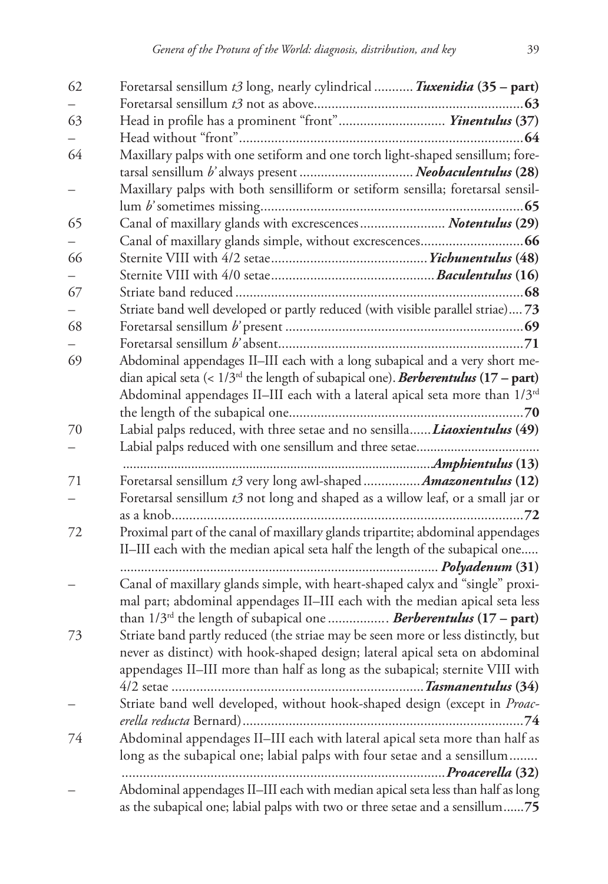62 Foretarsal sensillum *t3* long, nearly cylindrical ........... ***Tuxenidia* (35 – part)**

– Foretarsal sensillum *t3* not as above........................................................... **63**

63 Head in profile has a prominent "front".............................. ***Yinentulus* (37)**

– Head without "front"................................................................................ **64**

64 Maxillary palps with one setiform and one torch light-shaped sensillum; foretarsal sensillum *b'* always present ................................ ***Neobaculentulus* (28)**

– Maxillary palps with both sensilliform or setiform sensilla; foretarsal sensillum *b'* sometimes missing......................................................................... **65**

65 Canal of maxillary glands with excrescences........................ ***Notentulus* (29)**

– Canal of maxillary glands simple, without excrescences............................. **66**

66 Sternite VIII with 4/2 setae............................................ ***Yichunentulus* (48)**

– Sternite VIII with 4/0 setae.............................................. ***Baculentulus* (16)**

67 Striate band reduced ................................................................................ **68**

– Striate band well developed or partly reduced (with visible parallel striae).... **73**

68 Foretarsal sensillum *b'* present ................................................................... **69**

– Foretarsal sensillum *b'* absent..................................................................... **71**

69 Abdominal appendages II–III each with a long subapical and a very short median apical seta (< 1/3rd the length of subapical one). ***Berberentulus* (17 – part)**

Abdominal appendages II–III each with a lateral apical seta more than 1/3rd the length of the subapical one................................................................... **70**

70 Labial palps reduced, with three setae and no sensilla...... ***Liaoxientulus* (49)**

– Labial palps reduced with one sensillum and three setae................................... ............................................................................................ ***Amphientulus* (13)**

71 Foretarsal sensillum *t3* very long awl-shaped ................ ***Amazonentulus* (12)**

– Foretarsal sensillum *t3* not long and shaped as a willow leaf, or a small jar or as a knob.................................................................................................. **72**

72 Proximal part of the canal of maxillary glands tripartite; abdominal appendages II–III each with the median apical seta half the length of the subapical one..... ........................................................................................... ***Polyadenum* (31)**

– Canal of maxillary glands simple, with heart-shaped calyx and "single" proximal part; abdominal appendages II–III each with the median apical seta less than 1/3rd the length of subapical one ................. ***Berberentulus* (17 – part)**

73 Striate band partly reduced (the striae may be seen more or less distinctly, but never as distinct) with hook-shaped design; lateral apical seta on abdominal appendages II–III more than half as long as the subapical; sternite VIII with 4/2 setae ....................................................................... ***Tasmanentulus* (34)**

– Striate band well developed, without hook-shaped design (except in *Proacerella reducta* Bernard).............................................................................. **74**

74 Abdominal appendages II–III each with lateral apical seta more than half as long as the subapical one; labial palps with four setae and a sensillum........ ............................................................................................ ***Proacerella* (32)**

– Abdominal appendages II–III each with median apical seta less than half as long as the subapical one; labial palps with two or three setae and a sensillum...... **75**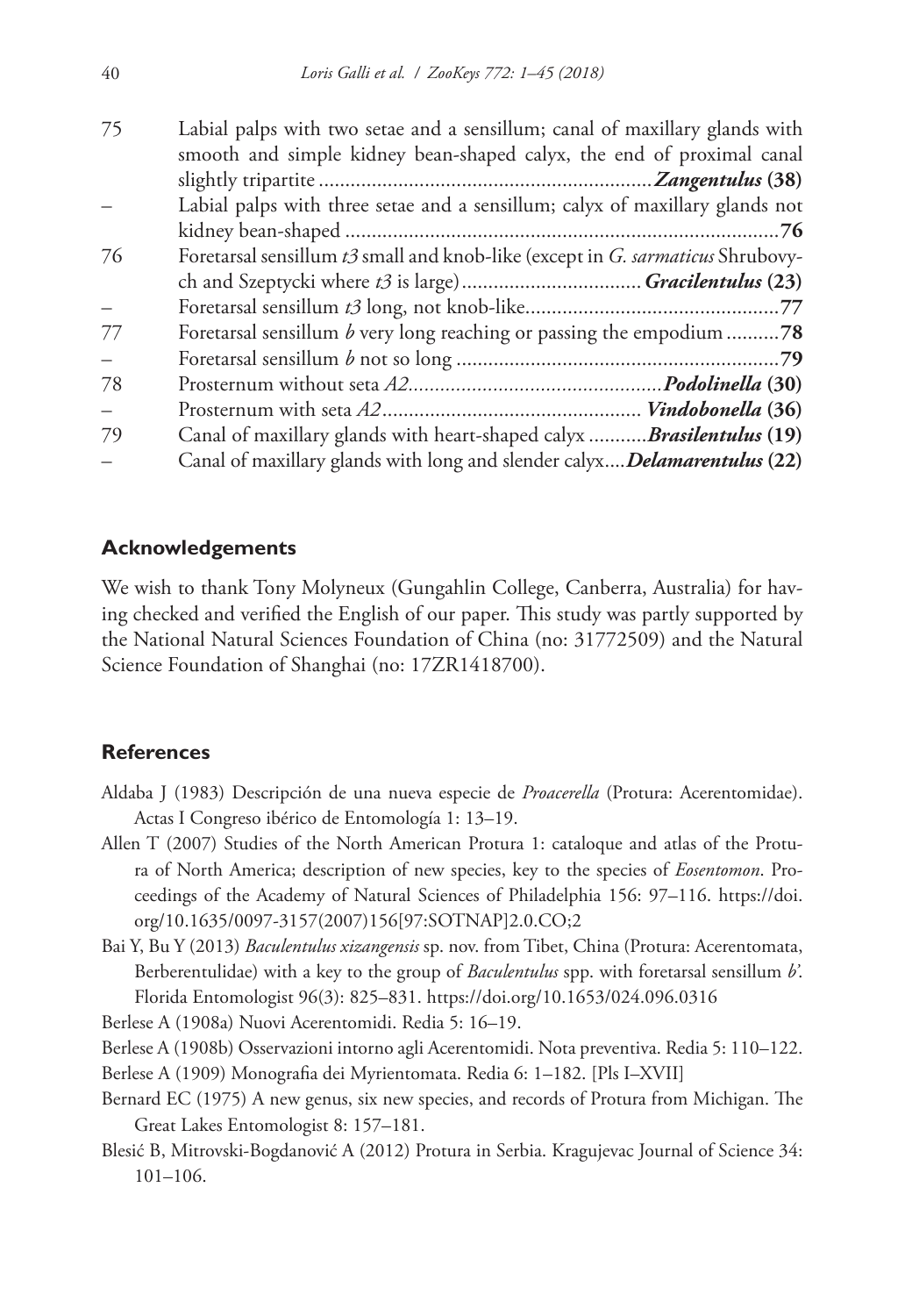75 Labial palps with two setae and a sensillum; canal of maxillary glands with smooth and simple kidney bean-shaped calyx, the end of proximal canal slightly tripartite ............................................................. ***Zangentulus* (38)**

– Labial palps with three setae and a sensillum; calyx of maxillary glands not kidney bean-shaped ................................................................................**76**

76 Foretarsal sensillum *t3* small and knob-like (except in *G. sarmaticus* Shrubovych and Szeptycki where *t3* is large).................................. ***Gracilentulus* (23)**

– Foretarsal sensillum *t3* long, not knob-like................................................**77**

77 Foretarsal sensillum *b* very long reaching or passing the empodium ..........**78**

– Foretarsal sensillum *b* not so long ............................................................**79**

78 Prosternum without seta *A2*................................................ ***Podolinella* (30)**

– Prosternum with seta *A2*................................................. ***Vindobonella* (36)**

79 Canal of maxillary glands with heart-shaped calyx ........... ***Brasilentulus* (19)**

– Canal of maxillary glands with long and slender calyx.... ***Delamarentulus* (22)**

## Acknowledgements

We wish to thank Tony Molyneux (Gungahlin College, Canberra, Australia) for having checked and verified the English of our paper. This study was partly supported by the National Natural Sciences Foundation of China (no: 31772509) and the Natural Science Foundation of Shanghai (no: 17ZR1418700).

## References

Aldaba J (1983) Descripción de una nueva especie de *Proacerella* (Protura: Acerentomidae). Actas I Congreso ibérico de Entomología 1: 13–19.

Allen T (2007) Studies of the North American Protura 1: cataloque and atlas of the Protura of North America; description of new species, key to the species of *Eosentomon*. Proceedings of the Academy of Natural Sciences of Philadelphia 156: 97–116. https://doi.org/10.1635/0097-3157(2007)156[97:SOTNAP]2.0.CO;2

Bai Y, Bu Y (2013) *Baculentulus xizangensis* sp. nov. from Tibet, China (Protura: Acerentomata, Berberentulidae) with a key to the group of *Baculentulus* spp. with foretarsal sensillum *b'*. Florida Entomologist 96(3): 825–831. https://doi.org/10.1653/024.096.0316

Berlese A (1908a) Nuovi Acerentomidi. Redia 5: 16–19.

Berlese A (1908b) Osservazioni intorno agli Acerentomidi. Nota preventiva. Redia 5: 110–122.

Berlese A (1909) Monografia dei Myrientomata. Redia 6: 1–182. [Pls I–XVII]

Bernard EC (1975) A new genus, six new species, and records of Protura from Michigan. The Great Lakes Entomologist 8: 157–181.

Blesić B, Mitrovski-Bogdanović A (2012) Protura in Serbia. Kragujevac Journal of Science 34: 101–106.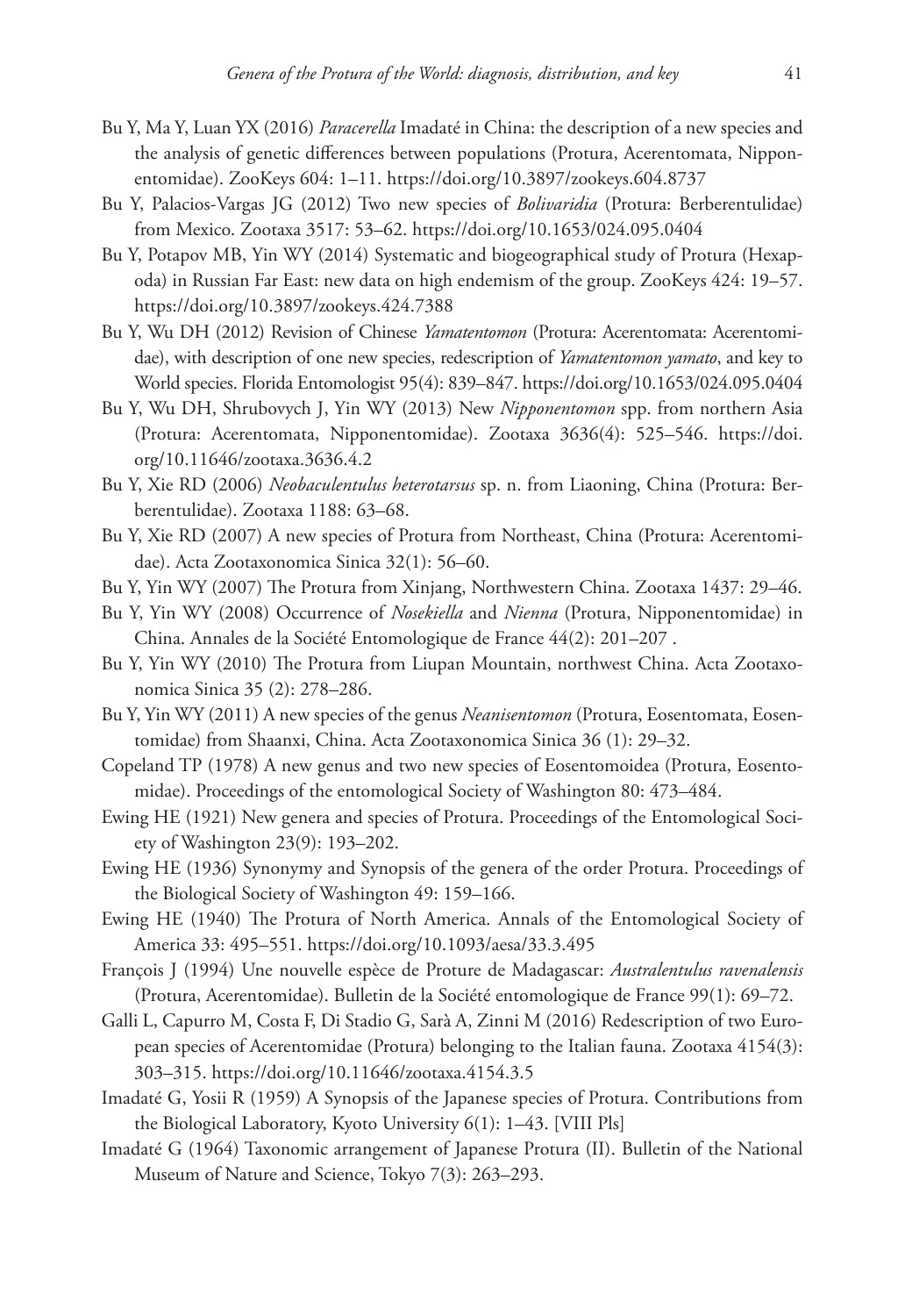Bu Y, Ma Y, Luan YX (2016) *Paracerella* Imadaté in China: the description of a new species and the analysis of genetic differences between populations (Protura, Acerentomata, Nipponentomidae). ZooKeys 604: 1–11. https://doi.org/10.3897/zookeys.604.8737

Bu Y, Palacios-Vargas JG (2012) Two new species of *Bolivaridia* (Protura: Berberentulidae) from Mexico. Zootaxa 3517: 53–62. https://doi.org/10.1653/024.095.0404

Bu Y, Potapov MB, Yin WY (2014) Systematic and biogeographical study of Protura (Hexapoda) in Russian Far East: new data on high endemism of the group. ZooKeys 424: 19–57. https://doi.org/10.3897/zookeys.424.7388

Bu Y, Wu DH (2012) Revision of Chinese *Yamatentomon* (Protura: Acerentomata: Acerentomidae), with description of one new species, redescription of *Yamatentomon yamato*, and key to World species. Florida Entomologist 95(4): 839–847. https://doi.org/10.1653/024.095.0404

Bu Y, Wu DH, Shrubovych J, Yin WY (2013) New *Nipponentomon* spp. from northern Asia (Protura: Acerentomata, Nipponentomidae). Zootaxa 3636(4): 525–546. https://doi.org/10.11646/zootaxa.3636.4.2

Bu Y, Xie RD (2006) *Neobaculentulus heterotarsus* sp. n. from Liaoning, China (Protura: Berberentulidae). Zootaxa 1188: 63–68.

Bu Y, Xie RD (2007) A new species of Protura from Northeast, China (Protura: Acerentomidae). Acta Zootaxonomica Sinica 32(1): 56–60.

Bu Y, Yin WY (2007) The Protura from Xinjang, Northwestern China. Zootaxa 1437: 29–46.

Bu Y, Yin WY (2008) Occurrence of *Nosekiella* and *Nienna* (Protura, Nipponentomidae) in China. Annales de la Société Entomologique de France 44(2): 201–207 .

Bu Y, Yin WY (2010) The Protura from Liupan Mountain, northwest China. Acta Zootaxonomica Sinica 35 (2): 278–286.

Bu Y, Yin WY (2011) A new species of the genus *Neanisentomon* (Protura, Eosentomata, Eosentomidae) from Shaanxi, China. Acta Zootaxonomica Sinica 36 (1): 29–32.

Copeland TP (1978) A new genus and two new species of Eosentomoidea (Protura, Eosentomidae). Proceedings of the entomological Society of Washington 80: 473–484.

Ewing HE (1921) New genera and species of Protura. Proceedings of the Entomological Society of Washington 23(9): 193–202.

Ewing HE (1936) Synonymy and Synopsis of the genera of the order Protura. Proceedings of the Biological Society of Washington 49: 159–166.

Ewing HE (1940) The Protura of North America. Annals of the Entomological Society of America 33: 495–551. https://doi.org/10.1093/aesa/33.3.495

François J (1994) Une nouvelle espèce de Proture de Madagascar: *Australentulus ravenalensis* (Protura, Acerentomidae). Bulletin de la Société entomologique de France 99(1): 69–72.

Galli L, Capurro M, Costa F, Di Stadio G, Sarà A, Zinni M (2016) Redescription of two European species of Acerentomidae (Protura) belonging to the Italian fauna. Zootaxa 4154(3): 303–315. https://doi.org/10.11646/zootaxa.4154.3.5

Imadaté G, Yosii R (1959) A Synopsis of the Japanese species of Protura. Contributions from the Biological Laboratory, Kyoto University 6(1): 1–43. [VIII Pls]

Imadaté G (1964) Taxonomic arrangement of Japanese Protura (II). Bulletin of the National Museum of Nature and Science, Tokyo 7(3): 263–293.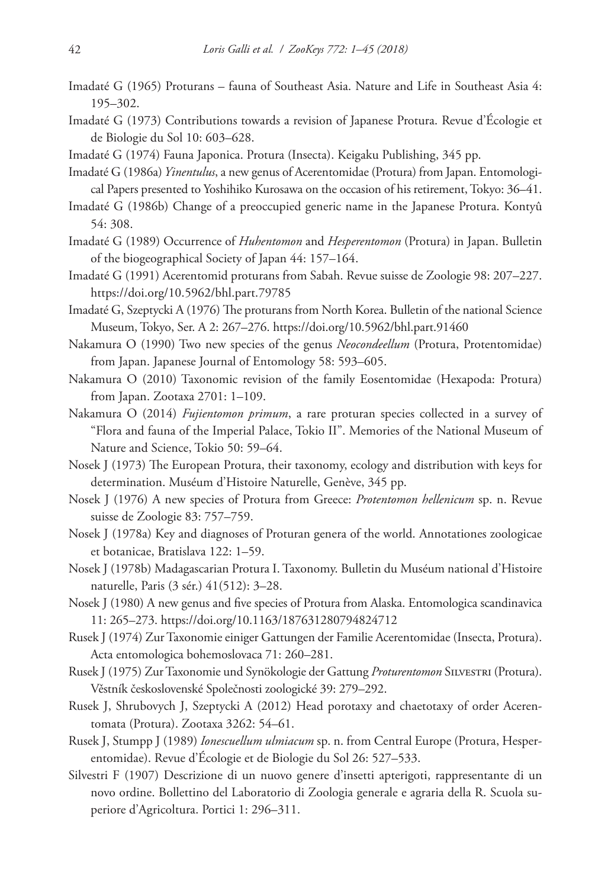Imadaté G (1965) Proturans – fauna of Southeast Asia. Nature and Life in Southeast Asia 4: 195–302.

Imadaté G (1973) Contributions towards a revision of Japanese Protura. Revue d'Écologie et de Biologie du Sol 10: 603–628.

Imadaté G (1974) Fauna Japonica. Protura (Insecta). Keigaku Publishing, 345 pp.

Imadaté G (1986a) *Yinentulus*, a new genus of Acerentomidae (Protura) from Japan. Entomological Papers presented to Yoshihiko Kurosawa on the occasion of his retirement, Tokyo: 36–41.

Imadaté G (1986b) Change of a preoccupied generic name in the Japanese Protura. Kontyû 54: 308.

Imadaté G (1989) Occurrence of *Huhentomon* and *Hesperentomon* (Protura) in Japan. Bulletin of the biogeographical Society of Japan 44: 157–164.

Imadaté G (1991) Acerentomid proturans from Sabah. Revue suisse de Zoologie 98: 207–227. https://doi.org/10.5962/bhl.part.79785

Imadaté G, Szeptycki A (1976) The proturans from North Korea. Bulletin of the national Science Museum, Tokyo, Ser. A 2: 267–276. https://doi.org/10.5962/bhl.part.91460

Nakamura O (1990) Two new species of the genus *Neocondeellum* (Protura, Protentomidae) from Japan. Japanese Journal of Entomology 58: 593–605.

Nakamura O (2010) Taxonomic revision of the family Eosentomidae (Hexapoda: Protura) from Japan. Zootaxa 2701: 1–109.

Nakamura O (2014) *Fujientomon primum*, a rare proturan species collected in a survey of "Flora and fauna of the Imperial Palace, Tokio II". Memories of the National Museum of Nature and Science, Tokio 50: 59–64.

Nosek J (1973) The European Protura, their taxonomy, ecology and distribution with keys for determination. Muséum d'Histoire Naturelle, Genève, 345 pp.

Nosek J (1976) A new species of Protura from Greece: *Protentomon hellenicum* sp. n. Revue suisse de Zoologie 83: 757–759.

Nosek J (1978a) Key and diagnoses of Proturan genera of the world. Annotationes zoologicae et botanicae, Bratislava 122: 1–59.

Nosek J (1978b) Madagascarian Protura I. Taxonomy. Bulletin du Muséum national d'Histoire naturelle, Paris (3 sér.) 41(512): 3–28.

Nosek J (1980) A new genus and five species of Protura from Alaska. Entomologica scandinavica 11: 265–273. https://doi.org/10.1163/187631280794824712

Rusek J (1974) Zur Taxonomie einiger Gattungen der Familie Acerentomidae (Insecta, Protura). Acta entomologica bohemoslovaca 71: 260–281.

Rusek J (1975) Zur Taxonomie und Synökologie der Gattung *Proturentomon* Silvestri (Protura). Věstník československé Společnosti zoologické 39: 279–292.

Rusek J, Shrubovych J, Szeptycki A (2012) Head porotaxy and chaetotaxy of order Acerentomata (Protura). Zootaxa 3262: 54–61.

Rusek J, Stumpp J (1989) *Ionescuellum ulmiacum* sp. n. from Central Europe (Protura, Hesperentomidae). Revue d'Écologie et de Biologie du Sol 26: 527–533.

Silvestri F (1907) Descrizione di un nuovo genere d'insetti apterigoti, rappresentante di un novo ordine. Bollettino del Laboratorio di Zoologia generale e agraria della R. Scuola superiore d'Agricoltura. Portici 1: 296–311.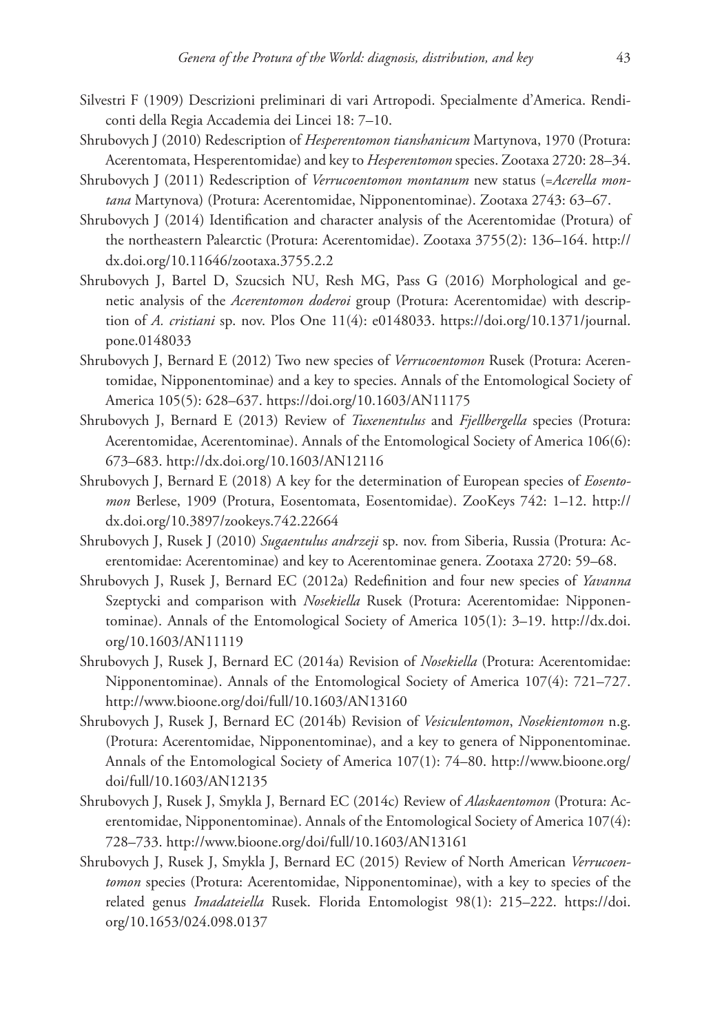Silvestri F (1909) Descrizioni preliminari di vari Artropodi. Specialmente d'America. Rendiconti della Regia Accademia dei Lincei 18: 7–10.

Shrubovych J (2010) Redescription of *Hesperentomon tianshanicum* Martynova, 1970 (Protura: Acerentomata, Hesperentomidae) and key to *Hesperentomon* species. Zootaxa 2720: 28–34.

Shrubovych J (2011) Redescription of *Verrucoentomon montanum* new status (=*Acerella montana* Martynova) (Protura: Acerentomidae, Nipponentominae). Zootaxa 2743: 63–67.

Shrubovych J (2014) Identification and character analysis of the Acerentomidae (Protura) of the northeastern Palearctic (Protura: Acerentomidae). Zootaxa 3755(2): 136–164. http://dx.doi.org/10.11646/zootaxa.3755.2.2

Shrubovych J, Bartel D, Szucsich NU, Resh MG, Pass G (2016) Morphological and genetic analysis of the *Acerentomon doderoi* group (Protura: Acerentomidae) with description of *A. cristiani* sp. nov. Plos One 11(4): e0148033. https://doi.org/10.1371/journal.pone.0148033

Shrubovych J, Bernard E (2012) Two new species of *Verrucoentomon* Rusek (Protura: Acerentomidae, Nipponentominae) and a key to species. Annals of the Entomological Society of America 105(5): 628–637. https://doi.org/10.1603/AN11175

Shrubovych J, Bernard E (2013) Review of *Tuxenentulus* and *Fjellbergella* species (Protura: Acerentomidae, Acerentominae). Annals of the Entomological Society of America 106(6): 673–683. http://dx.doi.org/10.1603/AN12116

Shrubovych J, Bernard E (2018) A key for the determination of European species of *Eosentomon* Berlese, 1909 (Protura, Eosentomata, Eosentomidae). ZooKeys 742: 1–12. http://dx.doi.org/10.3897/zookeys.742.22664

Shrubovych J, Rusek J (2010) *Sugaentulus andrzeji* sp. nov. from Siberia, Russia (Protura: Acerentomidae: Acerentominae) and key to Acerentominae genera. Zootaxa 2720: 59–68.

Shrubovych J, Rusek J, Bernard EC (2012a) Redefinition and four new species of *Yavanna* Szeptycki and comparison with *Nosekiella* Rusek (Protura: Acerentomidae: Nipponentominae). Annals of the Entomological Society of America 105(1): 3–19. http://dx.doi.org/10.1603/AN11119

Shrubovych J, Rusek J, Bernard EC (2014a) Revision of *Nosekiella* (Protura: Acerentomidae: Nipponentominae). Annals of the Entomological Society of America 107(4): 721–727. http://www.bioone.org/doi/full/10.1603/AN13160

Shrubovych J, Rusek J, Bernard EC (2014b) Revision of *Vesiculentomon*, *Nosekientomon* n.g. (Protura: Acerentomidae, Nipponentominae), and a key to genera of Nipponentominae. Annals of the Entomological Society of America 107(1): 74–80. http://www.bioone.org/doi/full/10.1603/AN12135

Shrubovych J, Rusek J, Smykla J, Bernard EC (2014c) Review of *Alaskaentomon* (Protura: Acerentomidae, Nipponentominae). Annals of the Entomological Society of America 107(4): 728–733. http://www.bioone.org/doi/full/10.1603/AN13161

Shrubovych J, Rusek J, Smykla J, Bernard EC (2015) Review of North American *Verrucoentomon* species (Protura: Acerentomidae, Nipponentominae), with a key to species of the related genus *Imadateiella* Rusek. Florida Entomologist 98(1): 215–222. https://doi.org/10.1653/024.098.0137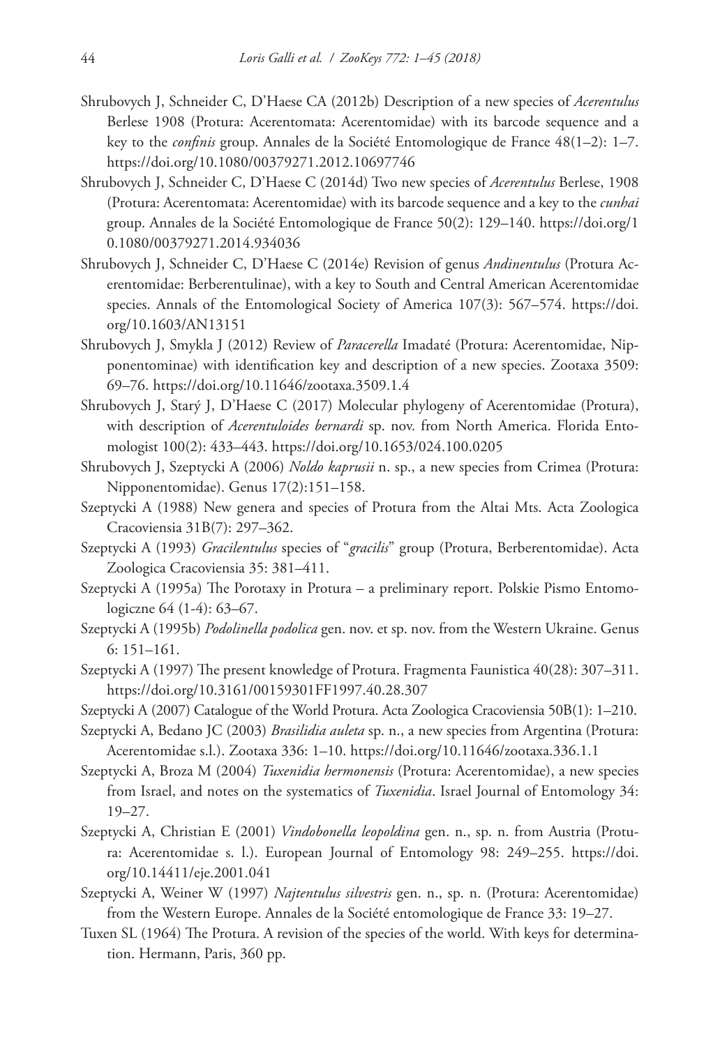Shrubovych J, Schneider C, D'Haese CA (2012b) Description of a new species of *Acerentulus* Berlese 1908 (Protura: Acerentomata: Acerentomidae) with its barcode sequence and a key to the *confinis* group. Annales de la Société Entomologique de France 48(1–2): 1–7. https://doi.org/10.1080/00379271.2012.10697746

Shrubovych J, Schneider C, D'Haese C (2014d) Two new species of *Acerentulus* Berlese, 1908 (Protura: Acerentomata: Acerentomidae) with its barcode sequence and a key to the *cunhai* group. Annales de la Société Entomologique de France 50(2): 129–140. https://doi.org/10.1080/00379271.2014.934036

Shrubovych J, Schneider C, D'Haese C (2014e) Revision of genus *Andinentulus* (Protura Acerentomidae: Berberentulinae), with a key to South and Central American Acerentomidae species. Annals of the Entomological Society of America 107(3): 567–574. https://doi.org/10.1603/AN13151

Shrubovych J, Smykla J (2012) Review of *Paracerella* Imadaté (Protura: Acerentomidae, Nipponentominae) with identification key and description of a new species. Zootaxa 3509: 69–76. https://doi.org/10.11646/zootaxa.3509.1.4

Shrubovych J, Starý J, D'Haese C (2017) Molecular phylogeny of Acerentomidae (Protura), with description of *Acerentuloides bernardi* sp. nov. from North America. Florida Entomologist 100(2): 433–443. https://doi.org/10.1653/024.100.0205

Shrubovych J, Szeptycki A (2006) *Noldo kaprusii* n. sp., a new species from Crimea (Protura: Nipponentomidae). Genus 17(2):151–158.

Szeptycki A (1988) New genera and species of Protura from the Altai Mts. Acta Zoologica Cracoviensia 31B(7): 297–362.

Szeptycki A (1993) *Gracilentulus* species of "*gracilis*" group (Protura, Berberentomidae). Acta Zoologica Cracoviensia 35: 381–411.

Szeptycki A (1995a) The Porotaxy in Protura – a preliminary report. Polskie Pismo Entomologiczne 64 (1-4): 63–67.

Szeptycki A (1995b) *Podolinella podolica* gen. nov. et sp. nov. from the Western Ukraine. Genus 6: 151–161.

Szeptycki A (1997) The present knowledge of Protura. Fragmenta Faunistica 40(28): 307–311. https://doi.org/10.3161/00159301FF1997.40.28.307

Szeptycki A (2007) Catalogue of the World Protura. Acta Zoologica Cracoviensia 50B(1): 1–210.

Szeptycki A, Bedano JC (2003) *Brasilidia auleta* sp. n., a new species from Argentina (Protura: Acerentomidae s.l.). Zootaxa 336: 1–10. https://doi.org/10.11646/zootaxa.336.1.1

Szeptycki A, Broza M (2004) *Tuxenidia hermonensis* (Protura: Acerentomidae), a new species from Israel, and notes on the systematics of *Tuxenidia*. Israel Journal of Entomology 34: 19–27.

Szeptycki A, Christian E (2001) *Vindobonella leopoldina* gen. n., sp. n. from Austria (Protura: Acerentomidae s. l.). European Journal of Entomology 98: 249–255. https://doi.org/10.14411/eje.2001.041

Szeptycki A, Weiner W (1997) *Najtentulus silvestris* gen. n., sp. n. (Protura: Acerentomidae) from the Western Europe. Annales de la Société entomologique de France 33: 19–27.

Tuxen SL (1964) The Protura. A revision of the species of the world. With keys for determination. Hermann, Paris, 360 pp.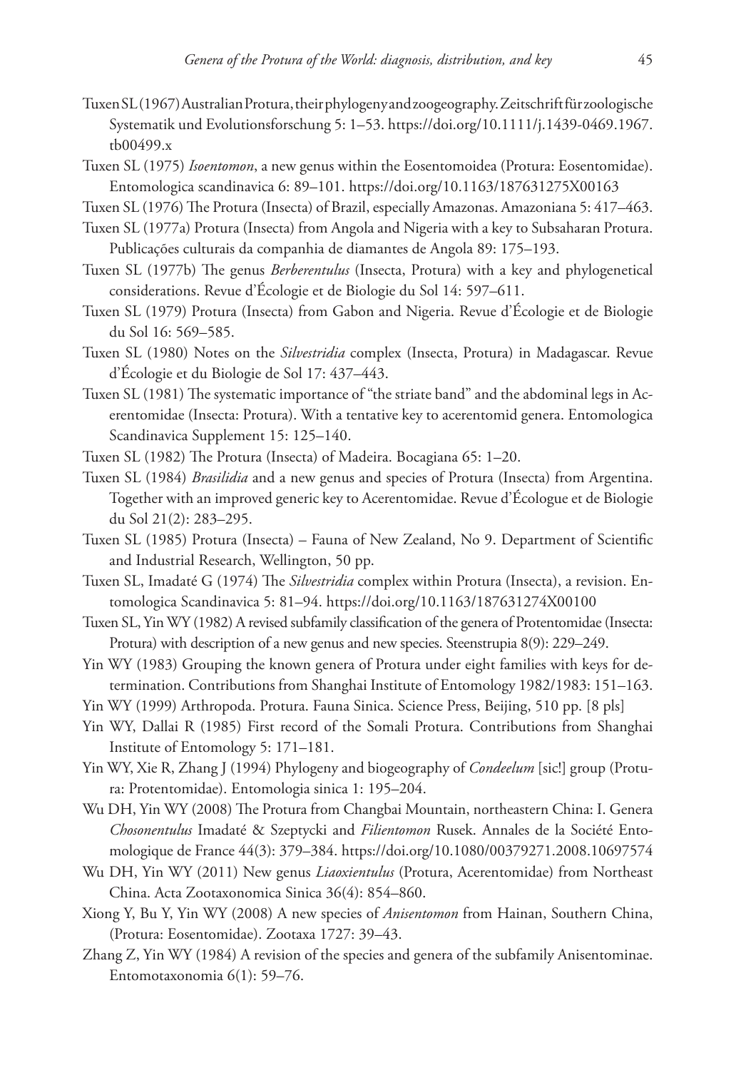Tuxen SL (1967) Australian Protura, their phylogeny and zoogeography. Zeitschrift für zoologische Systematik und Evolutionsforschung 5: 1–53. https://doi.org/10.1111/j.1439-0469.1967.tb00499.x

Tuxen SL (1975) *Isoentomon*, a new genus within the Eosentomoidea (Protura: Eosentomidae). Entomologica scandinavica 6: 89–101. https://doi.org/10.1163/187631275X00163

Tuxen SL (1976) The Protura (Insecta) of Brazil, especially Amazonas. Amazoniana 5: 417–463.

Tuxen SL (1977a) Protura (Insecta) from Angola and Nigeria with a key to Subsaharan Protura. Publicações culturais da companhia de diamantes de Angola 89: 175–193.

Tuxen SL (1977b) The genus *Berberentulus* (Insecta, Protura) with a key and phylogenetical considerations. Revue d'Écologie et de Biologie du Sol 14: 597–611.

Tuxen SL (1979) Protura (Insecta) from Gabon and Nigeria. Revue d'Écologie et de Biologie du Sol 16: 569–585.

Tuxen SL (1980) Notes on the *Silvestridia* complex (Insecta, Protura) in Madagascar. Revue d'Écologie et du Biologie de Sol 17: 437–443.

Tuxen SL (1981) The systematic importance of "the striate band" and the abdominal legs in Acerentomidae (Insecta: Protura). With a tentative key to acerentomid genera. Entomologica Scandinavica Supplement 15: 125–140.

Tuxen SL (1982) The Protura (Insecta) of Madeira. Bocagiana 65: 1–20.

Tuxen SL (1984) *Brasilidia* and a new genus and species of Protura (Insecta) from Argentina. Together with an improved generic key to Acerentomidae. Revue d'Écologue et de Biologie du Sol 21(2): 283–295.

Tuxen SL (1985) Protura (Insecta) – Fauna of New Zealand, No 9. Department of Scientific and Industrial Research, Wellington, 50 pp.

Tuxen SL, Imadaté G (1974) The *Silvestridia* complex within Protura (Insecta), a revision. Entomologica Scandinavica 5: 81–94. https://doi.org/10.1163/187631274X00100

Tuxen SL, Yin WY (1982) A revised subfamily classification of the genera of Protentomidae (Insecta: Protura) with description of a new genus and new species. Steenstrupia 8(9): 229–249.

Yin WY (1983) Grouping the known genera of Protura under eight families with keys for determination. Contributions from Shanghai Institute of Entomology 1982/1983: 151–163.

Yin WY (1999) Arthropoda. Protura. Fauna Sinica. Science Press, Beijing, 510 pp. [8 pls]

Yin WY, Dallai R (1985) First record of the Somali Protura. Contributions from Shanghai Institute of Entomology 5: 171–181.

Yin WY, Xie R, Zhang J (1994) Phylogeny and biogeography of *Condeelum* [sic!] group (Protura: Protentomidae). Entomologia sinica 1: 195–204.

Wu DH, Yin WY (2008) The Protura from Changbai Mountain, northeastern China: I. Genera *Chosonentulus* Imadaté & Szeptycki and *Filientomon* Rusek. Annales de la Société Entomologique de France 44(3): 379–384. https://doi.org/10.1080/00379271.2008.10697574

Wu DH, Yin WY (2011) New genus *Liaoxientulus* (Protura, Acerentomidae) from Northeast China. Acta Zootaxonomica Sinica 36(4): 854–860.

Xiong Y, Bu Y, Yin WY (2008) A new species of *Anisentomon* from Hainan, Southern China, (Protura: Eosentomidae). Zootaxa 1727: 39–43.

Zhang Z, Yin WY (1984) A revision of the species and genera of the subfamily Anisentominae. Entomotaxonomia 6(1): 59–76.